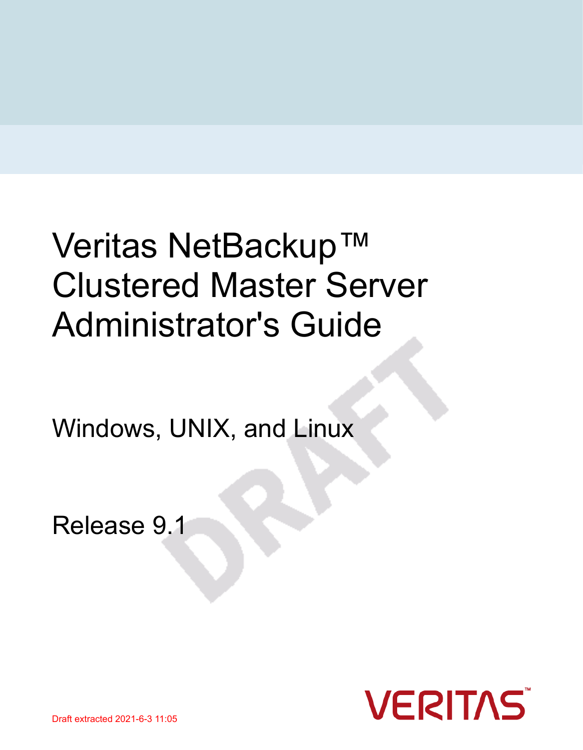# Veritas NetBackup™ Clustered Master Server Administrator's Guide

Windows, UNIX, and Linux

Release 9.1

Draft extracted 2021-6-3 11:05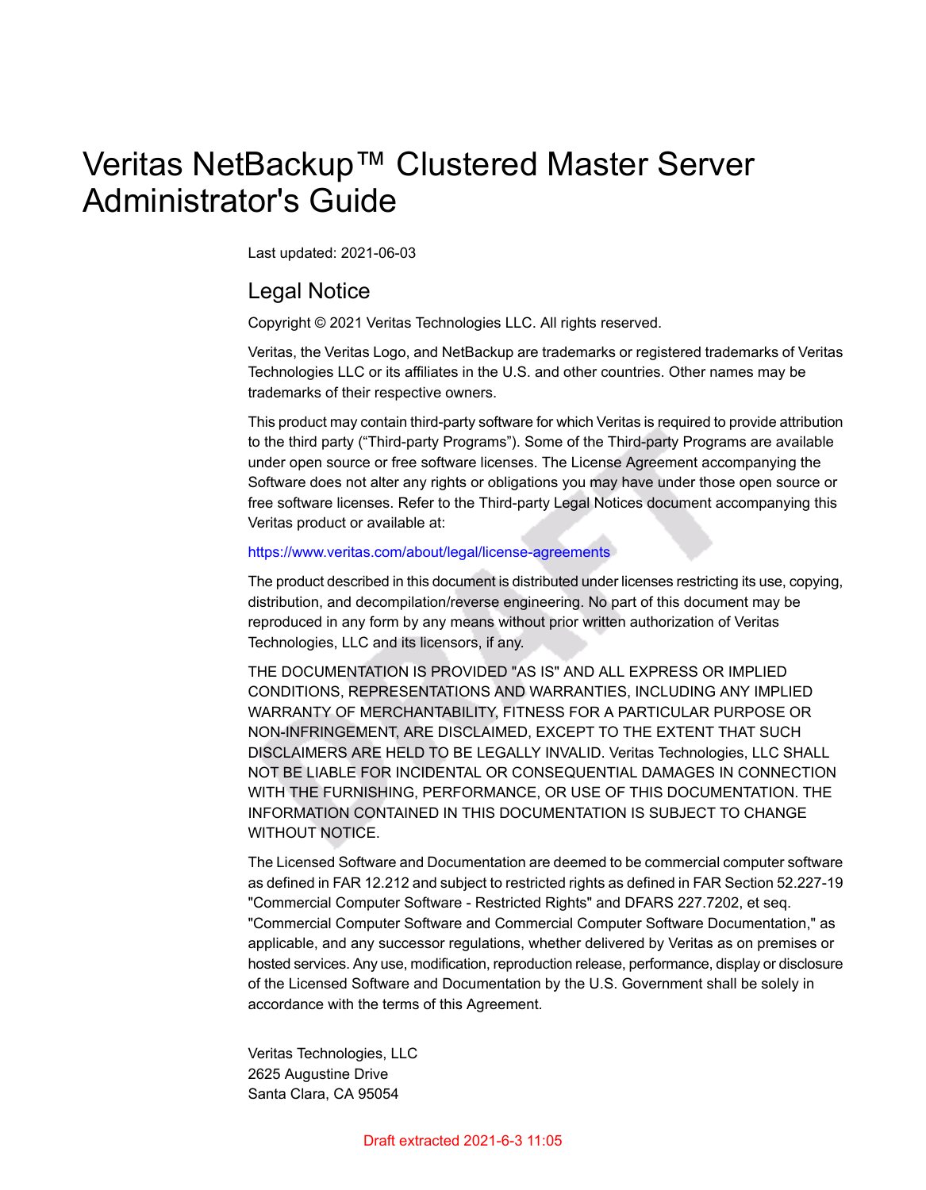# Veritas NetBackup™ Clustered Master Server Administrator's Guide

Last updated: 2021-06-03

## Legal Notice

Copyright © 2021 Veritas Technologies LLC. All rights reserved.

Veritas, the Veritas Logo, and NetBackup are trademarks or registered trademarks of Veritas Technologies LLC or its affiliates in the U.S. and other countries. Other names may be trademarks of their respective owners.

This product may contain third-party software for which Veritas is required to provide attribution to the third party ("Third-party Programs"). Some of the Third-party Programs are available under open source or free software licenses. The License Agreement accompanying the Software does not alter any rights or obligations you may have under those open source or free software licenses. Refer to the Third-party Legal Notices document accompanying this Veritas product or available at:

https://www.veritas.com/about/legal/license-agreements

The product described in this document is distributed under licenses restricting its use, copying, distribution, and decompilation/reverse engineering. No part of this document may be reproduced in any form by any means without prior written authorization of Veritas Technologies, LLC and its licensors, if any.

THE DOCUMENTATION IS PROVIDED "AS IS" AND ALL EXPRESS OR IMPLIED CONDITIONS, REPRESENTATIONS AND WARRANTIES, INCLUDING ANY IMPLIED WARRANTY OF MERCHANTABILITY, FITNESS FOR A PARTICULAR PURPOSE OR NON-INFRINGEMENT, ARE DISCLAIMED, EXCEPT TO THE EXTENT THAT SUCH DISCLAIMERS ARE HELD TO BE LEGALLY INVALID. Veritas Technologies, LLC SHALL NOT BE LIABLE FOR INCIDENTAL OR CONSEQUENTIAL DAMAGES IN CONNECTION WITH THE FURNISHING, PERFORMANCE, OR USE OF THIS DOCUMENTATION. THE INFORMATION CONTAINED IN THIS DOCUMENTATION IS SUBJECT TO CHANGE WITHOUT NOTICE.

The Licensed Software and Documentation are deemed to be commercial computer software as defined in FAR 12.212 and subject to restricted rights as defined in FAR Section 52.227-19 "Commercial Computer Software - Restricted Rights" and DFARS 227.7202, et seq. "Commercial Computer Software and Commercial Computer Software Documentation," as applicable, and any successor regulations, whether delivered by Veritas as on premises or hosted services. Any use, modification, reproduction release, performance, display or disclosure of the Licensed Software and Documentation by the U.S. Government shall be solely in accordance with the terms of this Agreement.

Veritas Technologies, LLC
2625 Augustine Drive
Santa Clara, CA 95054

Draft extracted 2021-6-3 11:05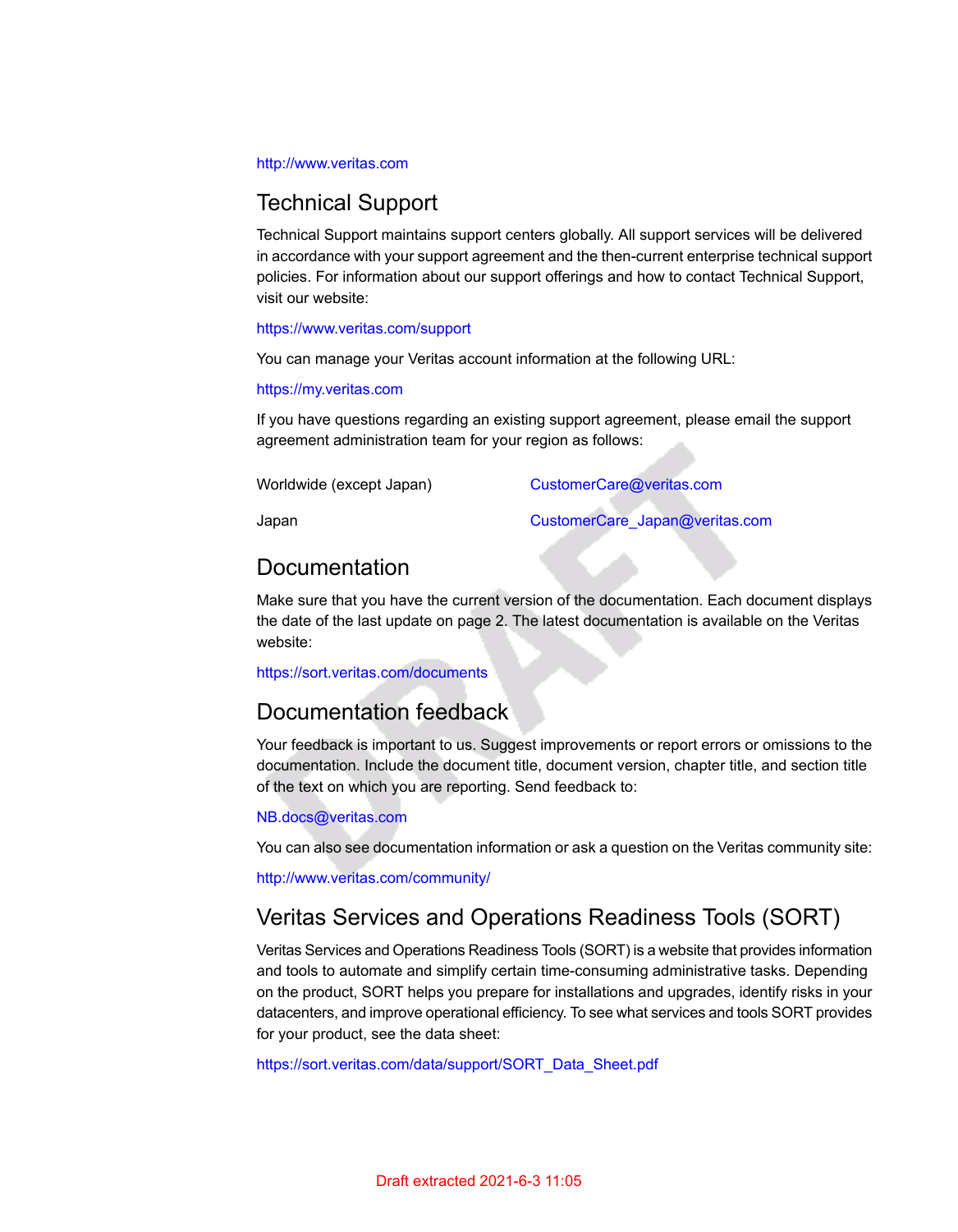http://www.veritas.com

## Technical Support

Technical Support maintains support centers globally. All support services will be delivered in accordance with your support agreement and the then-current enterprise technical support policies. For information about our support offerings and how to contact Technical Support, visit our website:

https://www.veritas.com/support

You can manage your Veritas account information at the following URL:

https://my.veritas.com

If you have questions regarding an existing support agreement, please email the support agreement administration team for your region as follows:

| | |
|---|---|
| Worldwide (except Japan) | CustomerCare@veritas.com |
| Japan | CustomerCare_Japan@veritas.com |

## Documentation

Make sure that you have the current version of the documentation. Each document displays the date of the last update on page 2. The latest documentation is available on the Veritas website:

https://sort.veritas.com/documents

## Documentation feedback

Your feedback is important to us. Suggest improvements or report errors or omissions to the documentation. Include the document title, document version, chapter title, and section title of the text on which you are reporting. Send feedback to:

NB.docs@veritas.com

You can also see documentation information or ask a question on the Veritas community site:

http://www.veritas.com/community/

## Veritas Services and Operations Readiness Tools (SORT)

Veritas Services and Operations Readiness Tools (SORT) is a website that provides information and tools to automate and simplify certain time-consuming administrative tasks. Depending on the product, SORT helps you prepare for installations and upgrades, identify risks in your datacenters, and improve operational efficiency. To see what services and tools SORT provides for your product, see the data sheet:

https://sort.veritas.com/data/support/SORT_Data_Sheet.pdf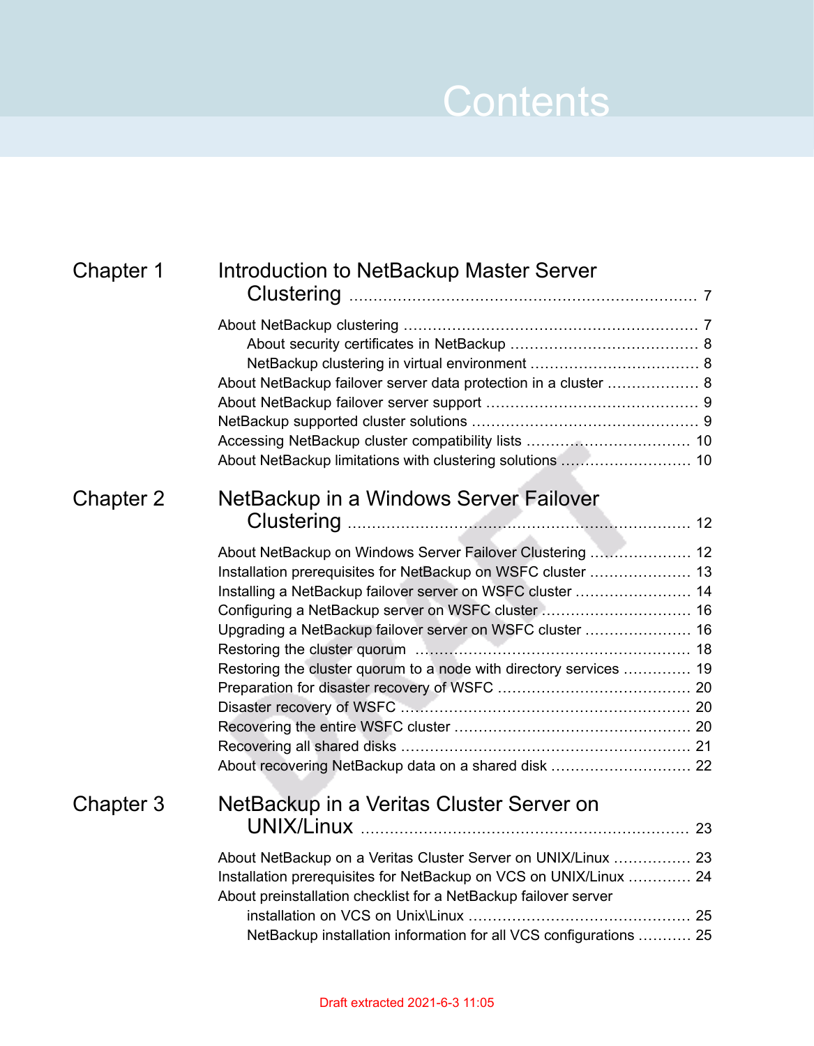# Contents

**Chapter 1 — Introduction to NetBackup Master Server Clustering** ..... 7

- About NetBackup clustering ..... 7
  - About security certificates in NetBackup ..... 8
  - NetBackup clustering in virtual environment ..... 8
- About NetBackup failover server data protection in a cluster ..... 8
- About NetBackup failover server support ..... 9
- NetBackup supported cluster solutions ..... 9
- Accessing NetBackup cluster compatibility lists ..... 10
- About NetBackup limitations with clustering solutions ..... 10

**Chapter 2 — NetBackup in a Windows Server Failover Clustering** ..... 12

- About NetBackup on Windows Server Failover Clustering ..... 12
- Installation prerequisites for NetBackup on WSFC cluster ..... 13
- Installing a NetBackup failover server on WSFC cluster ..... 14
- Configuring a NetBackup server on WSFC cluster ..... 16
- Upgrading a NetBackup failover server on WSFC cluster ..... 16
- Restoring the cluster quorum ..... 18
- Restoring the cluster quorum to a node with directory services ..... 19
- Preparation for disaster recovery of WSFC ..... 20
- Disaster recovery of WSFC ..... 20
- Recovering the entire WSFC cluster ..... 20
- Recovering all shared disks ..... 21
- About recovering NetBackup data on a shared disk ..... 22

**Chapter 3 — NetBackup in a Veritas Cluster Server on UNIX/Linux** ..... 23

- About NetBackup on a Veritas Cluster Server on UNIX/Linux ..... 23
- Installation prerequisites for NetBackup on VCS on UNIX/Linux ..... 24
- About preinstallation checklist for a NetBackup failover server installation on VCS on Unix\Linux ..... 25
  - NetBackup installation information for all VCS configurations ..... 25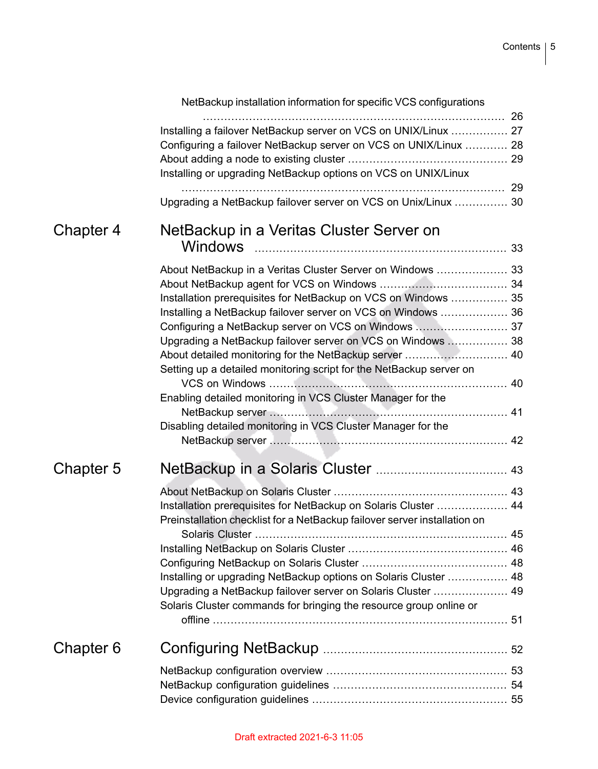NetBackup installation information for specific VCS configurations ..... 26
Installing a failover NetBackup server on VCS on UNIX/Linux ..... 27
Configuring a failover NetBackup server on VCS on UNIX/Linux ..... 28
About adding a node to existing cluster ..... 29
Installing or upgrading NetBackup options on VCS on UNIX/Linux ..... 29
Upgrading a NetBackup failover server on VCS on Unix/Linux ..... 30

Chapter 4 **NetBackup in a Veritas Cluster Server on Windows** ..... 33

About NetBackup in a Veritas Cluster Server on Windows ..... 33
About NetBackup agent for VCS on Windows ..... 34
Installation prerequisites for NetBackup on VCS on Windows ..... 35
Installing a NetBackup failover server on VCS on Windows ..... 36
Configuring a NetBackup server on VCS on Windows ..... 37
Upgrading a NetBackup failover server on VCS on Windows ..... 38
About detailed monitoring for the NetBackup server ..... 40
Setting up a detailed monitoring script for the NetBackup server on VCS on Windows ..... 40
Enabling detailed monitoring in VCS Cluster Manager for the NetBackup server ..... 41
Disabling detailed monitoring in VCS Cluster Manager for the NetBackup server ..... 42

Chapter 5 **NetBackup in a Solaris Cluster** ..... 43

About NetBackup on Solaris Cluster ..... 43
Installation prerequisites for NetBackup on Solaris Cluster ..... 44
Preinstallation checklist for a NetBackup failover server installation on Solaris Cluster ..... 45
Installing NetBackup on Solaris Cluster ..... 46
Configuring NetBackup on Solaris Cluster ..... 48
Installing or upgrading NetBackup options on Solaris Cluster ..... 48
Upgrading a NetBackup failover server on Solaris Cluster ..... 49
Solaris Cluster commands for bringing the resource group online or offline ..... 51

Chapter 6 **Configuring NetBackup** ..... 52

NetBackup configuration overview ..... 53
NetBackup configuration guidelines ..... 54
Device configuration guidelines ..... 55

Draft extracted 2021-6-3 11:05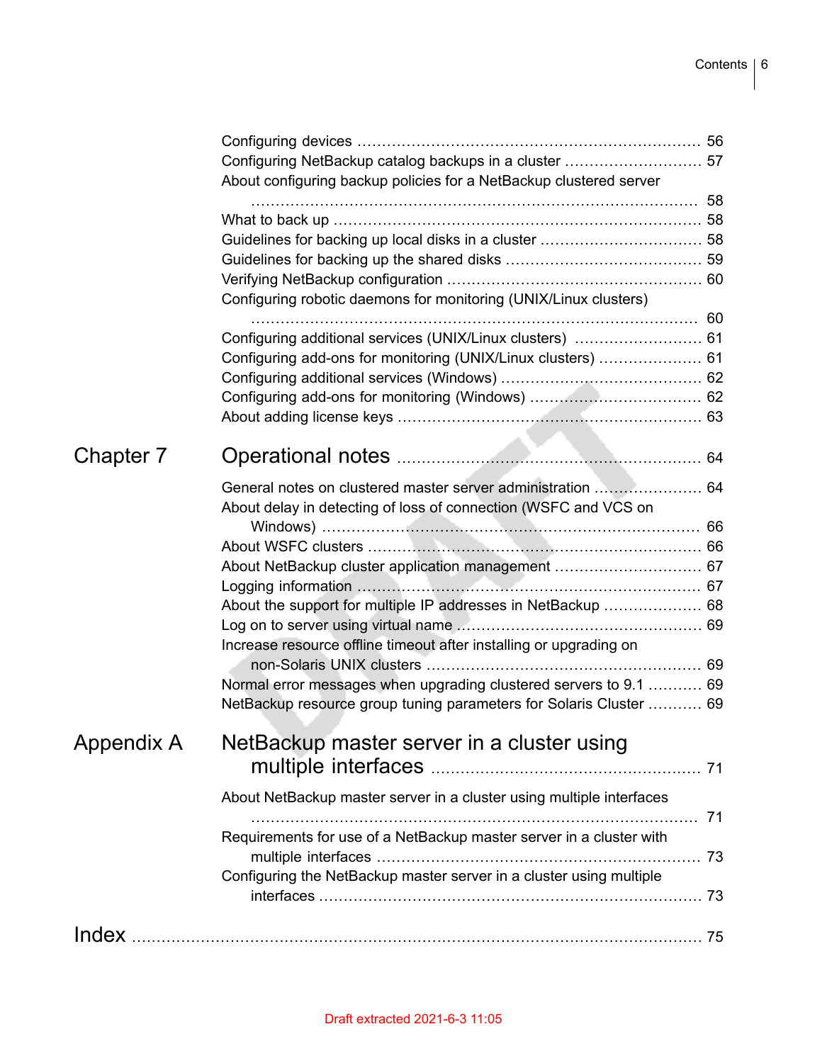Configuring devices ........................................................................ 56
Configuring NetBackup catalog backups in a cluster ............................ 57
About configuring backup policies for a NetBackup clustered server ............................................................................................ 58
What to back up ........................................................................... 58
Guidelines for backing up local disks in a cluster ................................ 58
Guidelines for backing up the shared disks ........................................ 59
Verifying NetBackup configuration .................................................... 60
Configuring robotic daemons for monitoring (UNIX/Linux clusters) ............................................................................................ 60
Configuring additional services (UNIX/Linux clusters) .......................... 61
Configuring add-ons for monitoring (UNIX/Linux clusters) ..................... 61
Configuring additional services (Windows) ......................................... 62
Configuring add-ons for monitoring (Windows) ................................... 62
About adding license keys ............................................................... 63

Chapter 7 **Operational notes** ............................................................. 64

General notes on clustered master server administration ..................... 64
About delay in detecting of loss of connection (WSFC and VCS on Windows) ............................................................................ 66
About WSFC clusters ..................................................................... 66
About NetBackup cluster application management .............................. 67
Logging information ...................................................................... 67
About the support for multiple IP addresses in NetBackup .................... 68
Log on to server using virtual name ................................................. 69
Increase resource offline timeout after installing or upgrading on non-Solaris UNIX clusters ........................................................ 69
Normal error messages when upgrading clustered servers to 9.1 ........... 69
NetBackup resource group tuning parameters for Solaris Cluster ........... 69

Appendix A **NetBackup master server in a cluster using multiple interfaces** ....................................................... 71

About NetBackup master server in a cluster using multiple interfaces ............................................................................................ 71
Requirements for use of a NetBackup master server in a cluster with multiple interfaces .................................................................. 73
Configuring the NetBackup master server in a cluster using multiple interfaces ............................................................................. 73

**Index** .................................................................................................... 75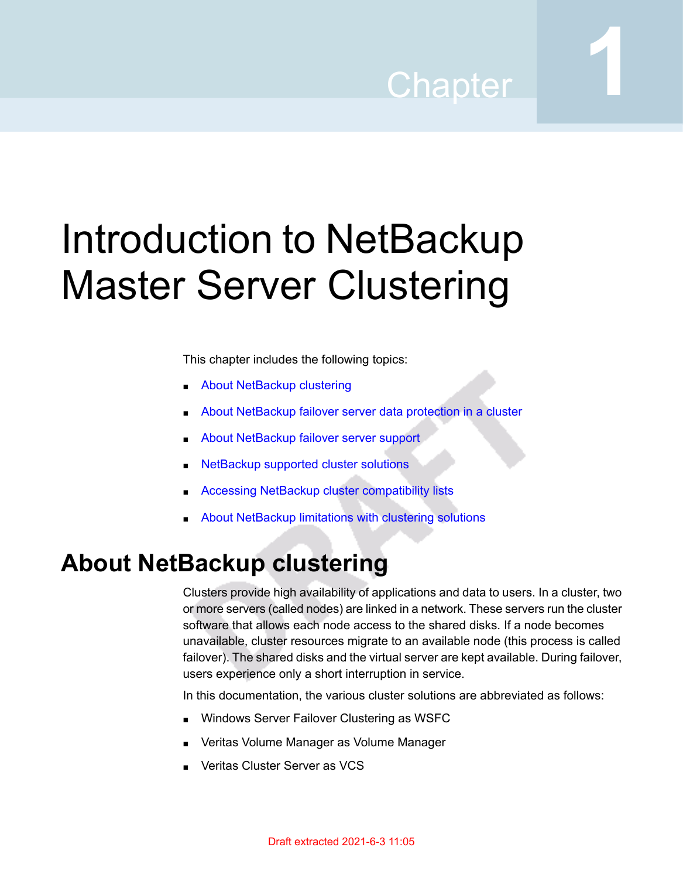Chapter 1

# Introduction to NetBackup Master Server Clustering

This chapter includes the following topics:

- About NetBackup clustering
- About NetBackup failover server data protection in a cluster
- About NetBackup failover server support
- NetBackup supported cluster solutions
- Accessing NetBackup cluster compatibility lists
- About NetBackup limitations with clustering solutions

## About NetBackup clustering

Clusters provide high availability of applications and data to users. In a cluster, two or more servers (called nodes) are linked in a network. These servers run the cluster software that allows each node access to the shared disks. If a node becomes unavailable, cluster resources migrate to an available node (this process is called failover). The shared disks and the virtual server are kept available. During failover, users experience only a short interruption in service.

In this documentation, the various cluster solutions are abbreviated as follows:

- Windows Server Failover Clustering as WSFC
- Veritas Volume Manager as Volume Manager
- Veritas Cluster Server as VCS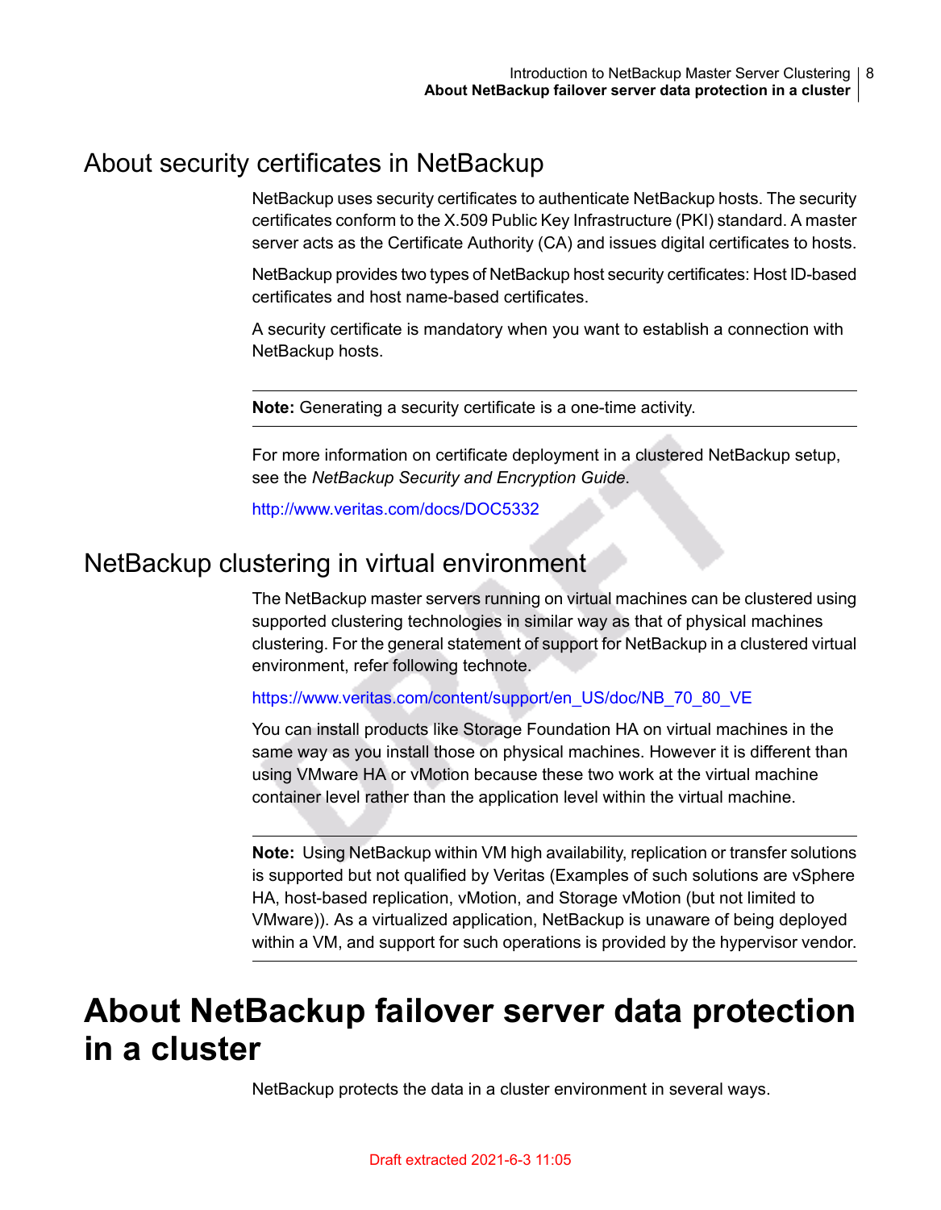## About security certificates in NetBackup

NetBackup uses security certificates to authenticate NetBackup hosts. The security certificates conform to the X.509 Public Key Infrastructure (PKI) standard. A master server acts as the Certificate Authority (CA) and issues digital certificates to hosts.

NetBackup provides two types of NetBackup host security certificates: Host ID-based certificates and host name-based certificates.

A security certificate is mandatory when you want to establish a connection with NetBackup hosts.

---

**Note:** Generating a security certificate is a one-time activity.

---

For more information on certificate deployment in a clustered NetBackup setup, see the *NetBackup Security and Encryption Guide*.

http://www.veritas.com/docs/DOC5332

## NetBackup clustering in virtual environment

The NetBackup master servers running on virtual machines can be clustered using supported clustering technologies in similar way as that of physical machines clustering. For the general statement of support for NetBackup in a clustered virtual environment, refer following technote.

https://www.veritas.com/content/support/en_US/doc/NB_70_80_VE

You can install products like Storage Foundation HA on virtual machines in the same way as you install those on physical machines. However it is different than using VMware HA or vMotion because these two work at the virtual machine container level rather than the application level within the virtual machine.

---

**Note:** Using NetBackup within VM high availability, replication or transfer solutions is supported but not qualified by Veritas (Examples of such solutions are vSphere HA, host-based replication, vMotion, and Storage vMotion (but not limited to VMware)). As a virtualized application, NetBackup is unaware of being deployed within a VM, and support for such operations is provided by the hypervisor vendor.

---

# About NetBackup failover server data protection in a cluster

NetBackup protects the data in a cluster environment in several ways.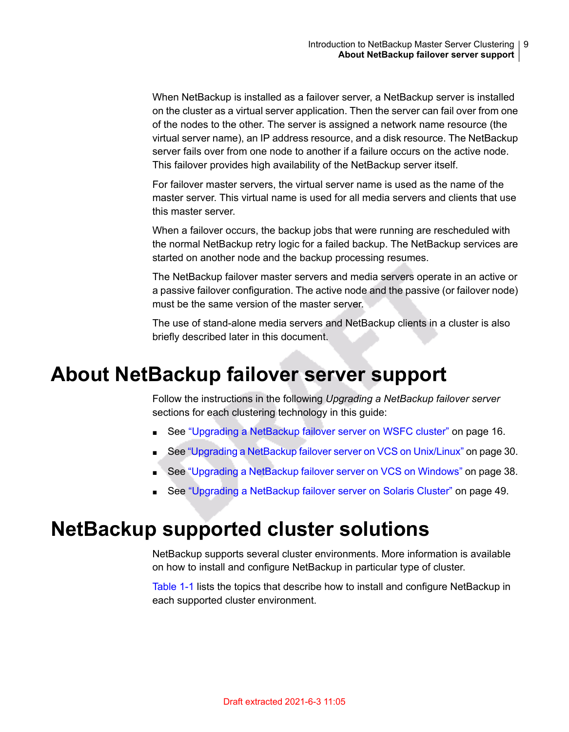When NetBackup is installed as a failover server, a NetBackup server is installed on the cluster as a virtual server application. Then the server can fail over from one of the nodes to the other. The server is assigned a network name resource (the virtual server name), an IP address resource, and a disk resource. The NetBackup server fails over from one node to another if a failure occurs on the active node. This failover provides high availability of the NetBackup server itself.

For failover master servers, the virtual server name is used as the name of the master server. This virtual name is used for all media servers and clients that use this master server.

When a failover occurs, the backup jobs that were running are rescheduled with the normal NetBackup retry logic for a failed backup. The NetBackup services are started on another node and the backup processing resumes.

The NetBackup failover master servers and media servers operate in an active or a passive failover configuration. The active node and the passive (or failover node) must be the same version of the master server.

The use of stand-alone media servers and NetBackup clients in a cluster is also briefly described later in this document.

# About NetBackup failover server support

Follow the instructions in the following *Upgrading a NetBackup failover server* sections for each clustering technology in this guide:

- See "Upgrading a NetBackup failover server on WSFC cluster" on page 16.
- See "Upgrading a NetBackup failover server on VCS on Unix/Linux" on page 30.
- See "Upgrading a NetBackup failover server on VCS on Windows" on page 38.
- See "Upgrading a NetBackup failover server on Solaris Cluster" on page 49.

# NetBackup supported cluster solutions

NetBackup supports several cluster environments. More information is available on how to install and configure NetBackup in particular type of cluster.

Table 1-1 lists the topics that describe how to install and configure NetBackup in each supported cluster environment.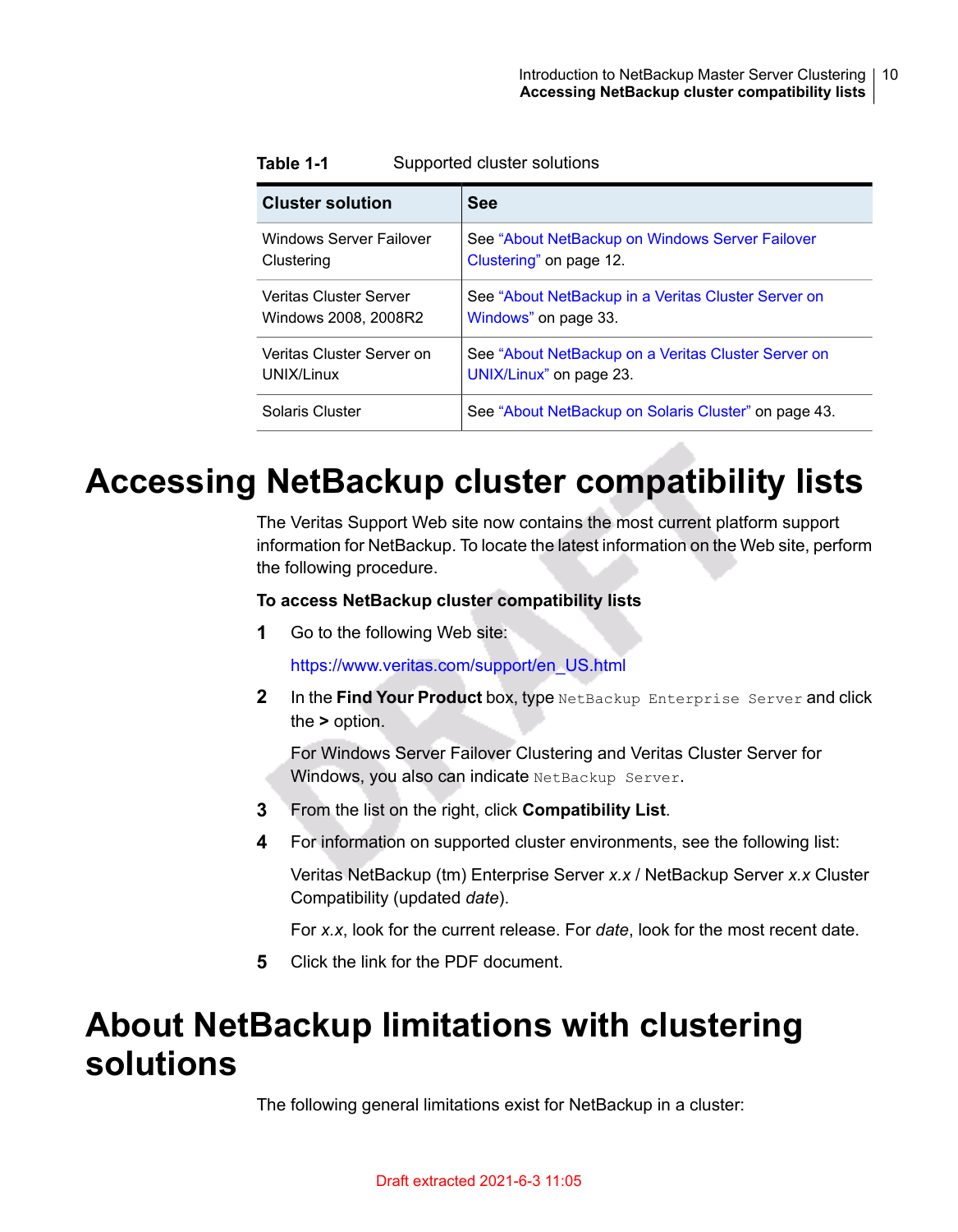**Table 1-1** Supported cluster solutions

| Cluster solution | See |
|---|---|
| Windows Server Failover Clustering | See "About NetBackup on Windows Server Failover Clustering" on page 12. |
| Veritas Cluster Server Windows 2008, 2008R2 | See "About NetBackup in a Veritas Cluster Server on Windows" on page 33. |
| Veritas Cluster Server on UNIX/Linux | See "About NetBackup on a Veritas Cluster Server on UNIX/Linux" on page 23. |
| Solaris Cluster | See "About NetBackup on Solaris Cluster" on page 43. |

# Accessing NetBackup cluster compatibility lists

The Veritas Support Web site now contains the most current platform support information for NetBackup. To locate the latest information on the Web site, perform the following procedure.

**To access NetBackup cluster compatibility lists**

1. Go to the following Web site:

   https://www.veritas.com/support/en_US.html

2. In the **Find Your Product** box, type `NetBackup Enterprise Server` and click the **>** option.

   For Windows Server Failover Clustering and Veritas Cluster Server for Windows, you also can indicate `NetBackup Server`.

3. From the list on the right, click **Compatibility List**.

4. For information on supported cluster environments, see the following list:

   Veritas NetBackup (tm) Enterprise Server *x.x* / NetBackup Server *x.x* Cluster Compatibility (updated *date*).

   For *x.x*, look for the current release. For *date*, look for the most recent date.

5. Click the link for the PDF document.

# About NetBackup limitations with clustering solutions

The following general limitations exist for NetBackup in a cluster:

Draft extracted 2021-6-3 11:05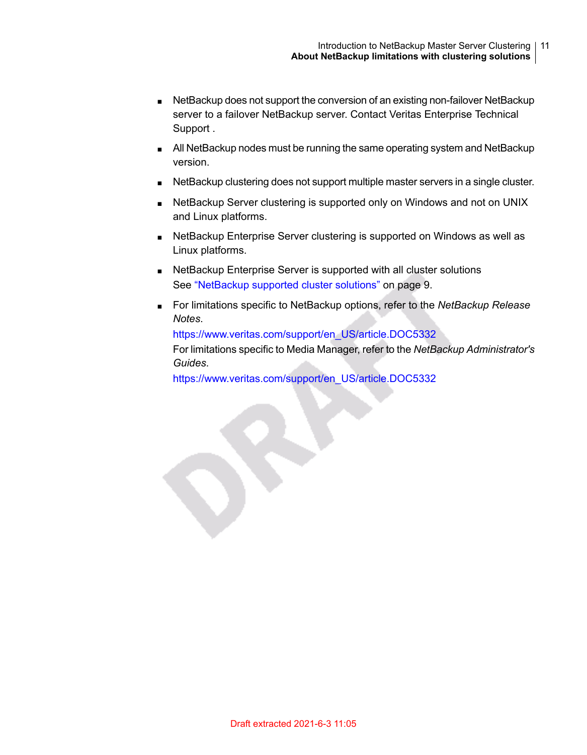- NetBackup does not support the conversion of an existing non-failover NetBackup server to a failover NetBackup server. Contact Veritas Enterprise Technical Support .
- All NetBackup nodes must be running the same operating system and NetBackup version.
- NetBackup clustering does not support multiple master servers in a single cluster.
- NetBackup Server clustering is supported only on Windows and not on UNIX and Linux platforms.
- NetBackup Enterprise Server clustering is supported on Windows as well as Linux platforms.
- NetBackup Enterprise Server is supported with all cluster solutions
  See "NetBackup supported cluster solutions" on page 9.
- For limitations specific to NetBackup options, refer to the *NetBackup Release Notes*.
  https://www.veritas.com/support/en_US/article.DOC5332
  For limitations specific to Media Manager, refer to the *NetBackup Administrator's Guides*.
  https://www.veritas.com/support/en_US/article.DOC5332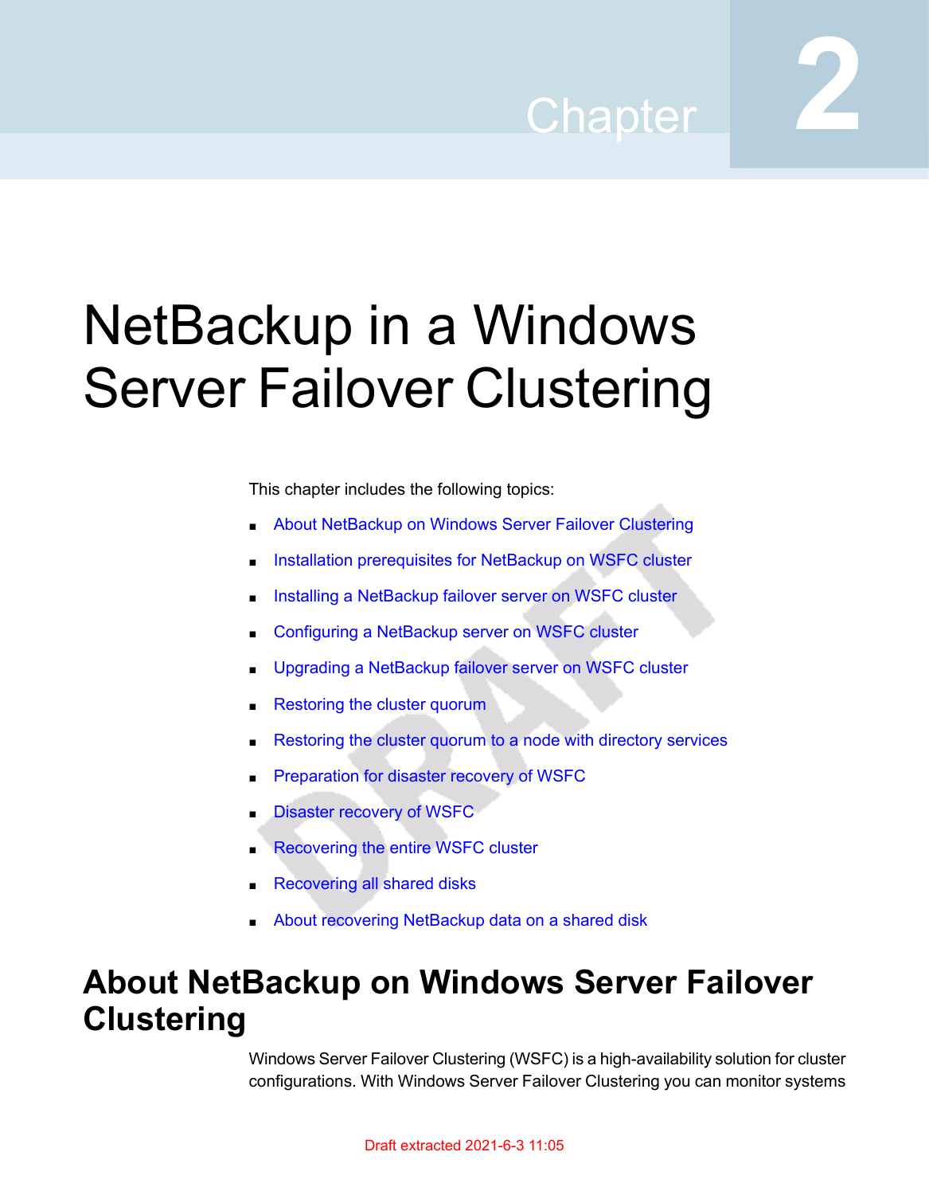# Chapter 2

# NetBackup in a Windows Server Failover Clustering

This chapter includes the following topics:

- About NetBackup on Windows Server Failover Clustering
- Installation prerequisites for NetBackup on WSFC cluster
- Installing a NetBackup failover server on WSFC cluster
- Configuring a NetBackup server on WSFC cluster
- Upgrading a NetBackup failover server on WSFC cluster
- Restoring the cluster quorum
- Restoring the cluster quorum to a node with directory services
- Preparation for disaster recovery of WSFC
- Disaster recovery of WSFC
- Recovering the entire WSFC cluster
- Recovering all shared disks
- About recovering NetBackup data on a shared disk

## About NetBackup on Windows Server Failover Clustering

Windows Server Failover Clustering (WSFC) is a high-availability solution for cluster configurations. With Windows Server Failover Clustering you can monitor systems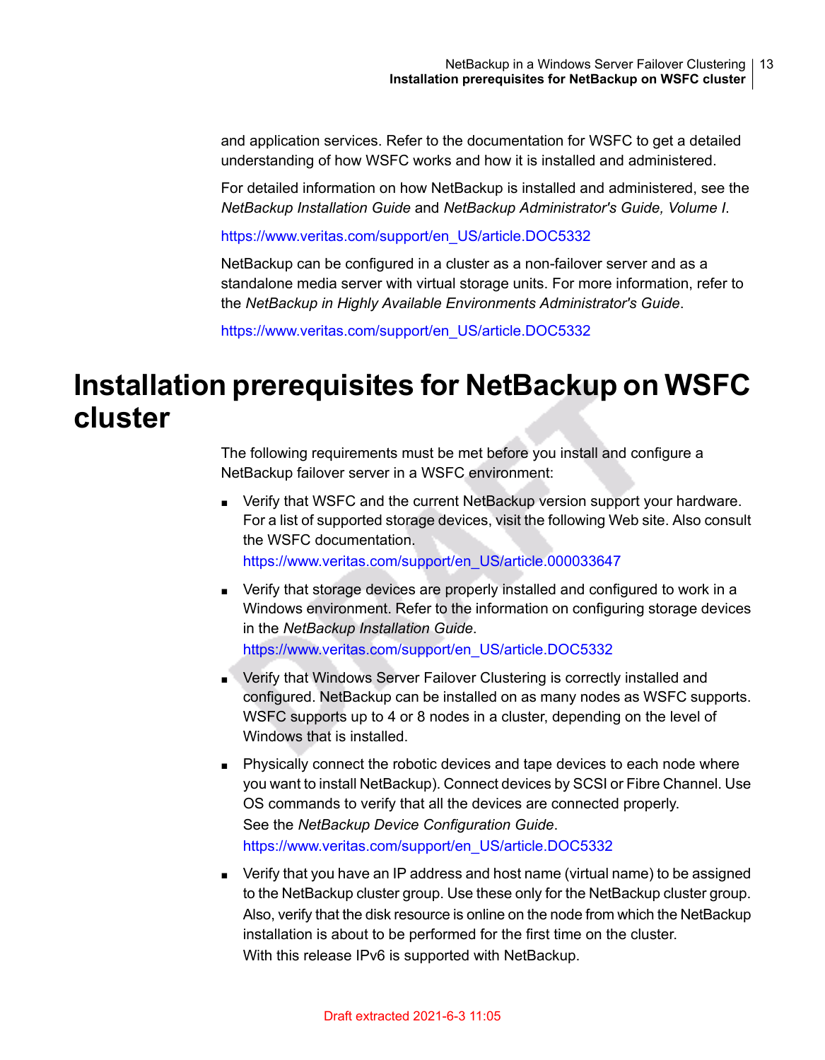and application services. Refer to the documentation for WSFC to get a detailed understanding of how WSFC works and how it is installed and administered.

For detailed information on how NetBackup is installed and administered, see the *NetBackup Installation Guide* and *NetBackup Administrator's Guide, Volume I*.

https://www.veritas.com/support/en_US/article.DOC5332

NetBackup can be configured in a cluster as a non-failover server and as a standalone media server with virtual storage units. For more information, refer to the *NetBackup in Highly Available Environments Administrator's Guide*.

https://www.veritas.com/support/en_US/article.DOC5332

# Installation prerequisites for NetBackup on WSFC cluster

The following requirements must be met before you install and configure a NetBackup failover server in a WSFC environment:

- Verify that WSFC and the current NetBackup version support your hardware. For a list of supported storage devices, visit the following Web site. Also consult the WSFC documentation.
  https://www.veritas.com/support/en_US/article.000033647
- Verify that storage devices are properly installed and configured to work in a Windows environment. Refer to the information on configuring storage devices in the *NetBackup Installation Guide*.
  https://www.veritas.com/support/en_US/article.DOC5332
- Verify that Windows Server Failover Clustering is correctly installed and configured. NetBackup can be installed on as many nodes as WSFC supports. WSFC supports up to 4 or 8 nodes in a cluster, depending on the level of Windows that is installed.
- Physically connect the robotic devices and tape devices to each node where you want to install NetBackup). Connect devices by SCSI or Fibre Channel. Use OS commands to verify that all the devices are connected properly.
  See the *NetBackup Device Configuration Guide*.
  https://www.veritas.com/support/en_US/article.DOC5332
- Verify that you have an IP address and host name (virtual name) to be assigned to the NetBackup cluster group. Use these only for the NetBackup cluster group. Also, verify that the disk resource is online on the node from which the NetBackup installation is about to be performed for the first time on the cluster.
  With this release IPv6 is supported with NetBackup.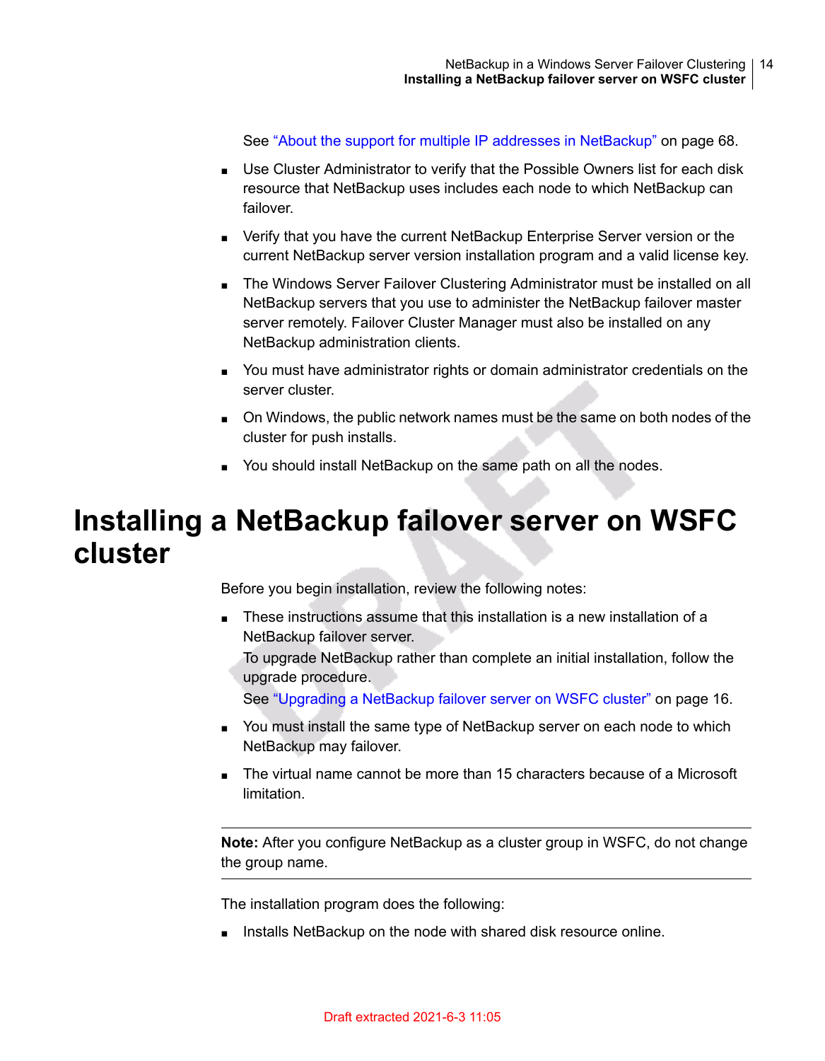See "About the support for multiple IP addresses in NetBackup" on page 68.

- Use Cluster Administrator to verify that the Possible Owners list for each disk resource that NetBackup uses includes each node to which NetBackup can failover.
- Verify that you have the current NetBackup Enterprise Server version or the current NetBackup server version installation program and a valid license key.
- The Windows Server Failover Clustering Administrator must be installed on all NetBackup servers that you use to administer the NetBackup failover master server remotely. Failover Cluster Manager must also be installed on any NetBackup administration clients.
- You must have administrator rights or domain administrator credentials on the server cluster.
- On Windows, the public network names must be the same on both nodes of the cluster for push installs.
- You should install NetBackup on the same path on all the nodes.

# Installing a NetBackup failover server on WSFC cluster

Before you begin installation, review the following notes:

- These instructions assume that this installation is a new installation of a NetBackup failover server.
  To upgrade NetBackup rather than complete an initial installation, follow the upgrade procedure.
  See "Upgrading a NetBackup failover server on WSFC cluster" on page 16.
- You must install the same type of NetBackup server on each node to which NetBackup may failover.
- The virtual name cannot be more than 15 characters because of a Microsoft limitation.

---

**Note:** After you configure NetBackup as a cluster group in WSFC, do not change the group name.

---

The installation program does the following:

- Installs NetBackup on the node with shared disk resource online.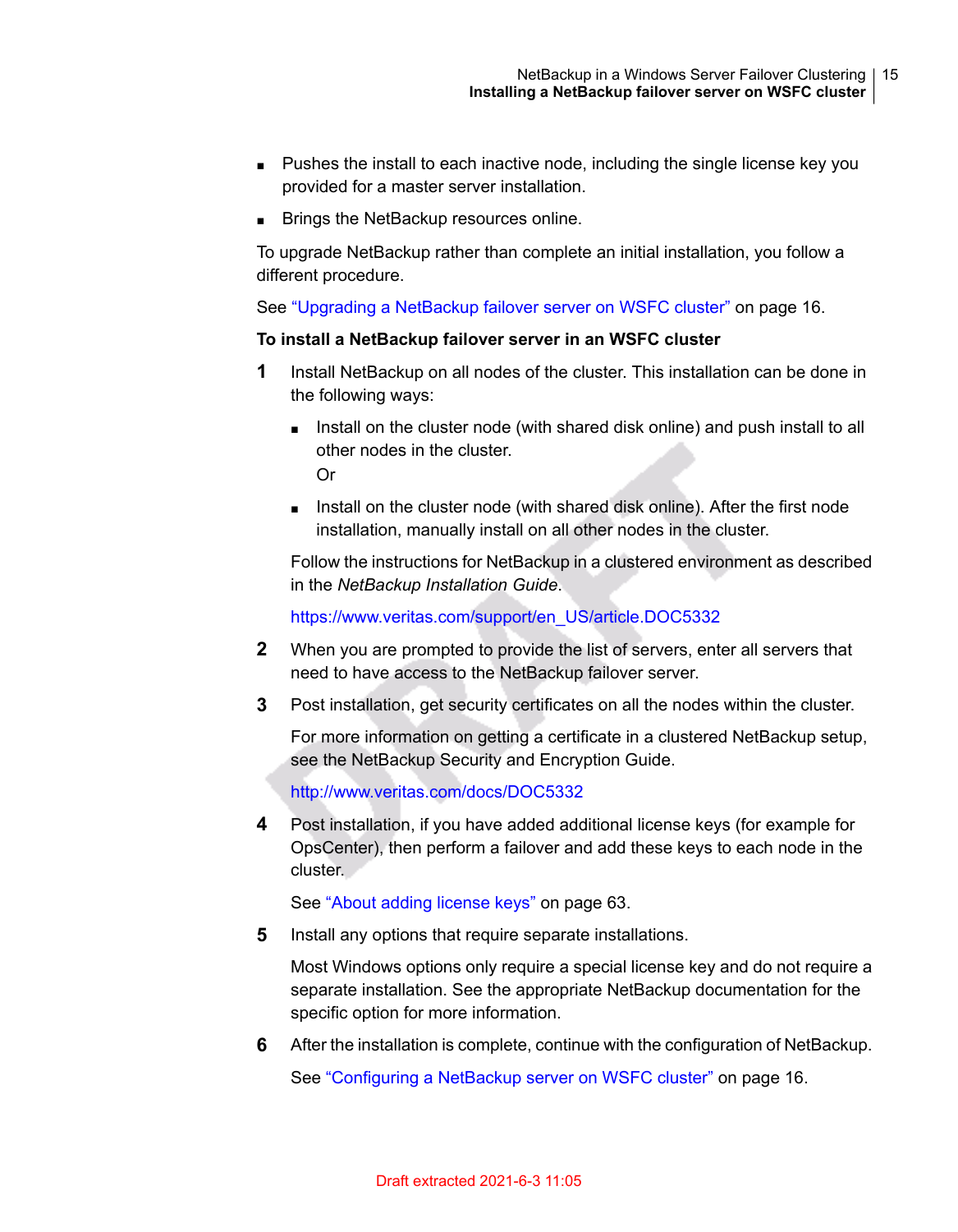- Pushes the install to each inactive node, including the single license key you provided for a master server installation.
- Brings the NetBackup resources online.

To upgrade NetBackup rather than complete an initial installation, you follow a different procedure.

See "Upgrading a NetBackup failover server on WSFC cluster" on page 16.

**To install a NetBackup failover server in an WSFC cluster**

1. Install NetBackup on all nodes of the cluster. This installation can be done in the following ways:

   - Install on the cluster node (with shared disk online) and push install to all other nodes in the cluster.
     Or
   - Install on the cluster node (with shared disk online). After the first node installation, manually install on all other nodes in the cluster.

   Follow the instructions for NetBackup in a clustered environment as described in the *NetBackup Installation Guide*.

   https://www.veritas.com/support/en_US/article.DOC5332

2. When you are prompted to provide the list of servers, enter all servers that need to have access to the NetBackup failover server.

3. Post installation, get security certificates on all the nodes within the cluster.

   For more information on getting a certificate in a clustered NetBackup setup, see the NetBackup Security and Encryption Guide.

   http://www.veritas.com/docs/DOC5332

4. Post installation, if you have added additional license keys (for example for OpsCenter), then perform a failover and add these keys to each node in the cluster.

   See "About adding license keys" on page 63.

5. Install any options that require separate installations.

   Most Windows options only require a special license key and do not require a separate installation. See the appropriate NetBackup documentation for the specific option for more information.

6. After the installation is complete, continue with the configuration of NetBackup.

   See "Configuring a NetBackup server on WSFC cluster" on page 16.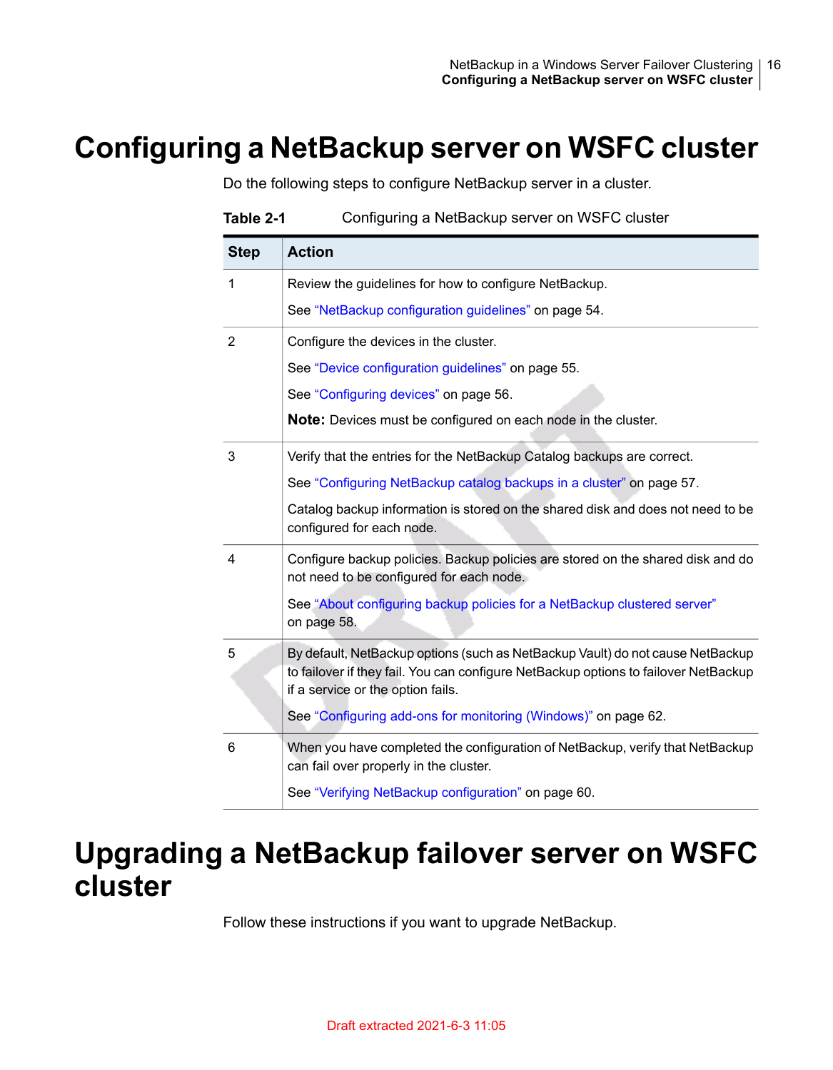# Configuring a NetBackup server on WSFC cluster

Do the following steps to configure NetBackup server in a cluster.

**Table 2-1** Configuring a NetBackup server on WSFC cluster

| Step | Action |
|---|---|
| 1 | Review the guidelines for how to configure NetBackup.<br>See "NetBackup configuration guidelines" on page 54. |
| 2 | Configure the devices in the cluster.<br>See "Device configuration guidelines" on page 55.<br>See "Configuring devices" on page 56.<br>**Note:** Devices must be configured on each node in the cluster. |
| 3 | Verify that the entries for the NetBackup Catalog backups are correct.<br>See "Configuring NetBackup catalog backups in a cluster" on page 57.<br>Catalog backup information is stored on the shared disk and does not need to be configured for each node. |
| 4 | Configure backup policies. Backup policies are stored on the shared disk and do not need to be configured for each node.<br>See "About configuring backup policies for a NetBackup clustered server" on page 58. |
| 5 | By default, NetBackup options (such as NetBackup Vault) do not cause NetBackup to failover if they fail. You can configure NetBackup options to failover NetBackup if a service or the option fails.<br>See "Configuring add-ons for monitoring (Windows)" on page 62. |
| 6 | When you have completed the configuration of NetBackup, verify that NetBackup can fail over properly in the cluster.<br>See "Verifying NetBackup configuration" on page 60. |

# Upgrading a NetBackup failover server on WSFC cluster

Follow these instructions if you want to upgrade NetBackup.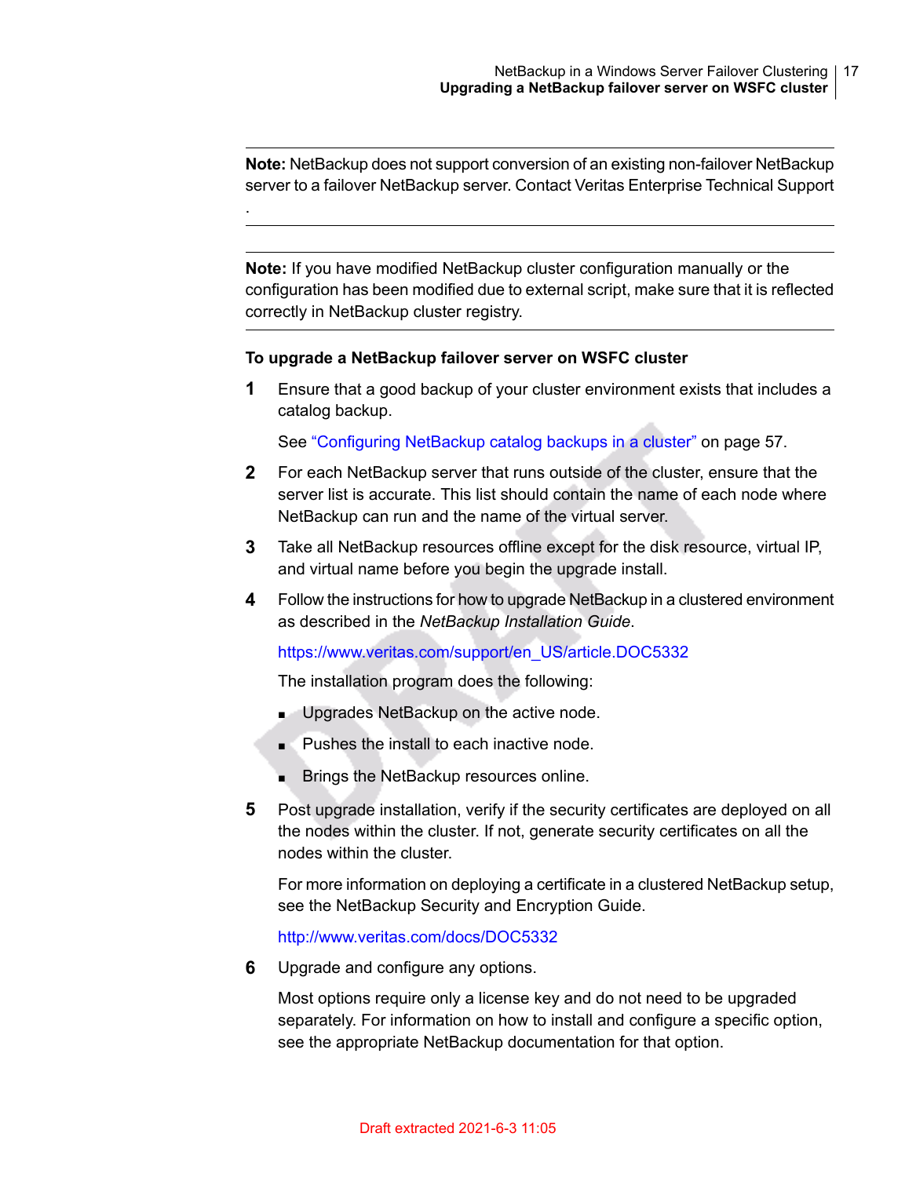**Note:** NetBackup does not support conversion of an existing non-failover NetBackup server to a failover NetBackup server. Contact Veritas Enterprise Technical Support .

**Note:** If you have modified NetBackup cluster configuration manually or the configuration has been modified due to external script, make sure that it is reflected correctly in NetBackup cluster registry.

**To upgrade a NetBackup failover server on WSFC cluster**

1. Ensure that a good backup of your cluster environment exists that includes a catalog backup.

   See "Configuring NetBackup catalog backups in a cluster" on page 57.

2. For each NetBackup server that runs outside of the cluster, ensure that the server list is accurate. This list should contain the name of each node where NetBackup can run and the name of the virtual server.

3. Take all NetBackup resources offline except for the disk resource, virtual IP, and virtual name before you begin the upgrade install.

4. Follow the instructions for how to upgrade NetBackup in a clustered environment as described in the *NetBackup Installation Guide*.

   https://www.veritas.com/support/en_US/article.DOC5332

   The installation program does the following:

   - Upgrades NetBackup on the active node.
   - Pushes the install to each inactive node.
   - Brings the NetBackup resources online.

5. Post upgrade installation, verify if the security certificates are deployed on all the nodes within the cluster. If not, generate security certificates on all the nodes within the cluster.

   For more information on deploying a certificate in a clustered NetBackup setup, see the NetBackup Security and Encryption Guide.

   http://www.veritas.com/docs/DOC5332

6. Upgrade and configure any options.

   Most options require only a license key and do not need to be upgraded separately. For information on how to install and configure a specific option, see the appropriate NetBackup documentation for that option.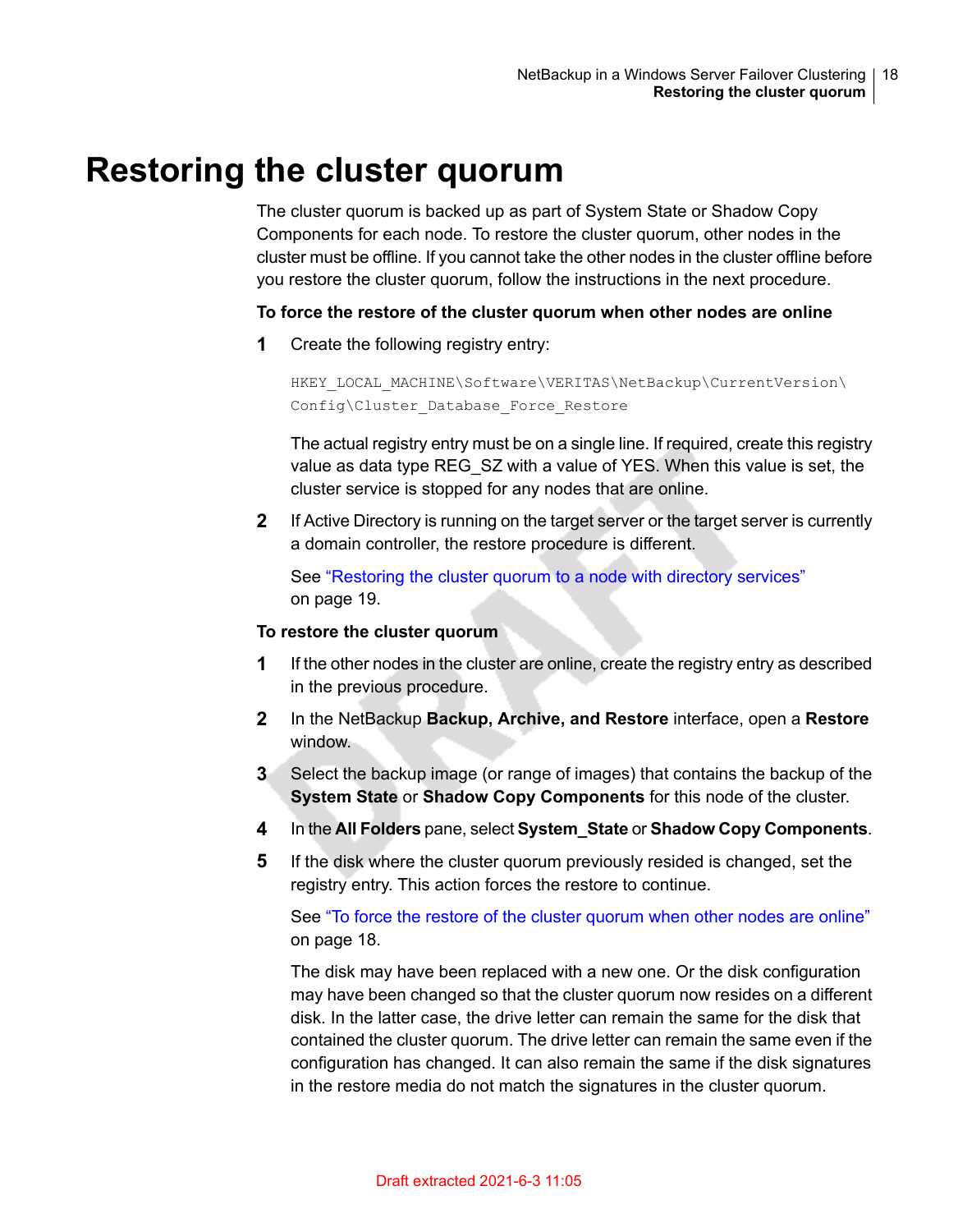# Restoring the cluster quorum

The cluster quorum is backed up as part of System State or Shadow Copy Components for each node. To restore the cluster quorum, other nodes in the cluster must be offline. If you cannot take the other nodes in the cluster offline before you restore the cluster quorum, follow the instructions in the next procedure.

**To force the restore of the cluster quorum when other nodes are online**

1. Create the following registry entry:

   ```
   HKEY_LOCAL_MACHINE\Software\VERITAS\NetBackup\CurrentVersion\
   Config\Cluster_Database_Force_Restore
   ```

   The actual registry entry must be on a single line. If required, create this registry value as data type REG_SZ with a value of YES. When this value is set, the cluster service is stopped for any nodes that are online.

2. If Active Directory is running on the target server or the target server is currently a domain controller, the restore procedure is different.

   See "Restoring the cluster quorum to a node with directory services" on page 19.

**To restore the cluster quorum**

1. If the other nodes in the cluster are online, create the registry entry as described in the previous procedure.
2. In the NetBackup **Backup, Archive, and Restore** interface, open a **Restore** window.
3. Select the backup image (or range of images) that contains the backup of the **System State** or **Shadow Copy Components** for this node of the cluster.
4. In the **All Folders** pane, select **System_State** or **Shadow Copy Components**.
5. If the disk where the cluster quorum previously resided is changed, set the registry entry. This action forces the restore to continue.

   See "To force the restore of the cluster quorum when other nodes are online" on page 18.

   The disk may have been replaced with a new one. Or the disk configuration may have been changed so that the cluster quorum now resides on a different disk. In the latter case, the drive letter can remain the same for the disk that contained the cluster quorum. The drive letter can remain the same even if the configuration has changed. It can also remain the same if the disk signatures in the restore media do not match the signatures in the cluster quorum.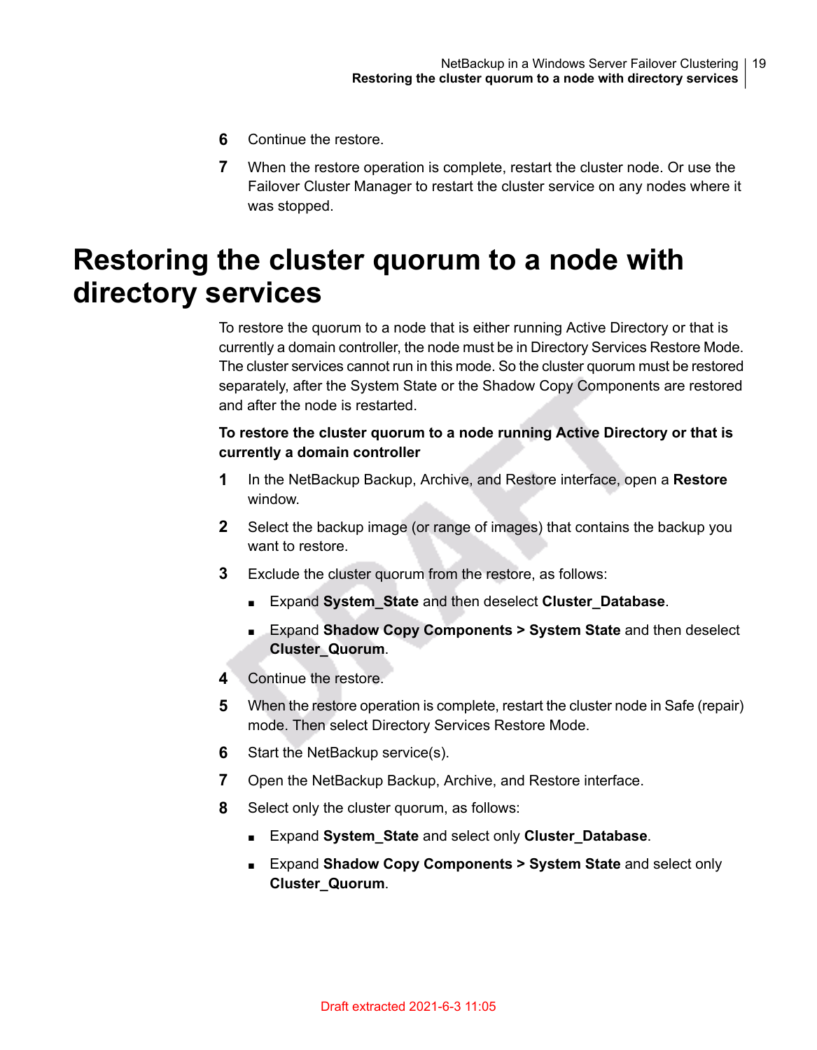6 Continue the restore.

7 When the restore operation is complete, restart the cluster node. Or use the Failover Cluster Manager to restart the cluster service on any nodes where it was stopped.

# Restoring the cluster quorum to a node with directory services

To restore the quorum to a node that is either running Active Directory or that is currently a domain controller, the node must be in Directory Services Restore Mode. The cluster services cannot run in this mode. So the cluster quorum must be restored separately, after the System State or the Shadow Copy Components are restored and after the node is restarted.

**To restore the cluster quorum to a node running Active Directory or that is currently a domain controller**

1. In the NetBackup Backup, Archive, and Restore interface, open a **Restore** window.
2. Select the backup image (or range of images) that contains the backup you want to restore.
3. Exclude the cluster quorum from the restore, as follows:
   - Expand **System_State** and then deselect **Cluster_Database**.
   - Expand **Shadow Copy Components > System State** and then deselect **Cluster_Quorum**.
4. Continue the restore.
5. When the restore operation is complete, restart the cluster node in Safe (repair) mode. Then select Directory Services Restore Mode.
6. Start the NetBackup service(s).
7. Open the NetBackup Backup, Archive, and Restore interface.
8. Select only the cluster quorum, as follows:
   - Expand **System_State** and select only **Cluster_Database**.
   - Expand **Shadow Copy Components > System State** and select only **Cluster_Quorum**.

Draft extracted 2021-6-3 11:05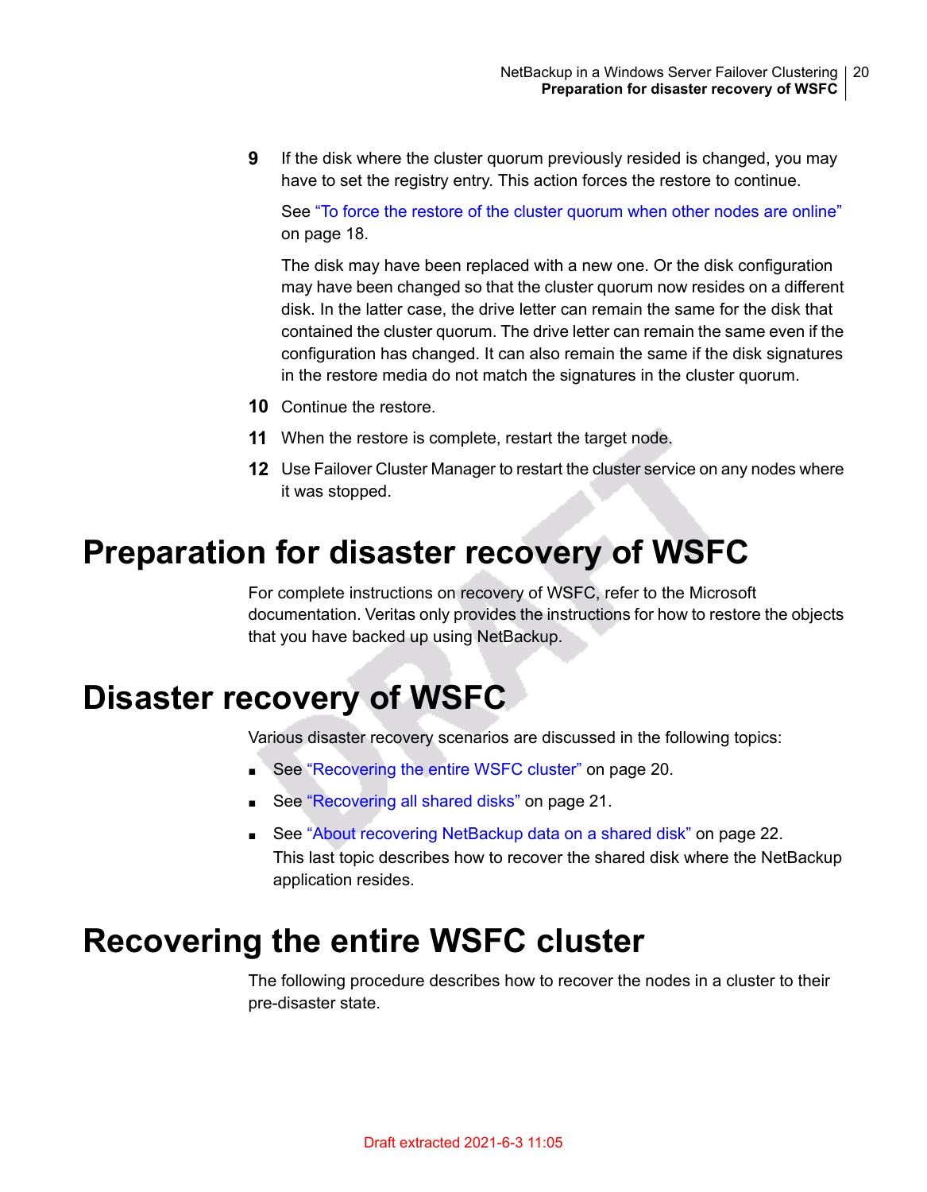9. If the disk where the cluster quorum previously resided is changed, you may have to set the registry entry. This action forces the restore to continue.

   See "To force the restore of the cluster quorum when other nodes are online" on page 18.

   The disk may have been replaced with a new one. Or the disk configuration may have been changed so that the cluster quorum now resides on a different disk. In the latter case, the drive letter can remain the same for the disk that contained the cluster quorum. The drive letter can remain the same even if the configuration has changed. It can also remain the same if the disk signatures in the restore media do not match the signatures in the cluster quorum.

10. Continue the restore.

11. When the restore is complete, restart the target node.

12. Use Failover Cluster Manager to restart the cluster service on any nodes where it was stopped.

# Preparation for disaster recovery of WSFC

For complete instructions on recovery of WSFC, refer to the Microsoft documentation. Veritas only provides the instructions for how to restore the objects that you have backed up using NetBackup.

# Disaster recovery of WSFC

Various disaster recovery scenarios are discussed in the following topics:

- See "Recovering the entire WSFC cluster" on page 20.
- See "Recovering all shared disks" on page 21.
- See "About recovering NetBackup data on a shared disk" on page 22.
  This last topic describes how to recover the shared disk where the NetBackup application resides.

# Recovering the entire WSFC cluster

The following procedure describes how to recover the nodes in a cluster to their pre-disaster state.

Draft extracted 2021-6-3 11:05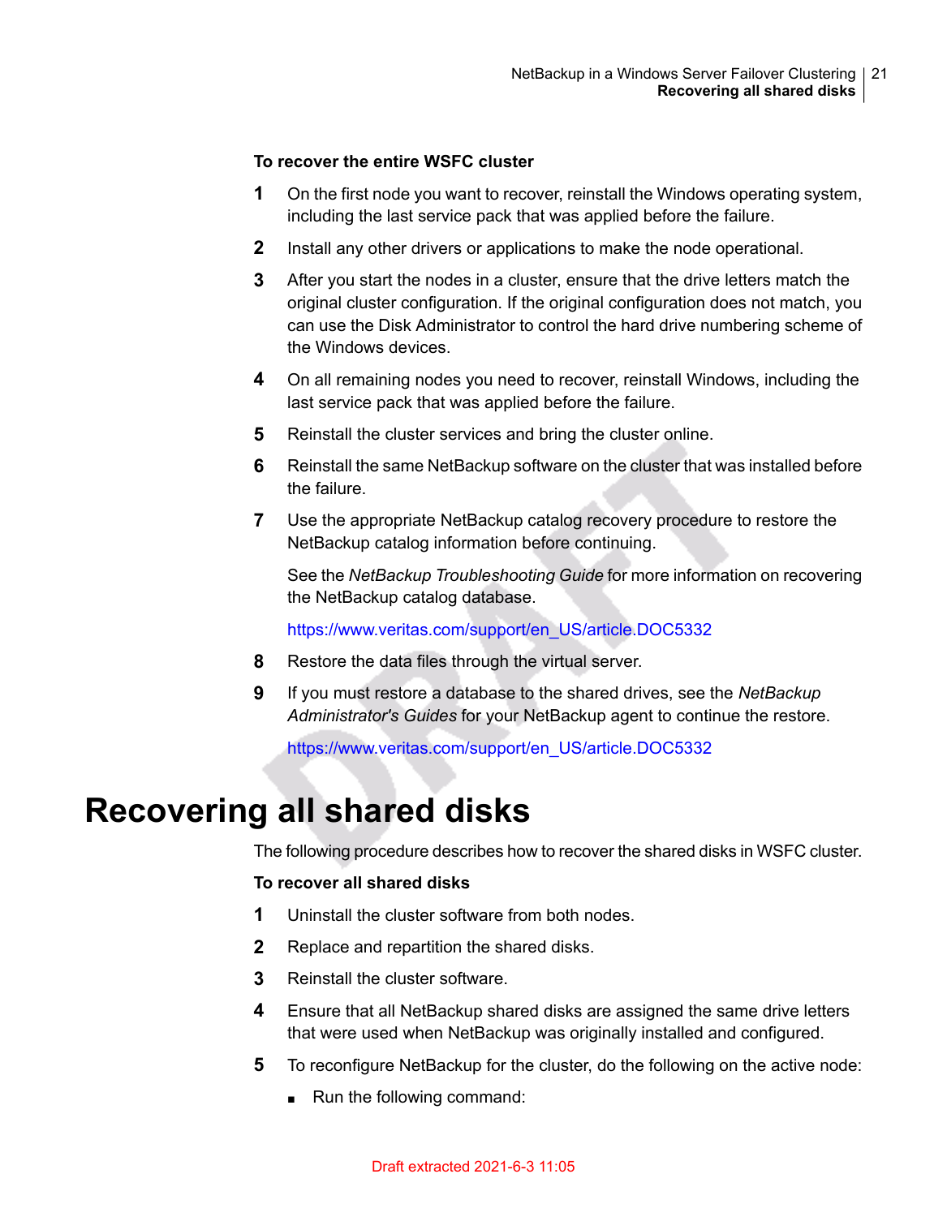**To recover the entire WSFC cluster**

1. On the first node you want to recover, reinstall the Windows operating system, including the last service pack that was applied before the failure.
2. Install any other drivers or applications to make the node operational.
3. After you start the nodes in a cluster, ensure that the drive letters match the original cluster configuration. If the original configuration does not match, you can use the Disk Administrator to control the hard drive numbering scheme of the Windows devices.
4. On all remaining nodes you need to recover, reinstall Windows, including the last service pack that was applied before the failure.
5. Reinstall the cluster services and bring the cluster online.
6. Reinstall the same NetBackup software on the cluster that was installed before the failure.
7. Use the appropriate NetBackup catalog recovery procedure to restore the NetBackup catalog information before continuing.

   See the *NetBackup Troubleshooting Guide* for more information on recovering the NetBackup catalog database.

   https://www.veritas.com/support/en_US/article.DOC5332
8. Restore the data files through the virtual server.
9. If you must restore a database to the shared drives, see the *NetBackup Administrator's Guides* for your NetBackup agent to continue the restore.

   https://www.veritas.com/support/en_US/article.DOC5332

# Recovering all shared disks

The following procedure describes how to recover the shared disks in WSFC cluster.

**To recover all shared disks**

1. Uninstall the cluster software from both nodes.
2. Replace and repartition the shared disks.
3. Reinstall the cluster software.
4. Ensure that all NetBackup shared disks are assigned the same drive letters that were used when NetBackup was originally installed and configured.
5. To reconfigure NetBackup for the cluster, do the following on the active node:
   - Run the following command: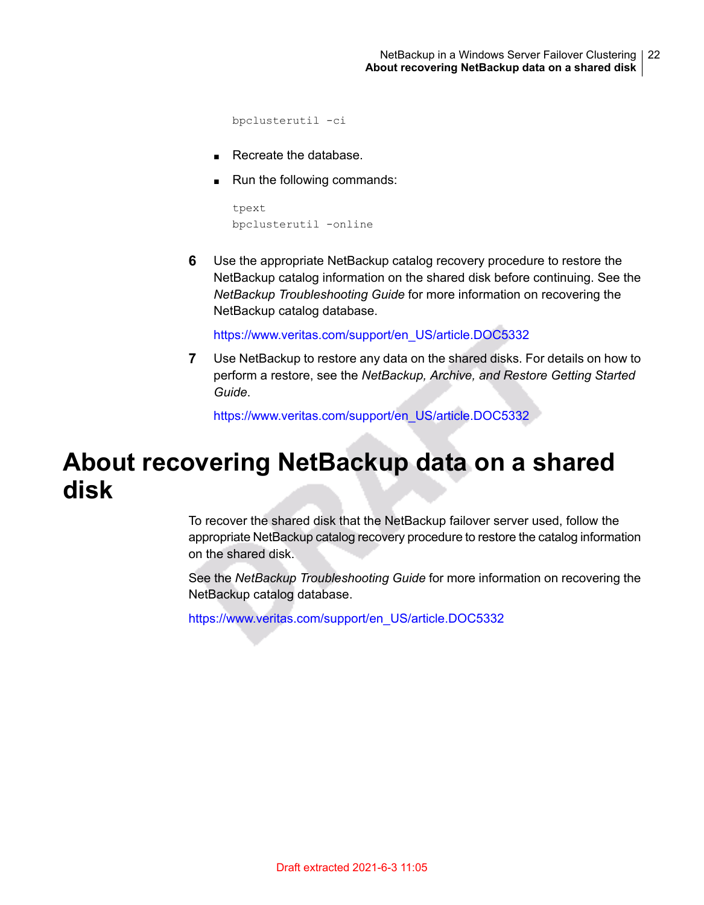```
bpclusterutil -ci
```

- Recreate the database.
- Run the following commands:

```
tpext
bpclusterutil -online
```

6. Use the appropriate NetBackup catalog recovery procedure to restore the NetBackup catalog information on the shared disk before continuing. See the *NetBackup Troubleshooting Guide* for more information on recovering the NetBackup catalog database.

   https://www.veritas.com/support/en_US/article.DOC5332

7. Use NetBackup to restore any data on the shared disks. For details on how to perform a restore, see the *NetBackup, Archive, and Restore Getting Started Guide*.

   https://www.veritas.com/support/en_US/article.DOC5332

# About recovering NetBackup data on a shared disk

To recover the shared disk that the NetBackup failover server used, follow the appropriate NetBackup catalog recovery procedure to restore the catalog information on the shared disk.

See the *NetBackup Troubleshooting Guide* for more information on recovering the NetBackup catalog database.

https://www.veritas.com/support/en_US/article.DOC5332

Draft extracted 2021-6-3 11:05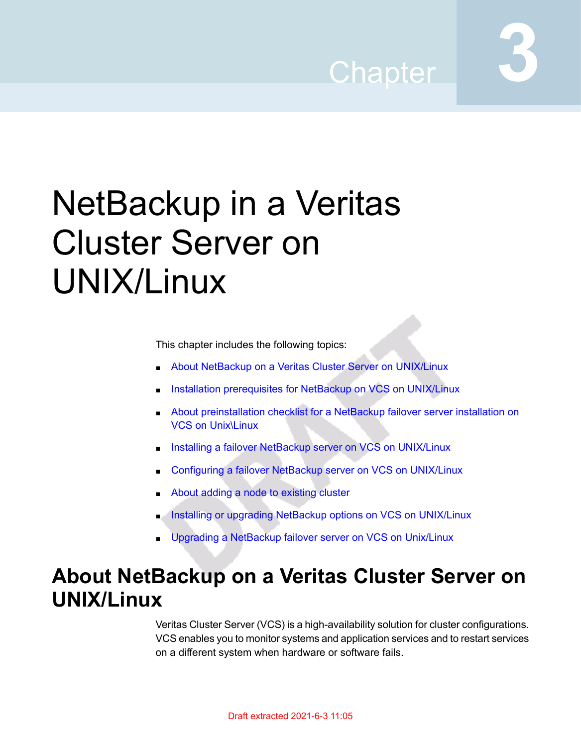# Chapter 3

# NetBackup in a Veritas Cluster Server on UNIX/Linux

This chapter includes the following topics:

- About NetBackup on a Veritas Cluster Server on UNIX/Linux
- Installation prerequisites for NetBackup on VCS on UNIX/Linux
- About preinstallation checklist for a NetBackup failover server installation on VCS on Unix\Linux
- Installing a failover NetBackup server on VCS on UNIX/Linux
- Configuring a failover NetBackup server on VCS on UNIX/Linux
- About adding a node to existing cluster
- Installing or upgrading NetBackup options on VCS on UNIX/Linux
- Upgrading a NetBackup failover server on VCS on Unix/Linux

## About NetBackup on a Veritas Cluster Server on UNIX/Linux

Veritas Cluster Server (VCS) is a high-availability solution for cluster configurations. VCS enables you to monitor systems and application services and to restart services on a different system when hardware or software fails.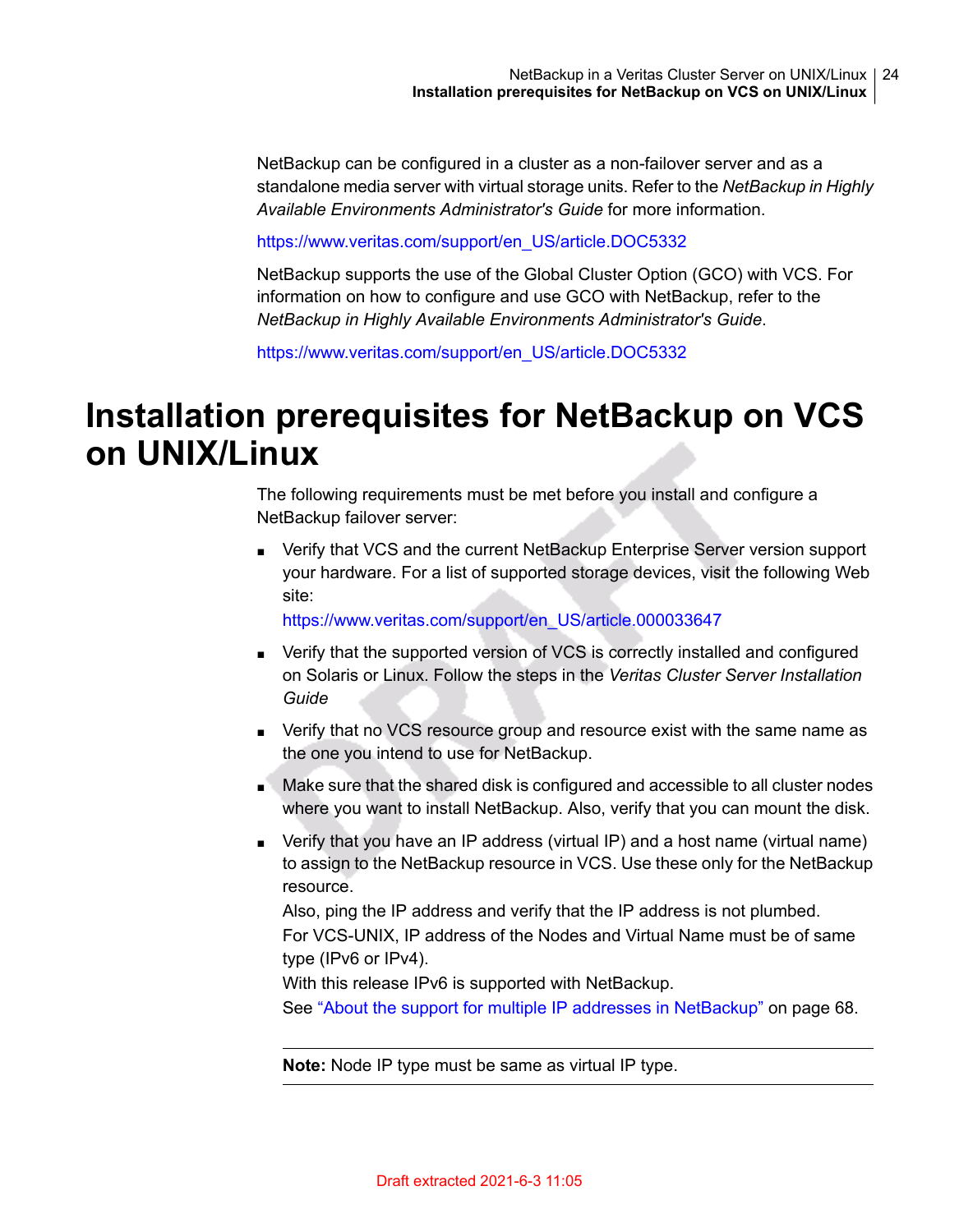NetBackup can be configured in a cluster as a non-failover server and as a standalone media server with virtual storage units. Refer to the *NetBackup in Highly Available Environments Administrator's Guide* for more information.

https://www.veritas.com/support/en_US/article.DOC5332

NetBackup supports the use of the Global Cluster Option (GCO) with VCS. For information on how to configure and use GCO with NetBackup, refer to the *NetBackup in Highly Available Environments Administrator's Guide*.

https://www.veritas.com/support/en_US/article.DOC5332

# Installation prerequisites for NetBackup on VCS on UNIX/Linux

The following requirements must be met before you install and configure a NetBackup failover server:

- Verify that VCS and the current NetBackup Enterprise Server version support your hardware. For a list of supported storage devices, visit the following Web site:
  https://www.veritas.com/support/en_US/article.000033647
- Verify that the supported version of VCS is correctly installed and configured on Solaris or Linux. Follow the steps in the *Veritas Cluster Server Installation Guide*
- Verify that no VCS resource group and resource exist with the same name as the one you intend to use for NetBackup.
- Make sure that the shared disk is configured and accessible to all cluster nodes where you want to install NetBackup. Also, verify that you can mount the disk.
- Verify that you have an IP address (virtual IP) and a host name (virtual name) to assign to the NetBackup resource in VCS. Use these only for the NetBackup resource.
  Also, ping the IP address and verify that the IP address is not plumbed.
  For VCS-UNIX, IP address of the Nodes and Virtual Name must be of same type (IPv6 or IPv4).
  With this release IPv6 is supported with NetBackup.
  See "About the support for multiple IP addresses in NetBackup" on page 68.

  **Note:** Node IP type must be same as virtual IP type.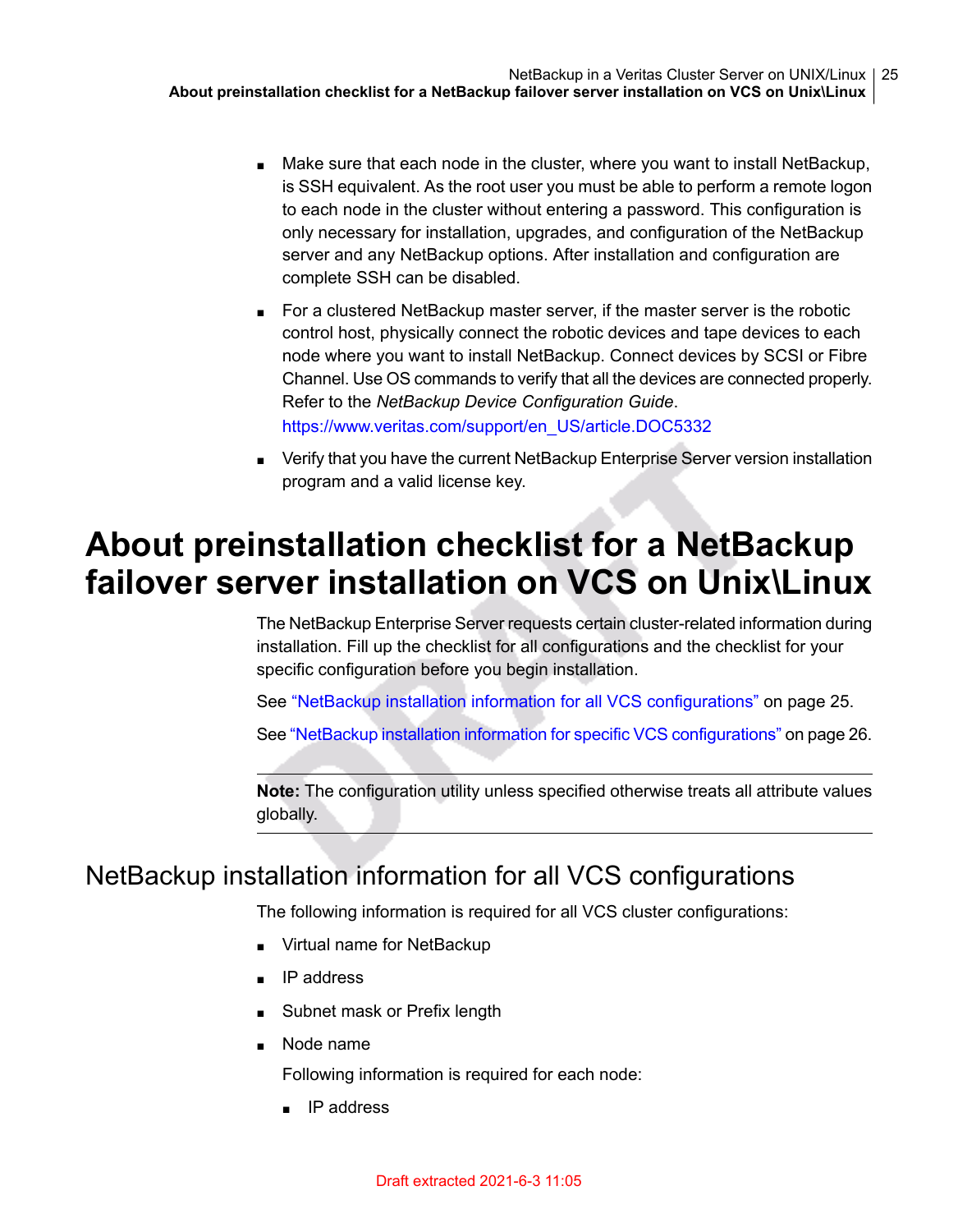- Make sure that each node in the cluster, where you want to install NetBackup, is SSH equivalent. As the root user you must be able to perform a remote logon to each node in the cluster without entering a password. This configuration is only necessary for installation, upgrades, and configuration of the NetBackup server and any NetBackup options. After installation and configuration are complete SSH can be disabled.
- For a clustered NetBackup master server, if the master server is the robotic control host, physically connect the robotic devices and tape devices to each node where you want to install NetBackup. Connect devices by SCSI or Fibre Channel. Use OS commands to verify that all the devices are connected properly. Refer to the *NetBackup Device Configuration Guide*.
  https://www.veritas.com/support/en_US/article.DOC5332
- Verify that you have the current NetBackup Enterprise Server version installation program and a valid license key.

# About preinstallation checklist for a NetBackup failover server installation on VCS on Unix\Linux

The NetBackup Enterprise Server requests certain cluster-related information during installation. Fill up the checklist for all configurations and the checklist for your specific configuration before you begin installation.

See "NetBackup installation information for all VCS configurations" on page 25.

See "NetBackup installation information for specific VCS configurations" on page 26.

---

**Note:** The configuration utility unless specified otherwise treats all attribute values globally.

---

## NetBackup installation information for all VCS configurations

The following information is required for all VCS cluster configurations:

- Virtual name for NetBackup
- IP address
- Subnet mask or Prefix length
- Node name

  Following information is required for each node:

  - IP address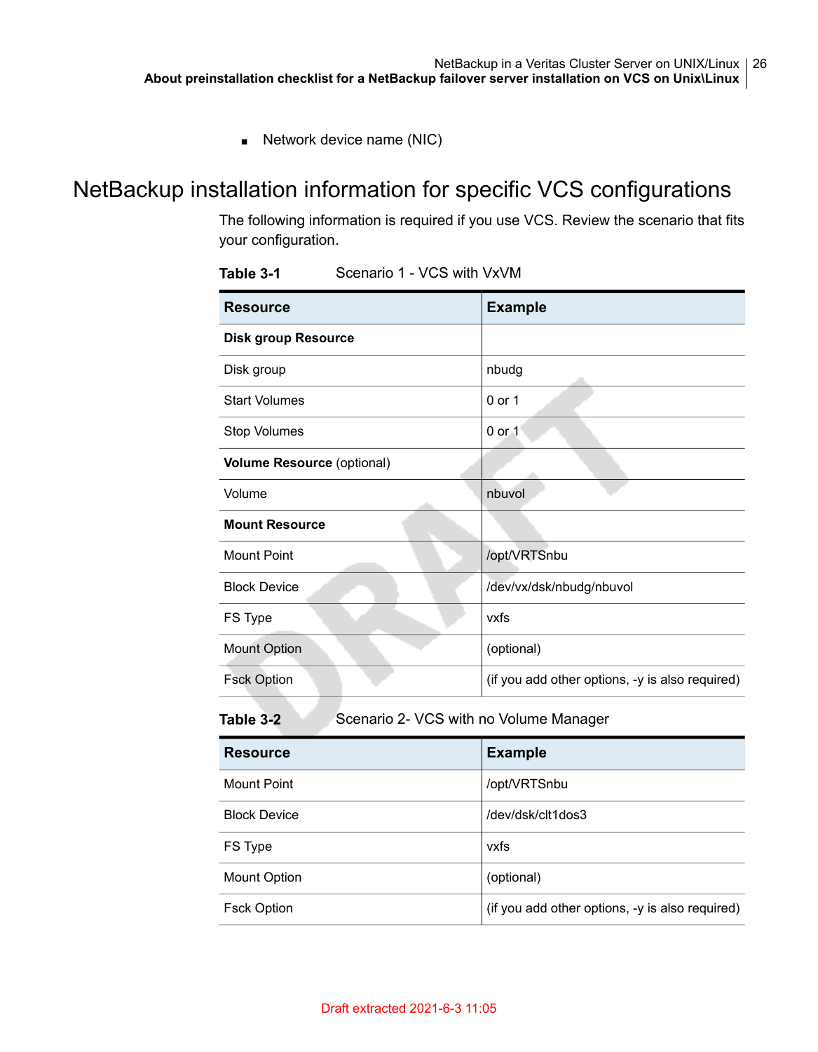- Network device name (NIC)

## NetBackup installation information for specific VCS configurations

The following information is required if you use VCS. Review the scenario that fits your configuration.

**Table 3-1** Scenario 1 - VCS with VxVM

| Resource | Example |
|---|---|
| **Disk group Resource** | |
| Disk group | nbudg |
| Start Volumes | 0 or 1 |
| Stop Volumes | 0 or 1 |
| **Volume Resource** (optional) | |
| Volume | nbuvol |
| **Mount Resource** | |
| Mount Point | /opt/VRTSnbu |
| Block Device | /dev/vx/dsk/nbudg/nbuvol |
| FS Type | vxfs |
| Mount Option | (optional) |
| Fsck Option | (if you add other options, -y is also required) |

**Table 3-2** Scenario 2- VCS with no Volume Manager

| Resource | Example |
|---|---|
| Mount Point | /opt/VRTSnbu |
| Block Device | /dev/dsk/clt1dos3 |
| FS Type | vxfs |
| Mount Option | (optional) |
| Fsck Option | (if you add other options, -y is also required) |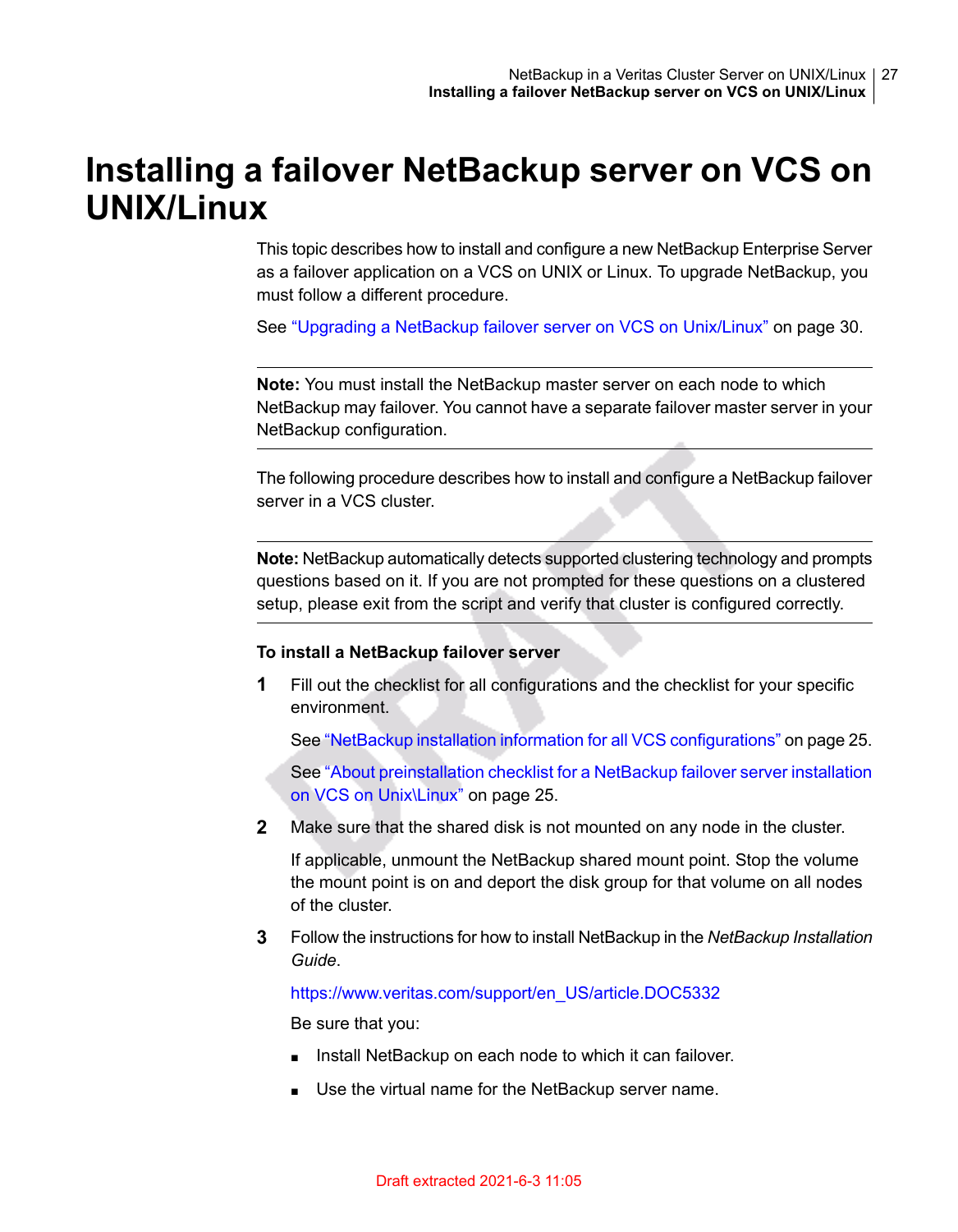# Installing a failover NetBackup server on VCS on UNIX/Linux

This topic describes how to install and configure a new NetBackup Enterprise Server as a failover application on a VCS on UNIX or Linux. To upgrade NetBackup, you must follow a different procedure.

See "Upgrading a NetBackup failover server on VCS on Unix/Linux" on page 30.

---

**Note:** You must install the NetBackup master server on each node to which NetBackup may failover. You cannot have a separate failover master server in your NetBackup configuration.

---

The following procedure describes how to install and configure a NetBackup failover server in a VCS cluster.

---

**Note:** NetBackup automatically detects supported clustering technology and prompts questions based on it. If you are not prompted for these questions on a clustered setup, please exit from the script and verify that cluster is configured correctly.

---

**To install a NetBackup failover server**

1. Fill out the checklist for all configurations and the checklist for your specific environment.

   See "NetBackup installation information for all VCS configurations" on page 25.

   See "About preinstallation checklist for a NetBackup failover server installation on VCS on Unix\Linux" on page 25.

2. Make sure that the shared disk is not mounted on any node in the cluster.

   If applicable, unmount the NetBackup shared mount point. Stop the volume the mount point is on and deport the disk group for that volume on all nodes of the cluster.

3. Follow the instructions for how to install NetBackup in the *NetBackup Installation Guide*.

   https://www.veritas.com/support/en_US/article.DOC5332

   Be sure that you:

   - Install NetBackup on each node to which it can failover.
   - Use the virtual name for the NetBackup server name.

Draft extracted 2021-6-3 11:05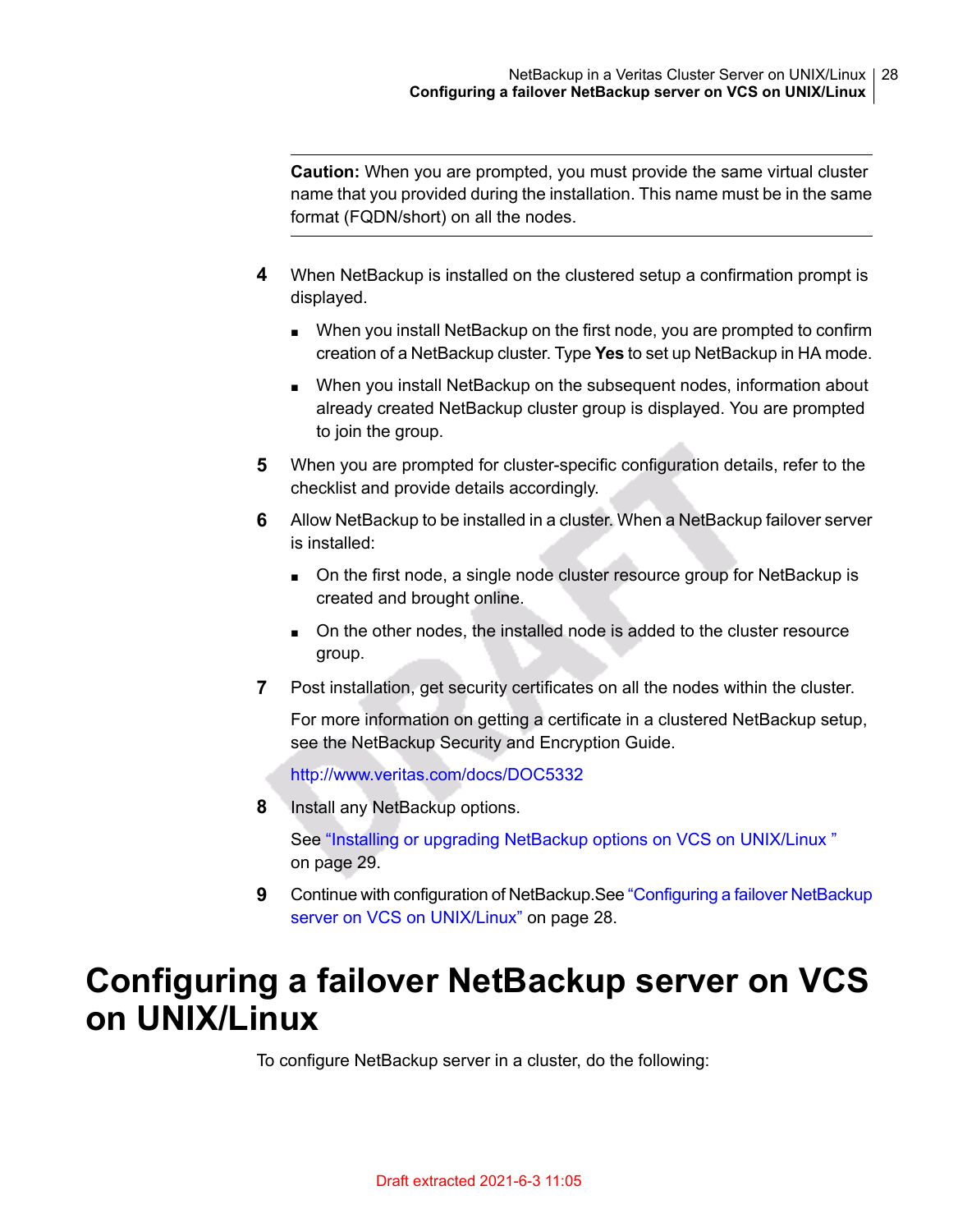**Caution:** When you are prompted, you must provide the same virtual cluster name that you provided during the installation. This name must be in the same format (FQDN/short) on all the nodes.

4. When NetBackup is installed on the clustered setup a confirmation prompt is displayed.
   - When you install NetBackup on the first node, you are prompted to confirm creation of a NetBackup cluster. Type **Yes** to set up NetBackup in HA mode.
   - When you install NetBackup on the subsequent nodes, information about already created NetBackup cluster group is displayed. You are prompted to join the group.
5. When you are prompted for cluster-specific configuration details, refer to the checklist and provide details accordingly.
6. Allow NetBackup to be installed in a cluster. When a NetBackup failover server is installed:
   - On the first node, a single node cluster resource group for NetBackup is created and brought online.
   - On the other nodes, the installed node is added to the cluster resource group.
7. Post installation, get security certificates on all the nodes within the cluster.

   For more information on getting a certificate in a clustered NetBackup setup, see the NetBackup Security and Encryption Guide.

   http://www.veritas.com/docs/DOC5332
8. Install any NetBackup options.

   See "Installing or upgrading NetBackup options on VCS on UNIX/Linux " on page 29.
9. Continue with configuration of NetBackup.See "Configuring a failover NetBackup server on VCS on UNIX/Linux" on page 28.

# Configuring a failover NetBackup server on VCS on UNIX/Linux

To configure NetBackup server in a cluster, do the following:

Draft extracted 2021-6-3 11:05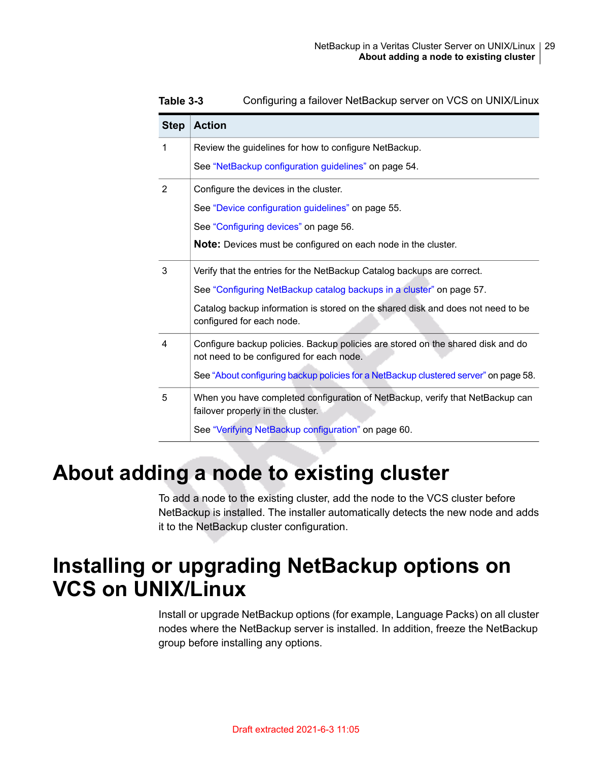**Table 3-3** Configuring a failover NetBackup server on VCS on UNIX/Linux

| Step | Action |
|---|---|
| 1 | Review the guidelines for how to configure NetBackup.<br><br>See "NetBackup configuration guidelines" on page 54. |
| 2 | Configure the devices in the cluster.<br><br>See "Device configuration guidelines" on page 55.<br><br>See "Configuring devices" on page 56.<br><br>**Note:** Devices must be configured on each node in the cluster. |
| 3 | Verify that the entries for the NetBackup Catalog backups are correct.<br><br>See "Configuring NetBackup catalog backups in a cluster" on page 57.<br><br>Catalog backup information is stored on the shared disk and does not need to be configured for each node. |
| 4 | Configure backup policies. Backup policies are stored on the shared disk and do not need to be configured for each node.<br><br>See "About configuring backup policies for a NetBackup clustered server" on page 58. |
| 5 | When you have completed configuration of NetBackup, verify that NetBackup can failover properly in the cluster.<br><br>See "Verifying NetBackup configuration" on page 60. |

# About adding a node to existing cluster

To add a node to the existing cluster, add the node to the VCS cluster before NetBackup is installed. The installer automatically detects the new node and adds it to the NetBackup cluster configuration.

# Installing or upgrading NetBackup options on VCS on UNIX/Linux

Install or upgrade NetBackup options (for example, Language Packs) on all cluster nodes where the NetBackup server is installed. In addition, freeze the NetBackup group before installing any options.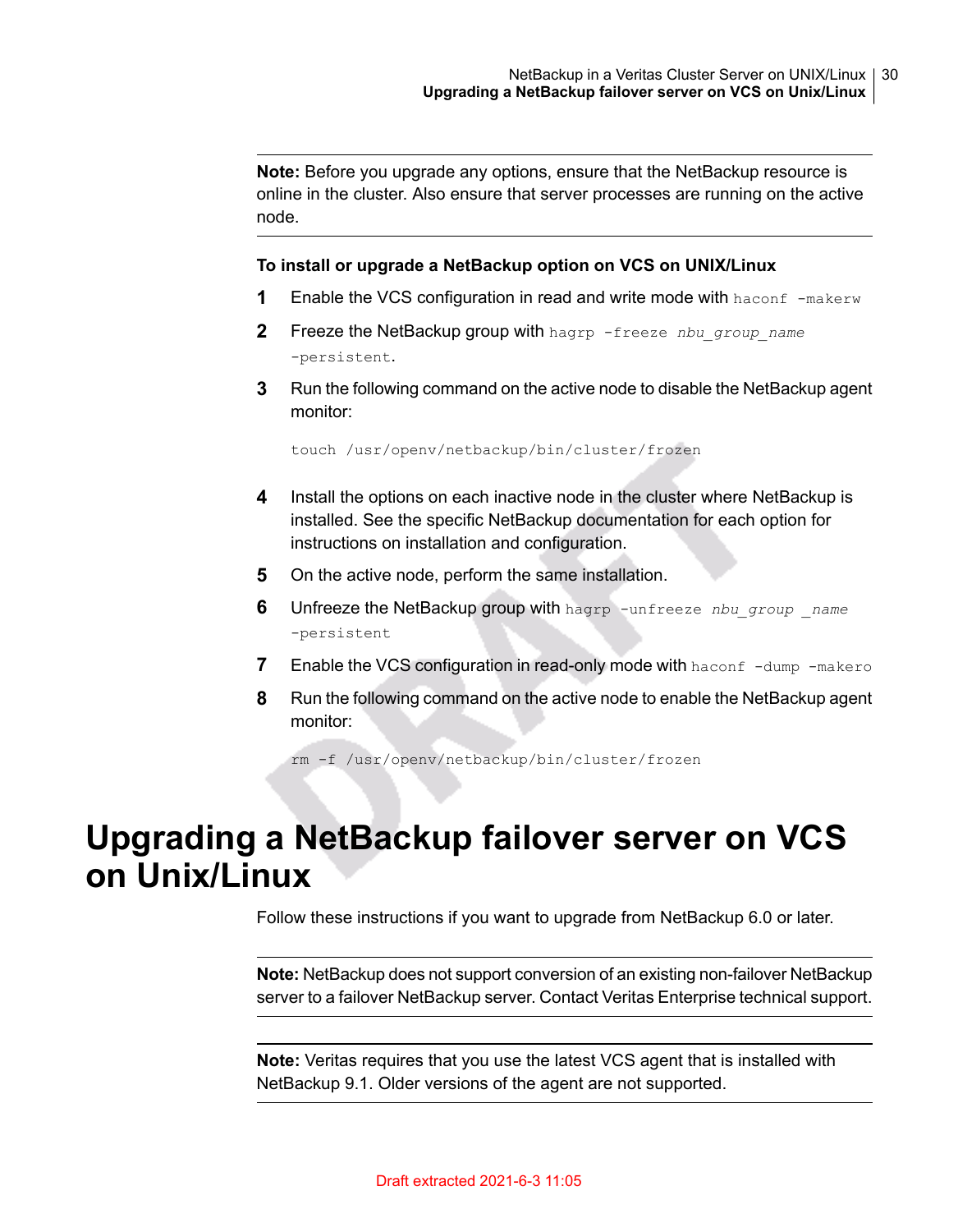**Note:** Before you upgrade any options, ensure that the NetBackup resource is online in the cluster. Also ensure that server processes are running on the active node.

**To install or upgrade a NetBackup option on VCS on UNIX/Linux**

1. Enable the VCS configuration in read and write mode with `haconf -makerw`
2. Freeze the NetBackup group with `hagrp -freeze nbu_group_name -persistent`.
3. Run the following command on the active node to disable the NetBackup agent monitor:

   ```
   touch /usr/openv/netbackup/bin/cluster/frozen
   ```

4. Install the options on each inactive node in the cluster where NetBackup is installed. See the specific NetBackup documentation for each option for instructions on installation and configuration.
5. On the active node, perform the same installation.
6. Unfreeze the NetBackup group with `hagrp -unfreeze nbu_group _name -persistent`
7. Enable the VCS configuration in read-only mode with `haconf -dump -makero`
8. Run the following command on the active node to enable the NetBackup agent monitor:

   ```
   rm -f /usr/openv/netbackup/bin/cluster/frozen
   ```

# Upgrading a NetBackup failover server on VCS on Unix/Linux

Follow these instructions if you want to upgrade from NetBackup 6.0 or later.

**Note:** NetBackup does not support conversion of an existing non-failover NetBackup server to a failover NetBackup server. Contact Veritas Enterprise technical support.

**Note:** Veritas requires that you use the latest VCS agent that is installed with NetBackup 9.1. Older versions of the agent are not supported.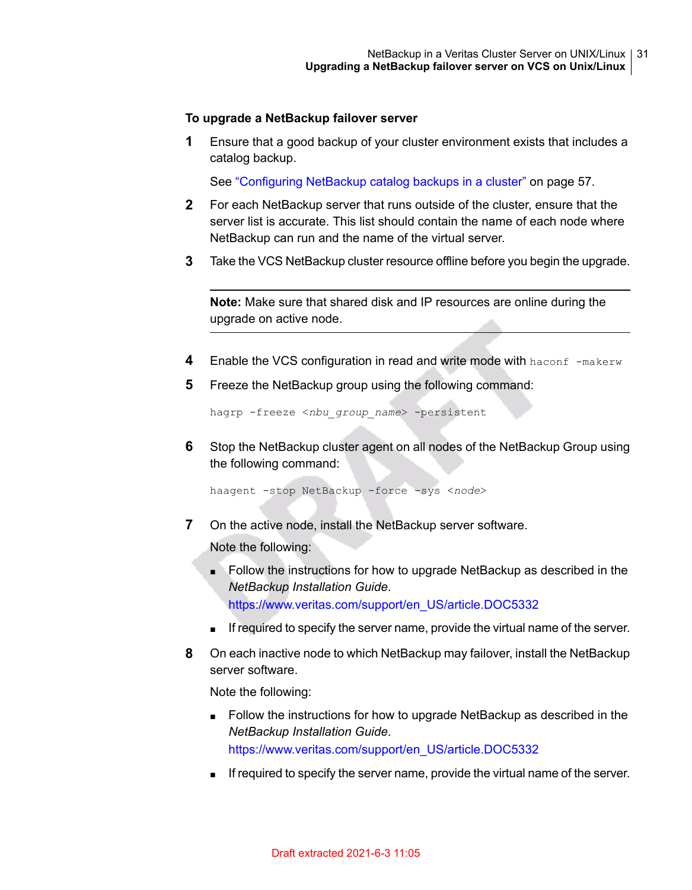**To upgrade a NetBackup failover server**

1. Ensure that a good backup of your cluster environment exists that includes a catalog backup.

   See "Configuring NetBackup catalog backups in a cluster" on page 57.

2. For each NetBackup server that runs outside of the cluster, ensure that the server list is accurate. This list should contain the name of each node where NetBackup can run and the name of the virtual server.

3. Take the VCS NetBackup cluster resource offline before you begin the upgrade.

   ---

   **Note:** Make sure that shared disk and IP resources are online during the upgrade on active node.

   ---

4. Enable the VCS configuration in read and write mode with `haconf -makerw`

5. Freeze the NetBackup group using the following command:

   ```
   hagrp -freeze <nbu_group_name> -persistent
   ```

6. Stop the NetBackup cluster agent on all nodes of the NetBackup Group using the following command:

   ```
   haagent -stop NetBackup -force -sys <node>
   ```

7. On the active node, install the NetBackup server software.

   Note the following:

   - Follow the instructions for how to upgrade NetBackup as described in the *NetBackup Installation Guide*.
     https://www.veritas.com/support/en_US/article.DOC5332
   - If required to specify the server name, provide the virtual name of the server.

8. On each inactive node to which NetBackup may failover, install the NetBackup server software.

   Note the following:

   - Follow the instructions for how to upgrade NetBackup as described in the *NetBackup Installation Guide*.
     https://www.veritas.com/support/en_US/article.DOC5332
   - If required to specify the server name, provide the virtual name of the server.

Draft extracted 2021-6-3 11:05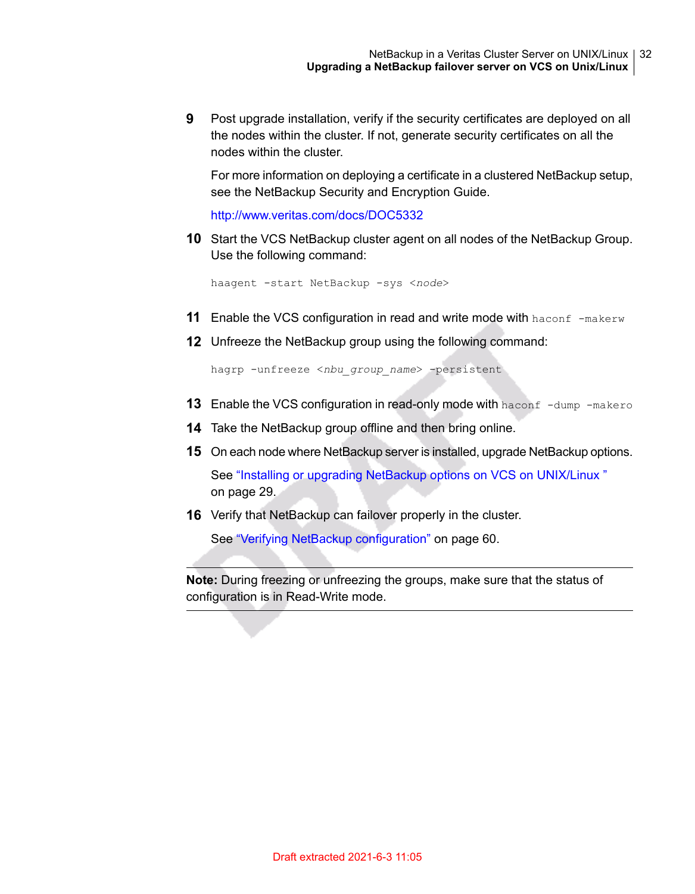9. Post upgrade installation, verify if the security certificates are deployed on all the nodes within the cluster. If not, generate security certificates on all the nodes within the cluster.

   For more information on deploying a certificate in a clustered NetBackup setup, see the NetBackup Security and Encryption Guide.

   http://www.veritas.com/docs/DOC5332

10. Start the VCS NetBackup cluster agent on all nodes of the NetBackup Group. Use the following command:

    ```
    haagent -start NetBackup -sys <node>
    ```

11. Enable the VCS configuration in read and write mode with `haconf -makerw`

12. Unfreeze the NetBackup group using the following command:

    ```
    hagrp -unfreeze <nbu_group_name> -persistent
    ```

13. Enable the VCS configuration in read-only mode with `haconf -dump -makero`

14. Take the NetBackup group offline and then bring online.

15. On each node where NetBackup server is installed, upgrade NetBackup options.

    See "Installing or upgrading NetBackup options on VCS on UNIX/Linux " on page 29.

16. Verify that NetBackup can failover properly in the cluster.

    See "Verifying NetBackup configuration" on page 60.

---

**Note:** During freezing or unfreezing the groups, make sure that the status of configuration is in Read-Write mode.

---

Draft extracted 2021-6-3 11:05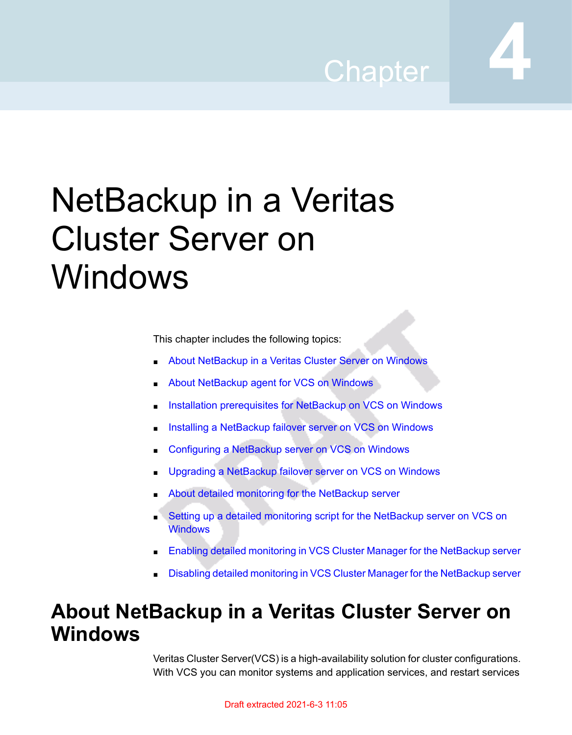Chapter 4

# NetBackup in a Veritas Cluster Server on Windows

This chapter includes the following topics:

- About NetBackup in a Veritas Cluster Server on Windows
- About NetBackup agent for VCS on Windows
- Installation prerequisites for NetBackup on VCS on Windows
- Installing a NetBackup failover server on VCS on Windows
- Configuring a NetBackup server on VCS on Windows
- Upgrading a NetBackup failover server on VCS on Windows
- About detailed monitoring for the NetBackup server
- Setting up a detailed monitoring script for the NetBackup server on VCS on Windows
- Enabling detailed monitoring in VCS Cluster Manager for the NetBackup server
- Disabling detailed monitoring in VCS Cluster Manager for the NetBackup server

## About NetBackup in a Veritas Cluster Server on Windows

Veritas Cluster Server(VCS) is a high-availability solution for cluster configurations. With VCS you can monitor systems and application services, and restart services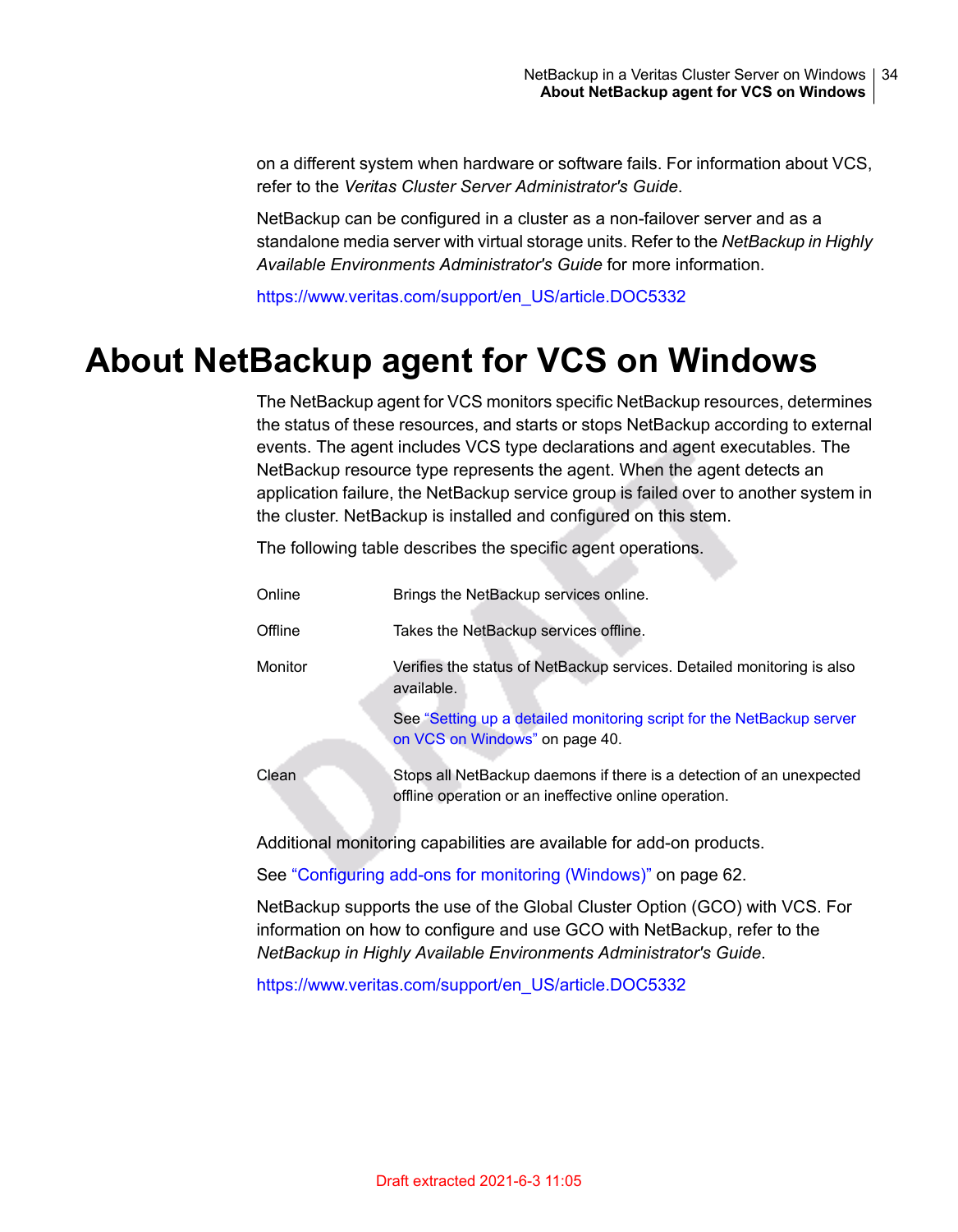on a different system when hardware or software fails. For information about VCS, refer to the *Veritas Cluster Server Administrator's Guide*.

NetBackup can be configured in a cluster as a non-failover server and as a standalone media server with virtual storage units. Refer to the *NetBackup in Highly Available Environments Administrator's Guide* for more information.

https://www.veritas.com/support/en_US/article.DOC5332

# About NetBackup agent for VCS on Windows

The NetBackup agent for VCS monitors specific NetBackup resources, determines the status of these resources, and starts or stops NetBackup according to external events. The agent includes VCS type declarations and agent executables. The NetBackup resource type represents the agent. When the agent detects an application failure, the NetBackup service group is failed over to another system in the cluster. NetBackup is installed and configured on this stem.

The following table describes the specific agent operations.

| | |
|---|---|
| Online | Brings the NetBackup services online. |
| Offline | Takes the NetBackup services offline. |
| Monitor | Verifies the status of NetBackup services. Detailed monitoring is also available.<br><br>See "Setting up a detailed monitoring script for the NetBackup server on VCS on Windows" on page 40. |
| Clean | Stops all NetBackup daemons if there is a detection of an unexpected offline operation or an ineffective online operation. |

Additional monitoring capabilities are available for add-on products.

See "Configuring add-ons for monitoring (Windows)" on page 62.

NetBackup supports the use of the Global Cluster Option (GCO) with VCS. For information on how to configure and use GCO with NetBackup, refer to the *NetBackup in Highly Available Environments Administrator's Guide*.

https://www.veritas.com/support/en_US/article.DOC5332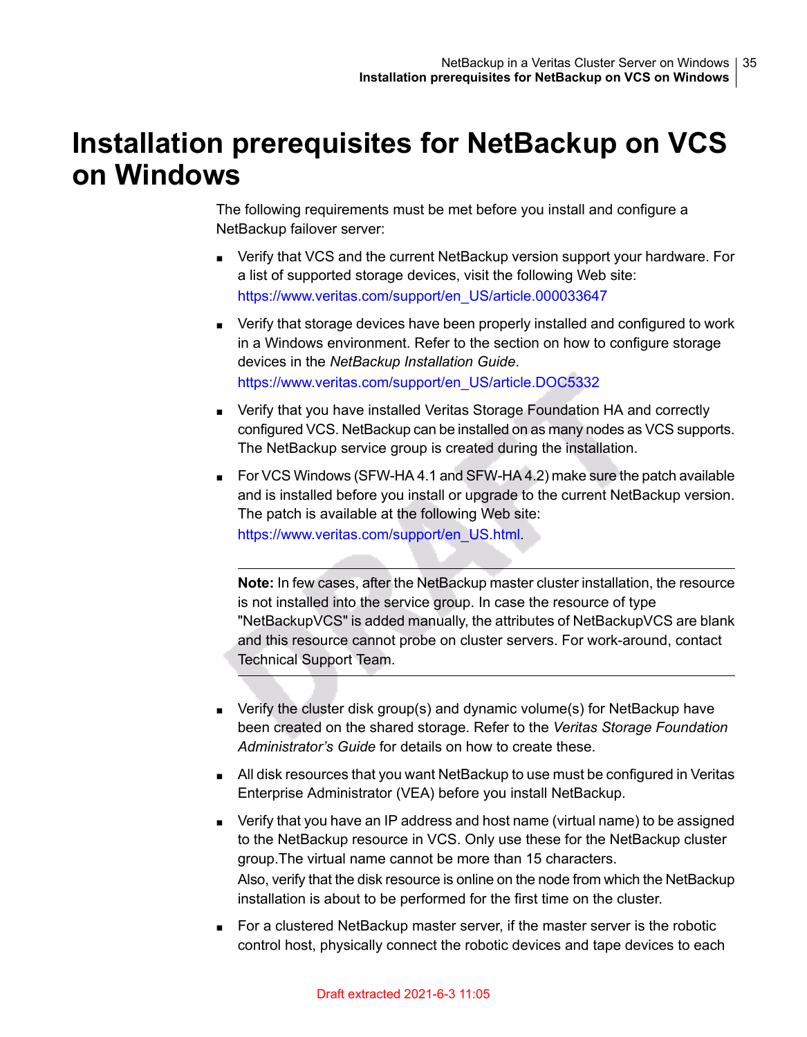# Installation prerequisites for NetBackup on VCS on Windows

The following requirements must be met before you install and configure a NetBackup failover server:

- Verify that VCS and the current NetBackup version support your hardware. For a list of supported storage devices, visit the following Web site:
  https://www.veritas.com/support/en_US/article.000033647
- Verify that storage devices have been properly installed and configured to work in a Windows environment. Refer to the section on how to configure storage devices in the *NetBackup Installation Guide*.
  https://www.veritas.com/support/en_US/article.DOC5332
- Verify that you have installed Veritas Storage Foundation HA and correctly configured VCS. NetBackup can be installed on as many nodes as VCS supports. The NetBackup service group is created during the installation.
- For VCS Windows (SFW-HA 4.1 and SFW-HA 4.2) make sure the patch available and is installed before you install or upgrade to the current NetBackup version. The patch is available at the following Web site:
  https://www.veritas.com/support/en_US.html.

  ---

  **Note:** In few cases, after the NetBackup master cluster installation, the resource is not installed into the service group. In case the resource of type "NetBackupVCS" is added manually, the attributes of NetBackupVCS are blank and this resource cannot probe on cluster servers. For work-around, contact Technical Support Team.

  ---

- Verify the cluster disk group(s) and dynamic volume(s) for NetBackup have been created on the shared storage. Refer to the *Veritas Storage Foundation Administrator's Guide* for details on how to create these.
- All disk resources that you want NetBackup to use must be configured in Veritas Enterprise Administrator (VEA) before you install NetBackup.
- Verify that you have an IP address and host name (virtual name) to be assigned to the NetBackup resource in VCS. Only use these for the NetBackup cluster group.The virtual name cannot be more than 15 characters.
  Also, verify that the disk resource is online on the node from which the NetBackup installation is about to be performed for the first time on the cluster.
- For a clustered NetBackup master server, if the master server is the robotic control host, physically connect the robotic devices and tape devices to each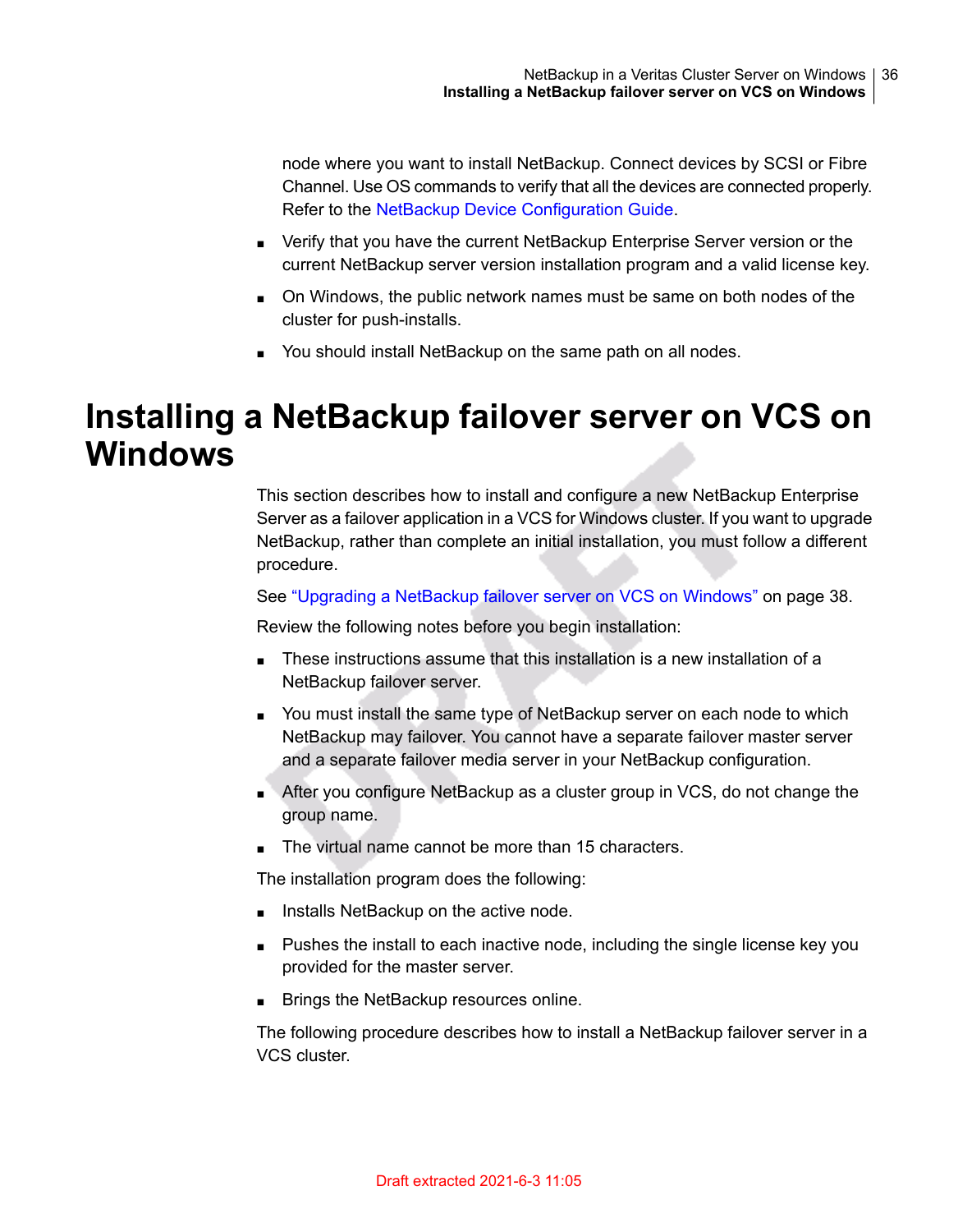node where you want to install NetBackup. Connect devices by SCSI or Fibre Channel. Use OS commands to verify that all the devices are connected properly. Refer to the NetBackup Device Configuration Guide.

- Verify that you have the current NetBackup Enterprise Server version or the current NetBackup server version installation program and a valid license key.
- On Windows, the public network names must be same on both nodes of the cluster for push-installs.
- You should install NetBackup on the same path on all nodes.

# Installing a NetBackup failover server on VCS on Windows

This section describes how to install and configure a new NetBackup Enterprise Server as a failover application in a VCS for Windows cluster. If you want to upgrade NetBackup, rather than complete an initial installation, you must follow a different procedure.

See "Upgrading a NetBackup failover server on VCS on Windows" on page 38.

Review the following notes before you begin installation:

- These instructions assume that this installation is a new installation of a NetBackup failover server.
- You must install the same type of NetBackup server on each node to which NetBackup may failover. You cannot have a separate failover master server and a separate failover media server in your NetBackup configuration.
- After you configure NetBackup as a cluster group in VCS, do not change the group name.
- The virtual name cannot be more than 15 characters.

The installation program does the following:

- Installs NetBackup on the active node.
- Pushes the install to each inactive node, including the single license key you provided for the master server.
- Brings the NetBackup resources online.

The following procedure describes how to install a NetBackup failover server in a VCS cluster.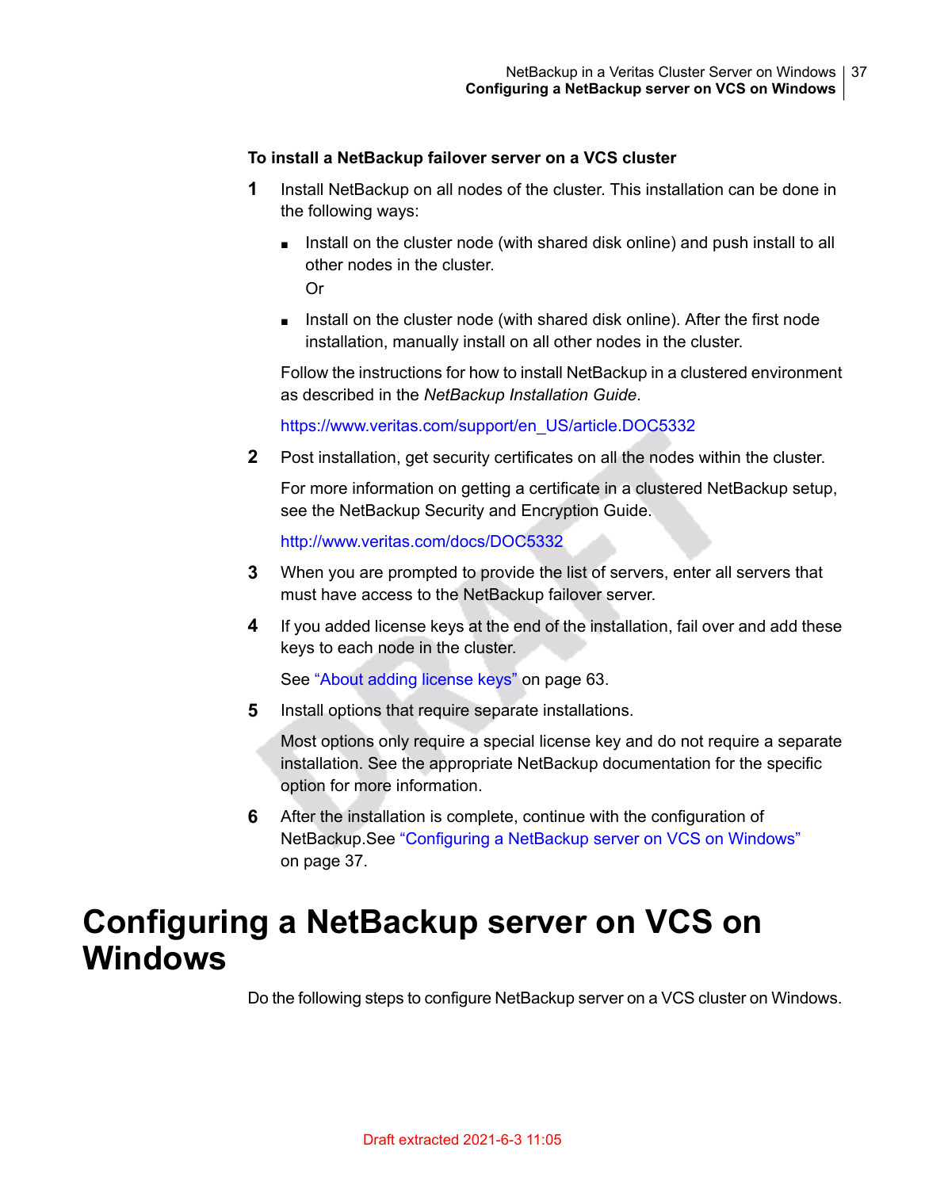**To install a NetBackup failover server on a VCS cluster**

1. Install NetBackup on all nodes of the cluster. This installation can be done in the following ways:

   - Install on the cluster node (with shared disk online) and push install to all other nodes in the cluster.
     Or
   - Install on the cluster node (with shared disk online). After the first node installation, manually install on all other nodes in the cluster.

   Follow the instructions for how to install NetBackup in a clustered environment as described in the *NetBackup Installation Guide*.

   https://www.veritas.com/support/en_US/article.DOC5332

2. Post installation, get security certificates on all the nodes within the cluster.

   For more information on getting a certificate in a clustered NetBackup setup, see the NetBackup Security and Encryption Guide.

   http://www.veritas.com/docs/DOC5332

3. When you are prompted to provide the list of servers, enter all servers that must have access to the NetBackup failover server.

4. If you added license keys at the end of the installation, fail over and add these keys to each node in the cluster.

   See "About adding license keys" on page 63.

5. Install options that require separate installations.

   Most options only require a special license key and do not require a separate installation. See the appropriate NetBackup documentation for the specific option for more information.

6. After the installation is complete, continue with the configuration of NetBackup.See "Configuring a NetBackup server on VCS on Windows" on page 37.

# Configuring a NetBackup server on VCS on Windows

Do the following steps to configure NetBackup server on a VCS cluster on Windows.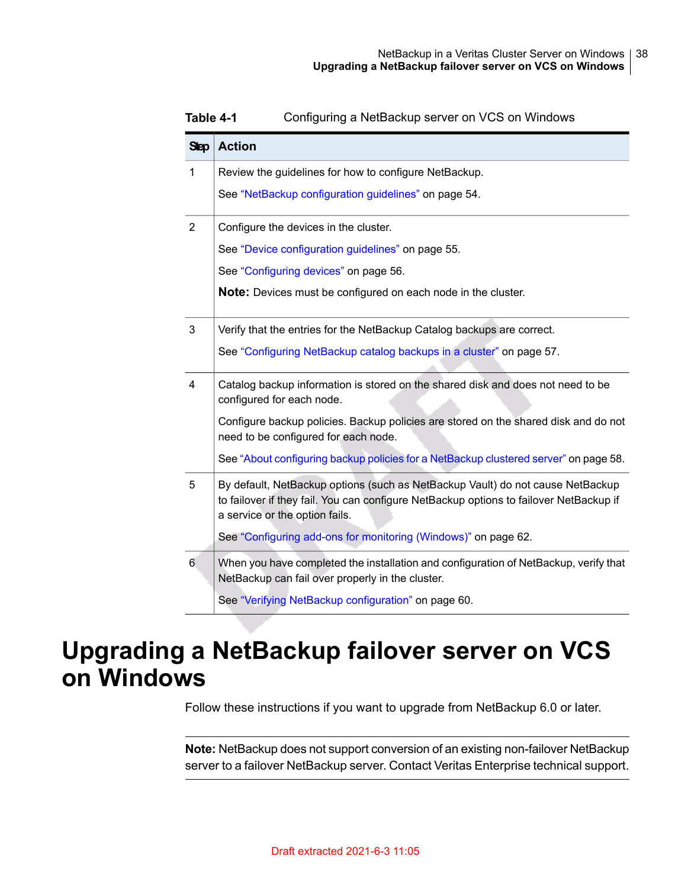**Table 4-1** Configuring a NetBackup server on VCS on Windows

| Step | Action |
| --- | --- |
| 1 | Review the guidelines for how to configure NetBackup.<br><br>See "NetBackup configuration guidelines" on page 54. |
| 2 | Configure the devices in the cluster.<br><br>See "Device configuration guidelines" on page 55.<br><br>See "Configuring devices" on page 56.<br><br>**Note:** Devices must be configured on each node in the cluster. |
| 3 | Verify that the entries for the NetBackup Catalog backups are correct.<br><br>See "Configuring NetBackup catalog backups in a cluster" on page 57. |
| 4 | Catalog backup information is stored on the shared disk and does not need to be configured for each node.<br><br>Configure backup policies. Backup policies are stored on the shared disk and do not need to be configured for each node.<br><br>See "About configuring backup policies for a NetBackup clustered server" on page 58. |
| 5 | By default, NetBackup options (such as NetBackup Vault) do not cause NetBackup to failover if they fail. You can configure NetBackup options to failover NetBackup if a service or the option fails.<br><br>See "Configuring add-ons for monitoring (Windows)" on page 62. |
| 6 | When you have completed the installation and configuration of NetBackup, verify that NetBackup can fail over properly in the cluster.<br><br>See "Verifying NetBackup configuration" on page 60. |

# Upgrading a NetBackup failover server on VCS on Windows

Follow these instructions if you want to upgrade from NetBackup 6.0 or later.

**Note:** NetBackup does not support conversion of an existing non-failover NetBackup server to a failover NetBackup server. Contact Veritas Enterprise technical support.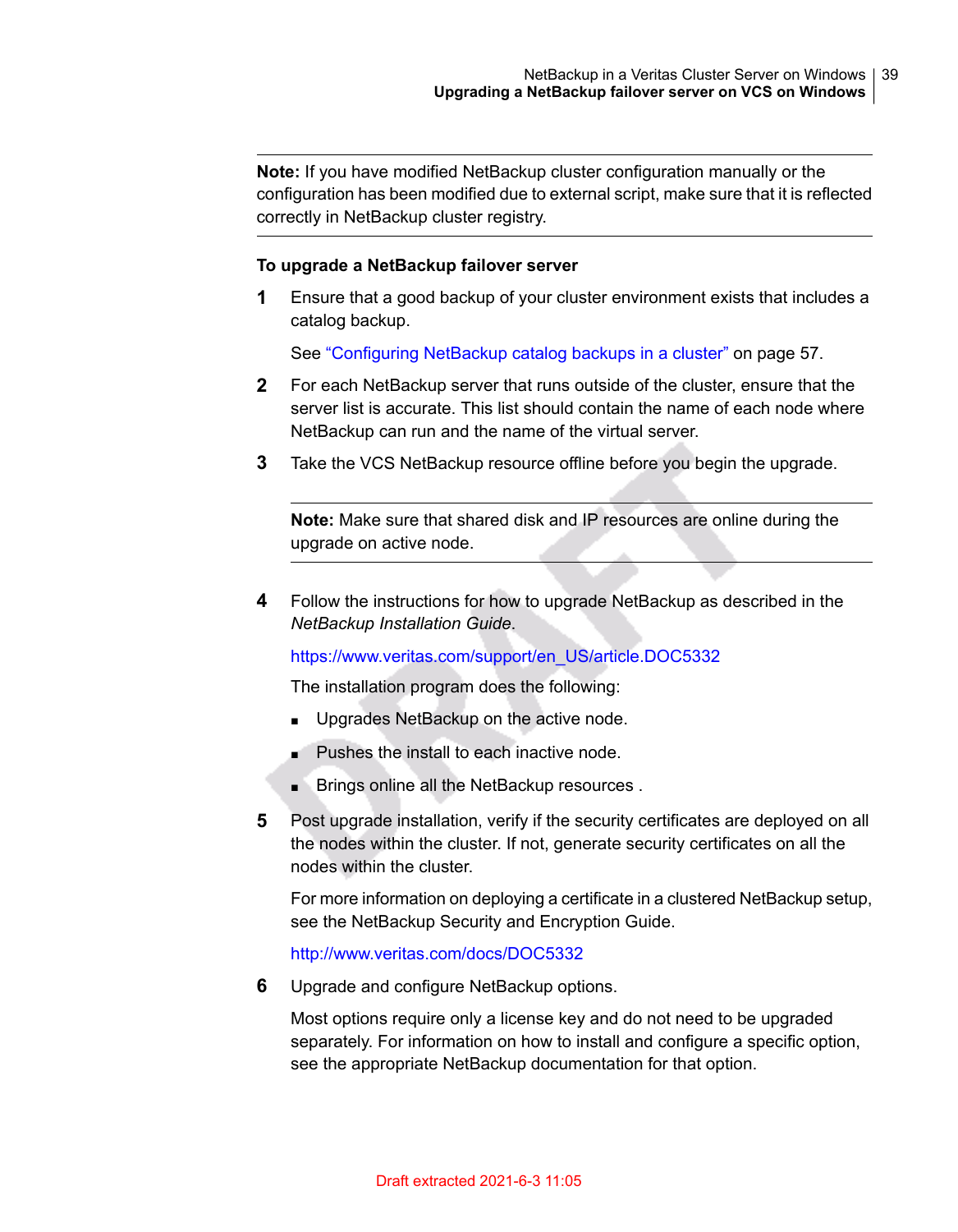**Note:** If you have modified NetBackup cluster configuration manually or the configuration has been modified due to external script, make sure that it is reflected correctly in NetBackup cluster registry.

**To upgrade a NetBackup failover server**

1. Ensure that a good backup of your cluster environment exists that includes a catalog backup.

   See "Configuring NetBackup catalog backups in a cluster" on page 57.

2. For each NetBackup server that runs outside of the cluster, ensure that the server list is accurate. This list should contain the name of each node where NetBackup can run and the name of the virtual server.

3. Take the VCS NetBackup resource offline before you begin the upgrade.

   **Note:** Make sure that shared disk and IP resources are online during the upgrade on active node.

4. Follow the instructions for how to upgrade NetBackup as described in the *NetBackup Installation Guide*.

   https://www.veritas.com/support/en_US/article.DOC5332

   The installation program does the following:

   - Upgrades NetBackup on the active node.
   - Pushes the install to each inactive node.
   - Brings online all the NetBackup resources .

5. Post upgrade installation, verify if the security certificates are deployed on all the nodes within the cluster. If not, generate security certificates on all the nodes within the cluster.

   For more information on deploying a certificate in a clustered NetBackup setup, see the NetBackup Security and Encryption Guide.

   http://www.veritas.com/docs/DOC5332

6. Upgrade and configure NetBackup options.

   Most options require only a license key and do not need to be upgraded separately. For information on how to install and configure a specific option, see the appropriate NetBackup documentation for that option.

Draft extracted 2021-6-3 11:05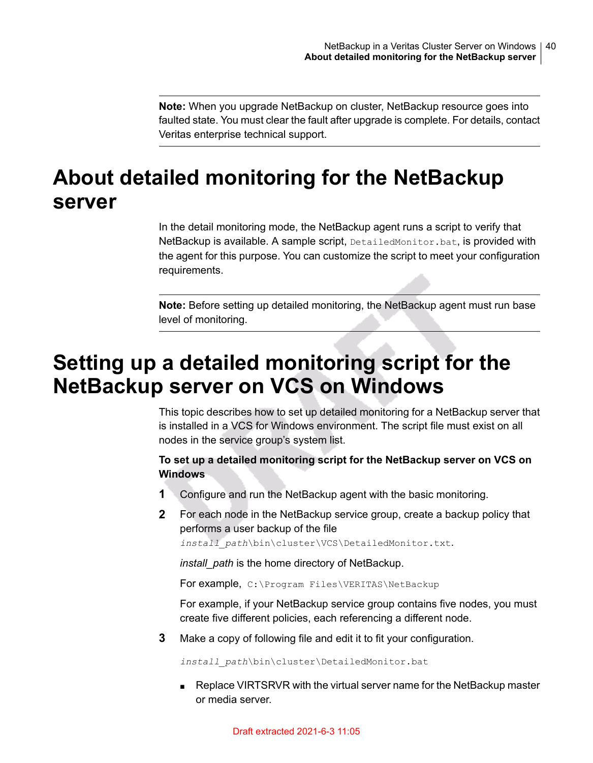**Note:** When you upgrade NetBackup on cluster, NetBackup resource goes into faulted state. You must clear the fault after upgrade is complete. For details, contact Veritas enterprise technical support.

# About detailed monitoring for the NetBackup server

In the detail monitoring mode, the NetBackup agent runs a script to verify that NetBackup is available. A sample script, `DetailedMonitor.bat`, is provided with the agent for this purpose. You can customize the script to meet your configuration requirements.

**Note:** Before setting up detailed monitoring, the NetBackup agent must run base level of monitoring.

# Setting up a detailed monitoring script for the NetBackup server on VCS on Windows

This topic describes how to set up detailed monitoring for a NetBackup server that is installed in a VCS for Windows environment. The script file must exist on all nodes in the service group's system list.

**To set up a detailed monitoring script for the NetBackup server on VCS on Windows**

1. Configure and run the NetBackup agent with the basic monitoring.
2. For each node in the NetBackup service group, create a backup policy that performs a user backup of the file `install_path\bin\cluster\VCS\DetailedMonitor.txt`.

   *install_path* is the home directory of NetBackup.

   For example, `C:\Program Files\VERITAS\NetBackup`

   For example, if your NetBackup service group contains five nodes, you must create five different policies, each referencing a different node.
3. Make a copy of following file and edit it to fit your configuration.

   `install_path\bin\cluster\DetailedMonitor.bat`

   - Replace VIRTSRVR with the virtual server name for the NetBackup master or media server.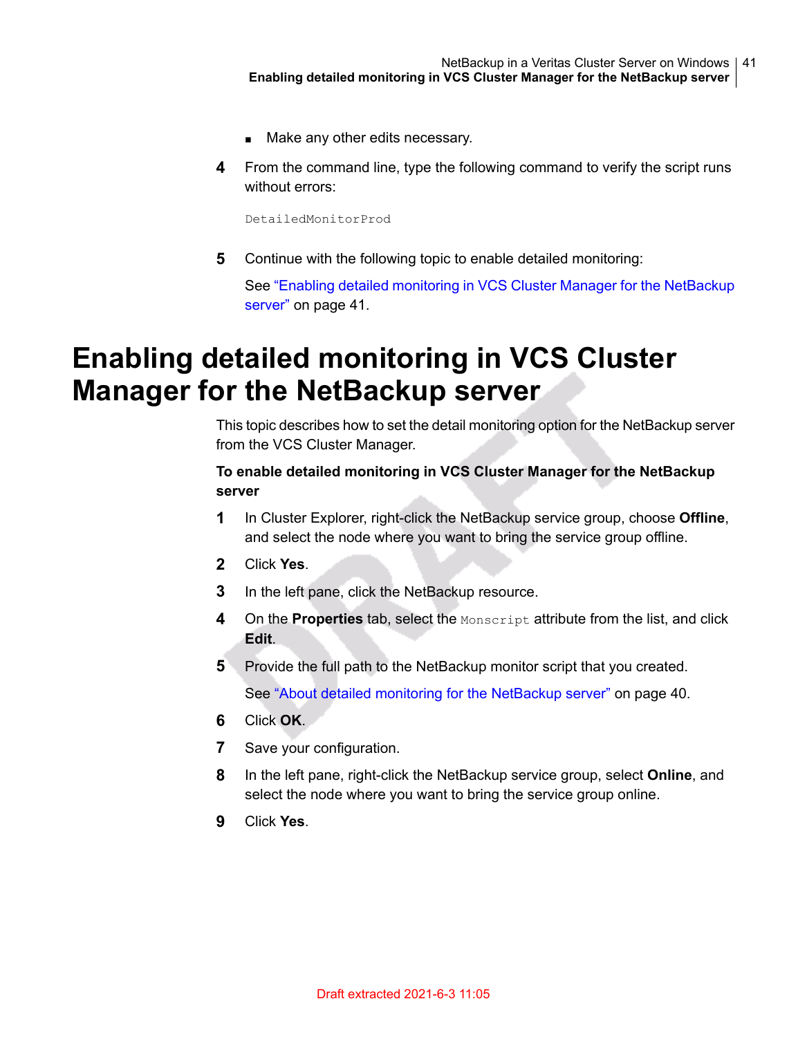- Make any other edits necessary.

4 From the command line, type the following command to verify the script runs without errors:

```
DetailedMonitorProd
```

5 Continue with the following topic to enable detailed monitoring:

See "Enabling detailed monitoring in VCS Cluster Manager for the NetBackup server" on page 41.

# Enabling detailed monitoring in VCS Cluster Manager for the NetBackup server

This topic describes how to set the detail monitoring option for the NetBackup server from the VCS Cluster Manager.

**To enable detailed monitoring in VCS Cluster Manager for the NetBackup server**

1. In Cluster Explorer, right-click the NetBackup service group, choose **Offline**, and select the node where you want to bring the service group offline.
2. Click **Yes**.
3. In the left pane, click the NetBackup resource.
4. On the **Properties** tab, select the `Monscript` attribute from the list, and click **Edit**.
5. Provide the full path to the NetBackup monitor script that you created.

   See "About detailed monitoring for the NetBackup server" on page 40.
6. Click **OK**.
7. Save your configuration.
8. In the left pane, right-click the NetBackup service group, select **Online**, and select the node where you want to bring the service group online.
9. Click **Yes**.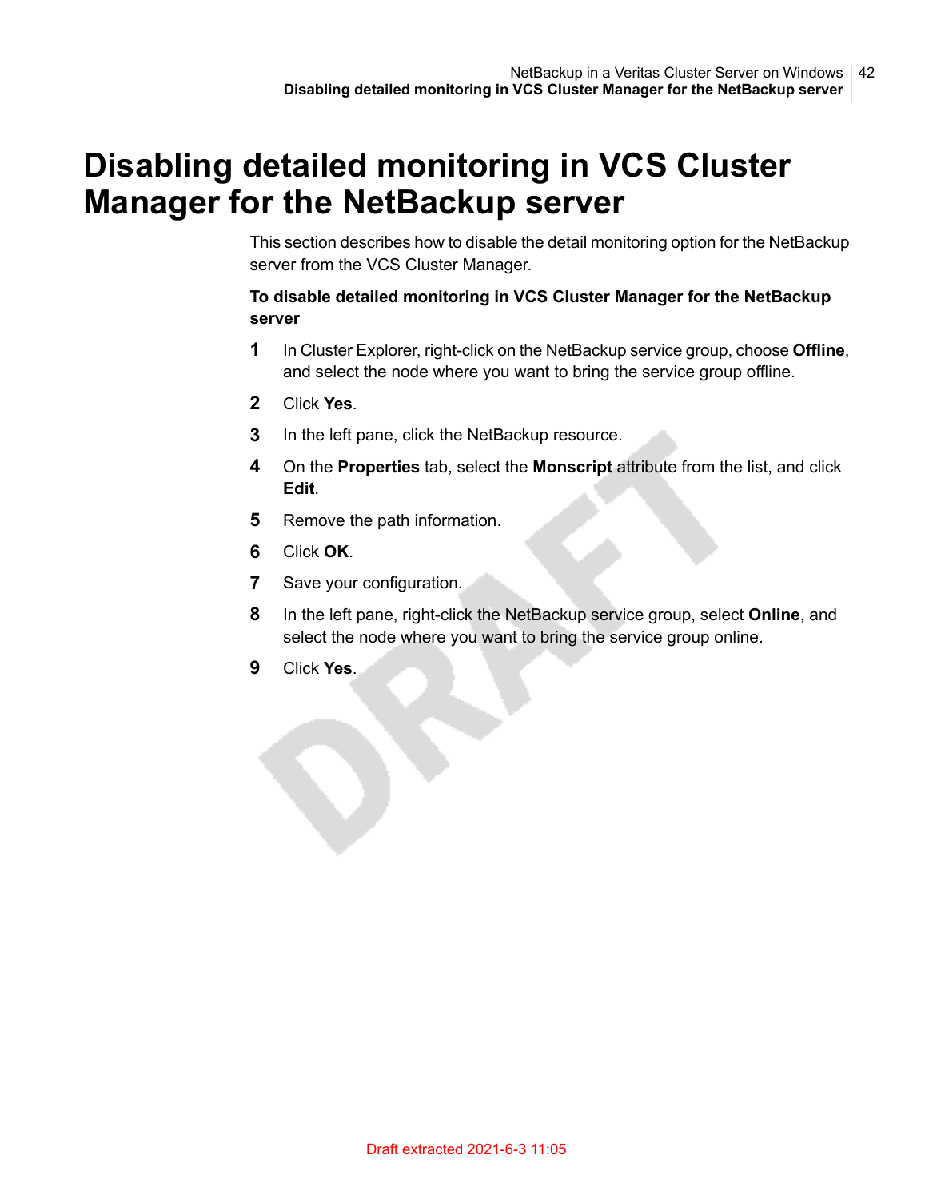# Disabling detailed monitoring in VCS Cluster Manager for the NetBackup server

This section describes how to disable the detail monitoring option for the NetBackup server from the VCS Cluster Manager.

**To disable detailed monitoring in VCS Cluster Manager for the NetBackup server**

1. In Cluster Explorer, right-click on the NetBackup service group, choose **Offline**, and select the node where you want to bring the service group offline.
2. Click **Yes**.
3. In the left pane, click the NetBackup resource.
4. On the **Properties** tab, select the **Monscript** attribute from the list, and click **Edit**.
5. Remove the path information.
6. Click **OK**.
7. Save your configuration.
8. In the left pane, right-click the NetBackup service group, select **Online**, and select the node where you want to bring the service group online.
9. Click **Yes**.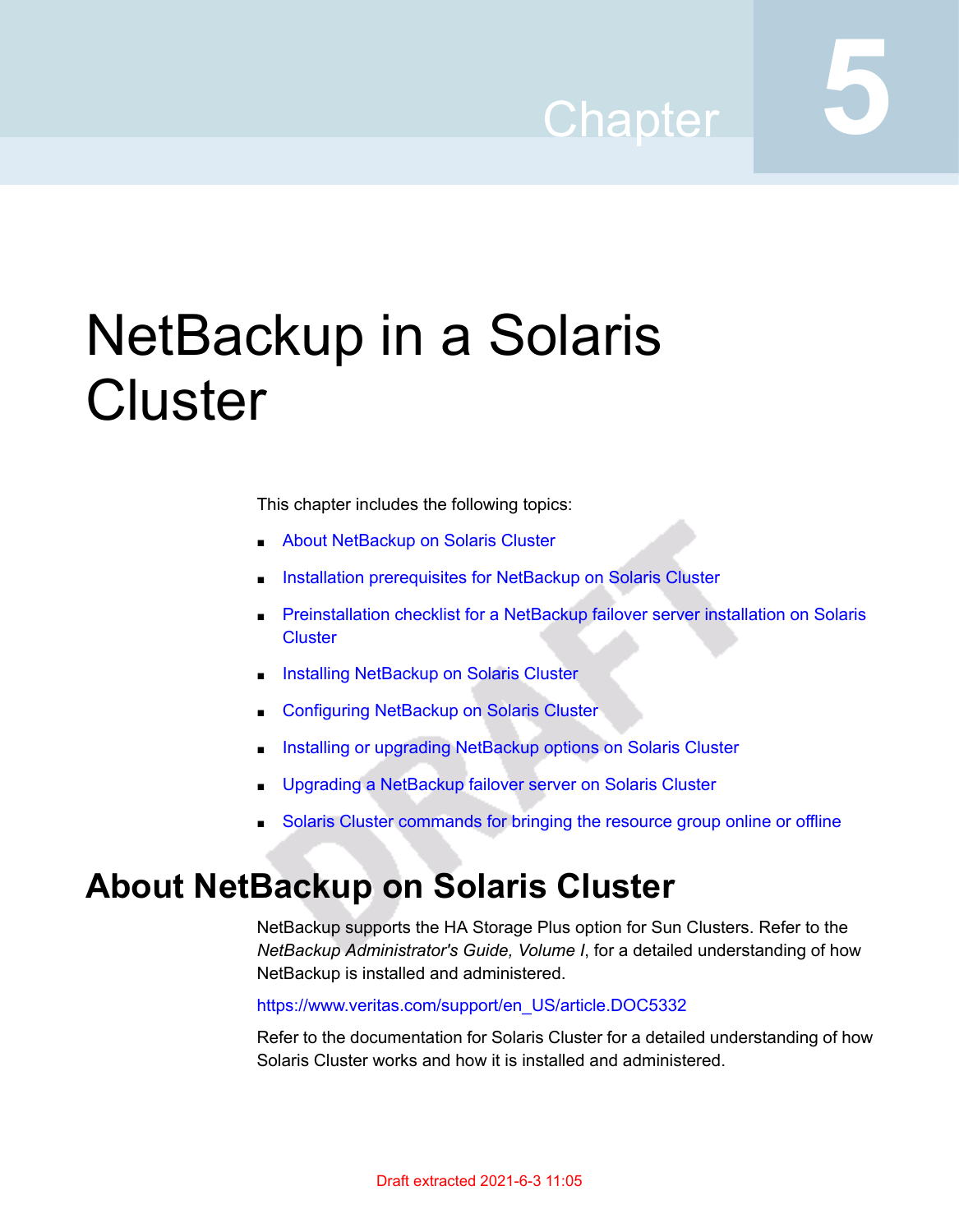Chapter 5

# NetBackup in a Solaris Cluster

This chapter includes the following topics:

- About NetBackup on Solaris Cluster
- Installation prerequisites for NetBackup on Solaris Cluster
- Preinstallation checklist for a NetBackup failover server installation on Solaris Cluster
- Installing NetBackup on Solaris Cluster
- Configuring NetBackup on Solaris Cluster
- Installing or upgrading NetBackup options on Solaris Cluster
- Upgrading a NetBackup failover server on Solaris Cluster
- Solaris Cluster commands for bringing the resource group online or offline

## About NetBackup on Solaris Cluster

NetBackup supports the HA Storage Plus option for Sun Clusters. Refer to the *NetBackup Administrator's Guide, Volume I*, for a detailed understanding of how NetBackup is installed and administered.

https://www.veritas.com/support/en_US/article.DOC5332

Refer to the documentation for Solaris Cluster for a detailed understanding of how Solaris Cluster works and how it is installed and administered.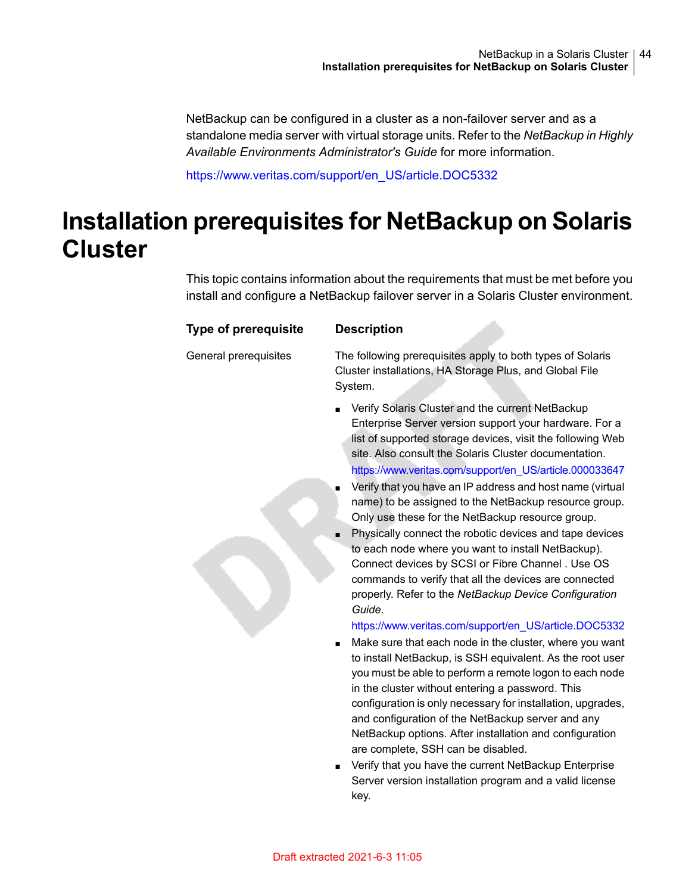NetBackup can be configured in a cluster as a non-failover server and as a standalone media server with virtual storage units. Refer to the *NetBackup in Highly Available Environments Administrator's Guide* for more information.

https://www.veritas.com/support/en_US/article.DOC5332

# Installation prerequisites for NetBackup on Solaris Cluster

This topic contains information about the requirements that must be met before you install and configure a NetBackup failover server in a Solaris Cluster environment.

| Type of prerequisite | Description |
| --- | --- |
| General prerequisites | The following prerequisites apply to both types of Solaris Cluster installations, HA Storage Plus, and Global File System.<br><br>■ Verify Solaris Cluster and the current NetBackup Enterprise Server version support your hardware. For a list of supported storage devices, visit the following Web site. Also consult the Solaris Cluster documentation.<br>https://www.veritas.com/support/en_US/article.000033647<br>■ Verify that you have an IP address and host name (virtual name) to be assigned to the NetBackup resource group. Only use these for the NetBackup resource group.<br>■ Physically connect the robotic devices and tape devices to each node where you want to install NetBackup). Connect devices by SCSI or Fibre Channel . Use OS commands to verify that all the devices are connected properly. Refer to the *NetBackup Device Configuration Guide*.<br>https://www.veritas.com/support/en_US/article.DOC5332<br>■ Make sure that each node in the cluster, where you want to install NetBackup, is SSH equivalent. As the root user you must be able to perform a remote logon to each node in the cluster without entering a password. This configuration is only necessary for installation, upgrades, and configuration of the NetBackup server and any NetBackup options. After installation and configuration are complete, SSH can be disabled.<br>■ Verify that you have the current NetBackup Enterprise Server version installation program and a valid license key. |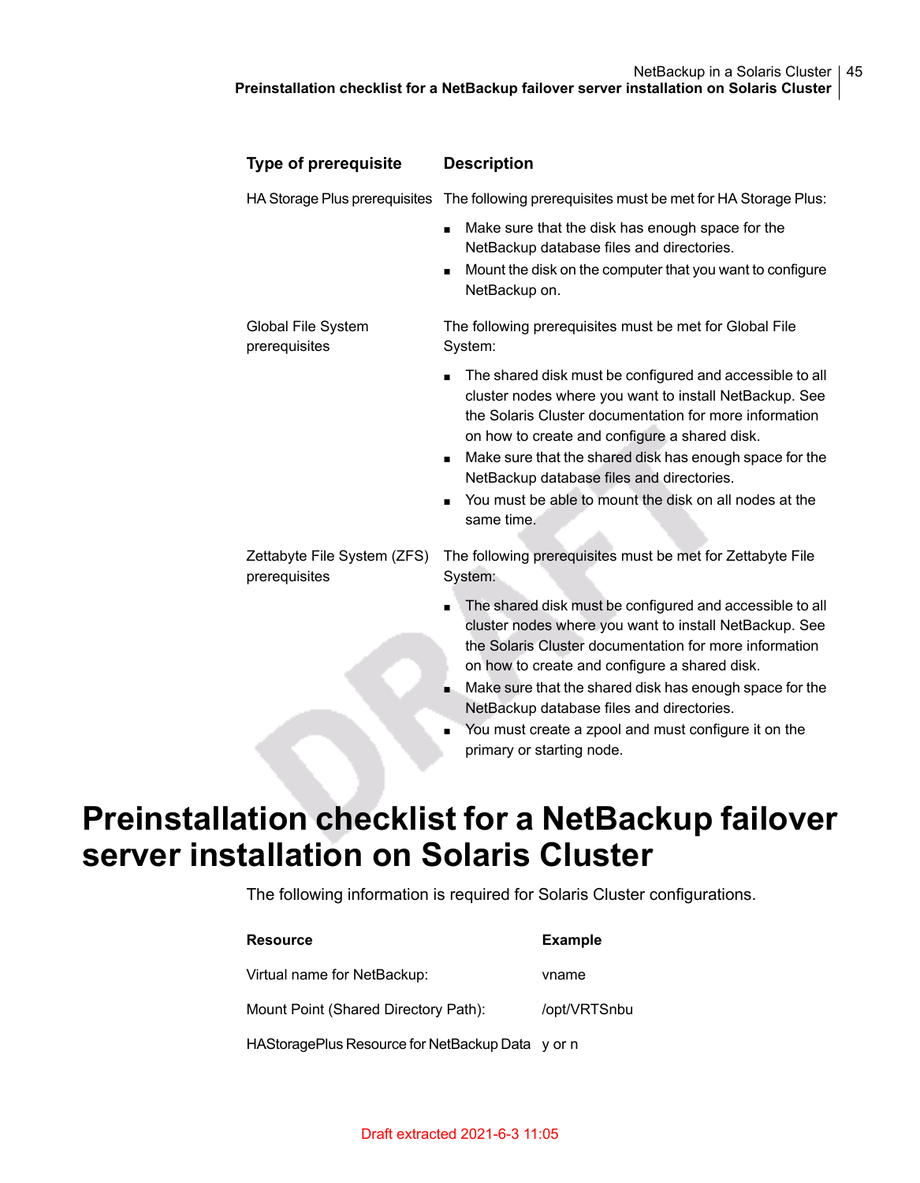| Type of prerequisite | Description |
|---|---|
| HA Storage Plus prerequisites | The following prerequisites must be met for HA Storage Plus:<br>■ Make sure that the disk has enough space for the NetBackup database files and directories.<br>■ Mount the disk on the computer that you want to configure NetBackup on. |
| Global File System prerequisites | The following prerequisites must be met for Global File System:<br>■ The shared disk must be configured and accessible to all cluster nodes where you want to install NetBackup. See the Solaris Cluster documentation for more information on how to create and configure a shared disk.<br>■ Make sure that the shared disk has enough space for the NetBackup database files and directories.<br>■ You must be able to mount the disk on all nodes at the same time. |
| Zettabyte File System (ZFS) prerequisites | The following prerequisites must be met for Zettabyte File System:<br>■ The shared disk must be configured and accessible to all cluster nodes where you want to install NetBackup. See the Solaris Cluster documentation for more information on how to create and configure a shared disk.<br>■ Make sure that the shared disk has enough space for the NetBackup database files and directories.<br>■ You must create a zpool and must configure it on the primary or starting node. |

# Preinstallation checklist for a NetBackup failover server installation on Solaris Cluster

The following information is required for Solaris Cluster configurations.

| Resource | Example |
|---|---|
| Virtual name for NetBackup: | vname |
| Mount Point (Shared Directory Path): | /opt/VRTSnbu |
| HAStoragePlus Resource for NetBackup Data | y or n |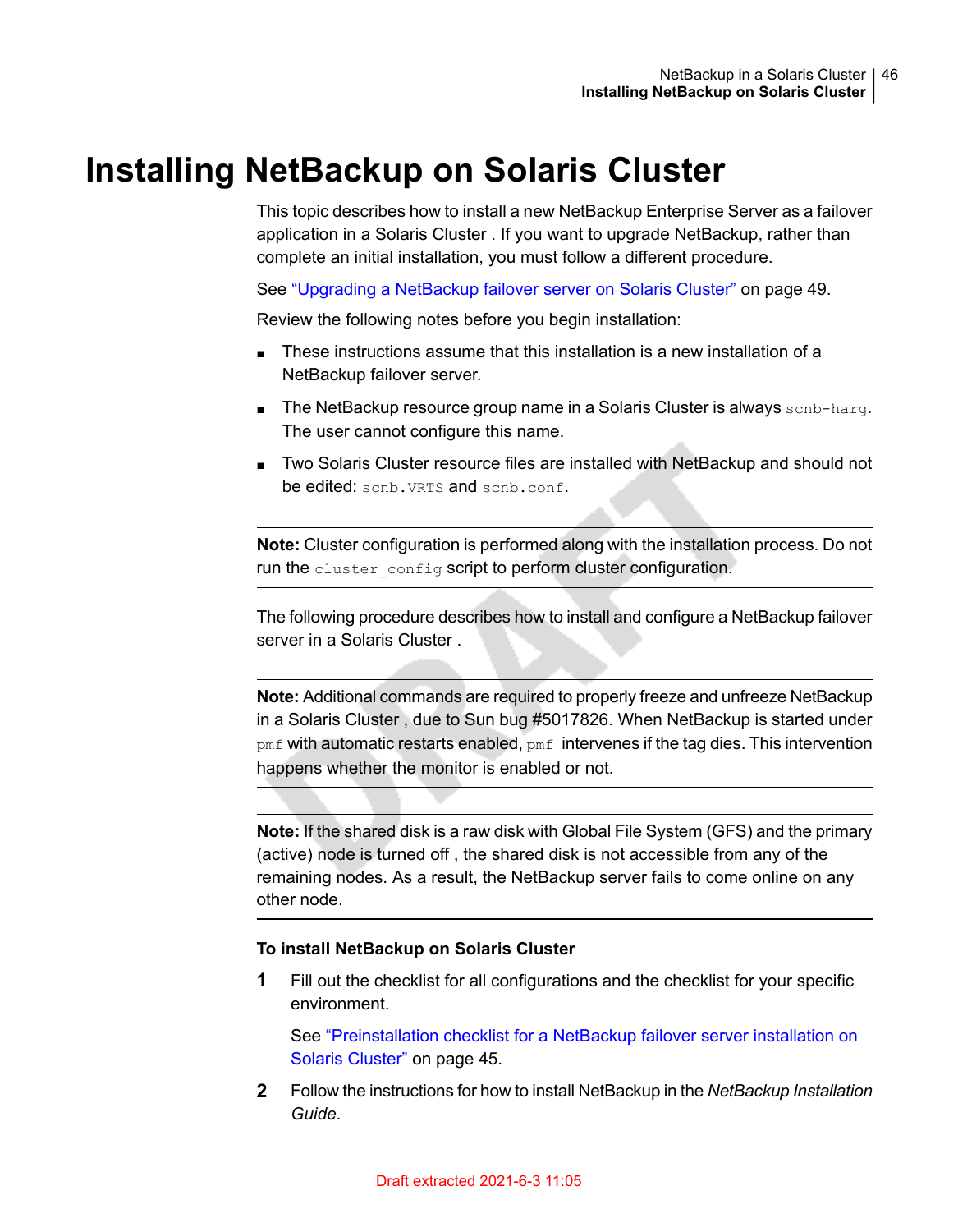# Installing NetBackup on Solaris Cluster

This topic describes how to install a new NetBackup Enterprise Server as a failover application in a Solaris Cluster . If you want to upgrade NetBackup, rather than complete an initial installation, you must follow a different procedure.

See "Upgrading a NetBackup failover server on Solaris Cluster" on page 49.

Review the following notes before you begin installation:

- These instructions assume that this installation is a new installation of a NetBackup failover server.
- The NetBackup resource group name in a Solaris Cluster is always `scnb-harg`. The user cannot configure this name.
- Two Solaris Cluster resource files are installed with NetBackup and should not be edited: `scnb.VRTS` and `scnb.conf`.

---

**Note:** Cluster configuration is performed along with the installation process. Do not run the `cluster_config` script to perform cluster configuration.

---

The following procedure describes how to install and configure a NetBackup failover server in a Solaris Cluster .

---

**Note:** Additional commands are required to properly freeze and unfreeze NetBackup in a Solaris Cluster , due to Sun bug #5017826. When NetBackup is started under `pmf` with automatic restarts enabled, `pmf` intervenes if the tag dies. This intervention happens whether the monitor is enabled or not.

---

**Note:** If the shared disk is a raw disk with Global File System (GFS) and the primary (active) node is turned off , the shared disk is not accessible from any of the remaining nodes. As a result, the NetBackup server fails to come online on any other node.

---

**To install NetBackup on Solaris Cluster**

1. Fill out the checklist for all configurations and the checklist for your specific environment.

   See "Preinstallation checklist for a NetBackup failover server installation on Solaris Cluster" on page 45.

2. Follow the instructions for how to install NetBackup in the *NetBackup Installation Guide*.

Draft extracted 2021-6-3 11:05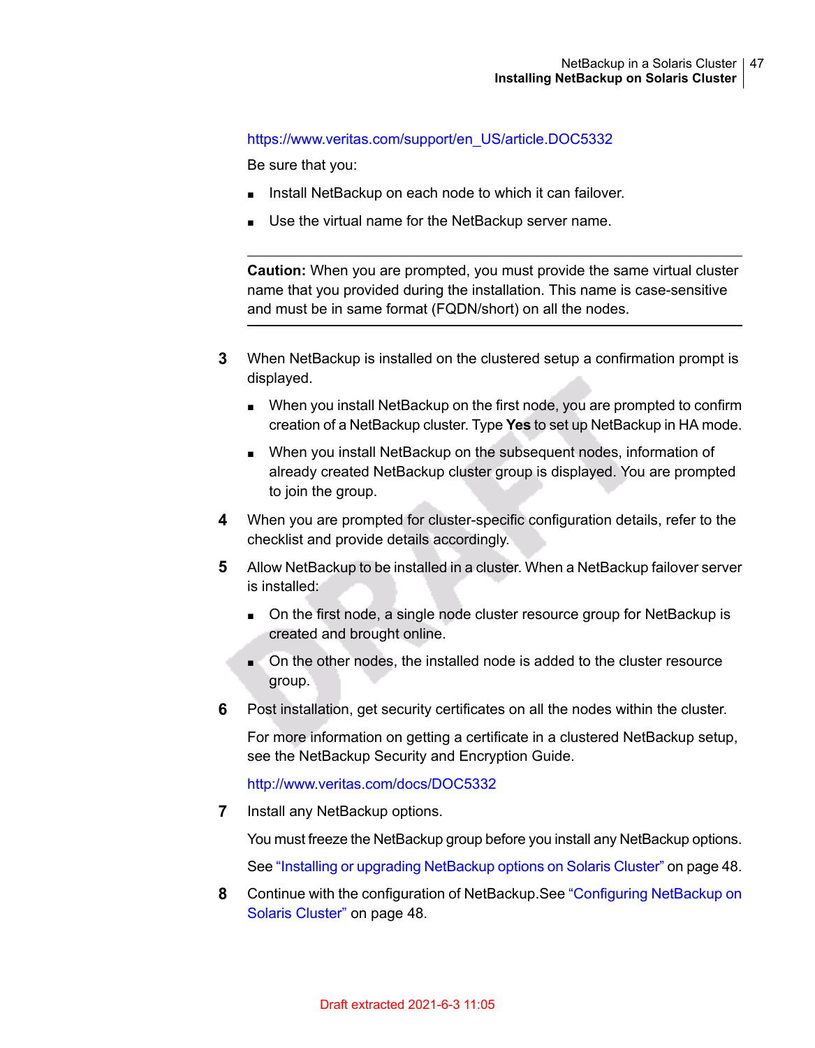https://www.veritas.com/support/en_US/article.DOC5332

Be sure that you:

- Install NetBackup on each node to which it can failover.
- Use the virtual name for the NetBackup server name.

---

**Caution:** When you are prompted, you must provide the same virtual cluster name that you provided during the installation. This name is case-sensitive and must be in same format (FQDN/short) on all the nodes.

---

3. When NetBackup is installed on the clustered setup a confirmation prompt is displayed.
   - When you install NetBackup on the first node, you are prompted to confirm creation of a NetBackup cluster. Type **Yes** to set up NetBackup in HA mode.
   - When you install NetBackup on the subsequent nodes, information of already created NetBackup cluster group is displayed. You are prompted to join the group.
4. When you are prompted for cluster-specific configuration details, refer to the checklist and provide details accordingly.
5. Allow NetBackup to be installed in a cluster. When a NetBackup failover server is installed:
   - On the first node, a single node cluster resource group for NetBackup is created and brought online.
   - On the other nodes, the installed node is added to the cluster resource group.
6. Post installation, get security certificates on all the nodes within the cluster.

   For more information on getting a certificate in a clustered NetBackup setup, see the NetBackup Security and Encryption Guide.

   http://www.veritas.com/docs/DOC5332
7. Install any NetBackup options.

   You must freeze the NetBackup group before you install any NetBackup options.

   See "Installing or upgrading NetBackup options on Solaris Cluster" on page 48.
8. Continue with the configuration of NetBackup.See "Configuring NetBackup on Solaris Cluster" on page 48.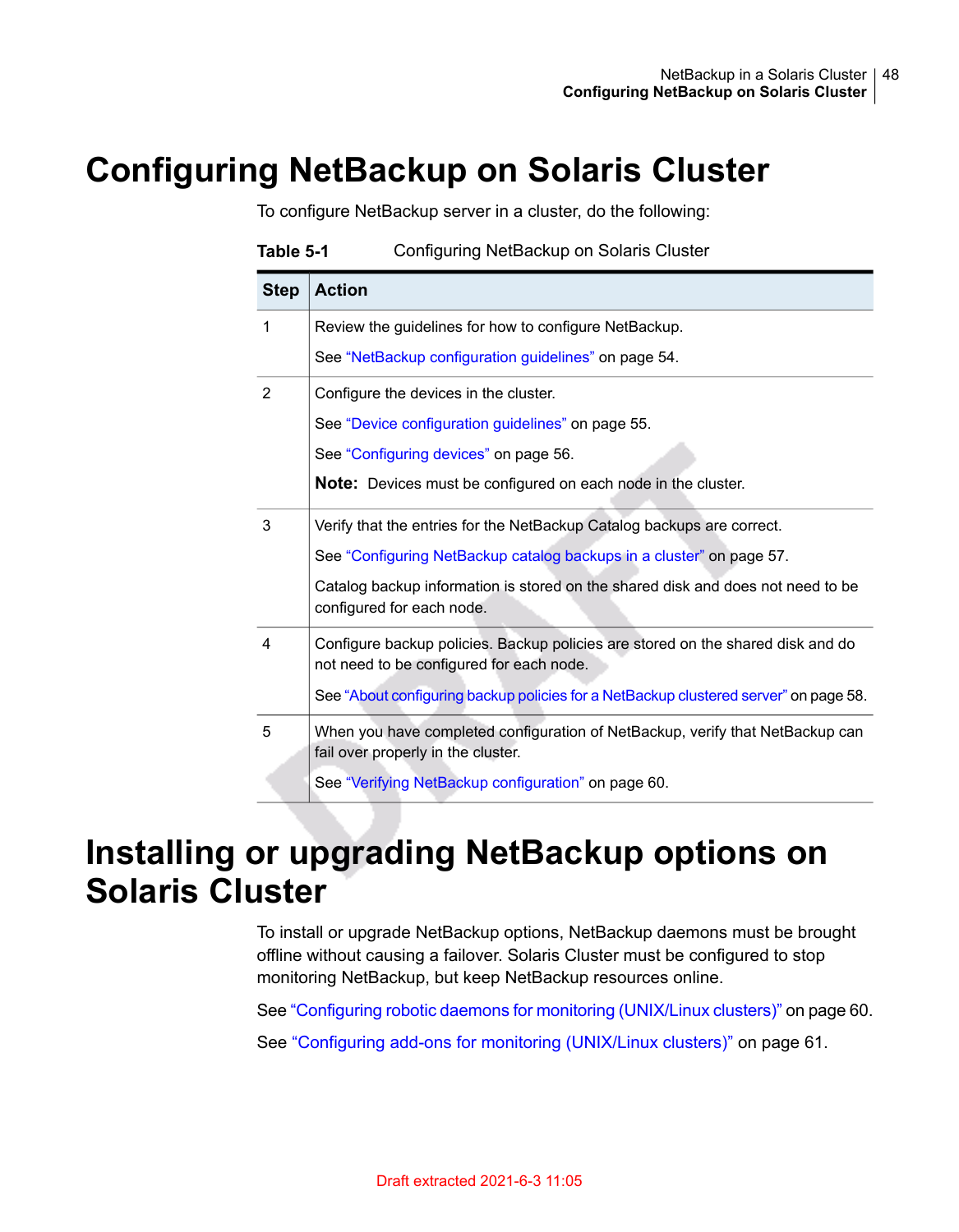# Configuring NetBackup on Solaris Cluster

To configure NetBackup server in a cluster, do the following:

**Table 5-1** Configuring NetBackup on Solaris Cluster

| Step | Action |
|---|---|
| 1 | Review the guidelines for how to configure NetBackup.<br>See "NetBackup configuration guidelines" on page 54. |
| 2 | Configure the devices in the cluster.<br>See "Device configuration guidelines" on page 55.<br>See "Configuring devices" on page 56.<br>**Note:** Devices must be configured on each node in the cluster. |
| 3 | Verify that the entries for the NetBackup Catalog backups are correct.<br>See "Configuring NetBackup catalog backups in a cluster" on page 57.<br>Catalog backup information is stored on the shared disk and does not need to be configured for each node. |
| 4 | Configure backup policies. Backup policies are stored on the shared disk and do not need to be configured for each node.<br>See "About configuring backup policies for a NetBackup clustered server" on page 58. |
| 5 | When you have completed configuration of NetBackup, verify that NetBackup can fail over properly in the cluster.<br>See "Verifying NetBackup configuration" on page 60. |

# Installing or upgrading NetBackup options on Solaris Cluster

To install or upgrade NetBackup options, NetBackup daemons must be brought offline without causing a failover. Solaris Cluster must be configured to stop monitoring NetBackup, but keep NetBackup resources online.

See "Configuring robotic daemons for monitoring (UNIX/Linux clusters)" on page 60.

See "Configuring add-ons for monitoring (UNIX/Linux clusters)" on page 61.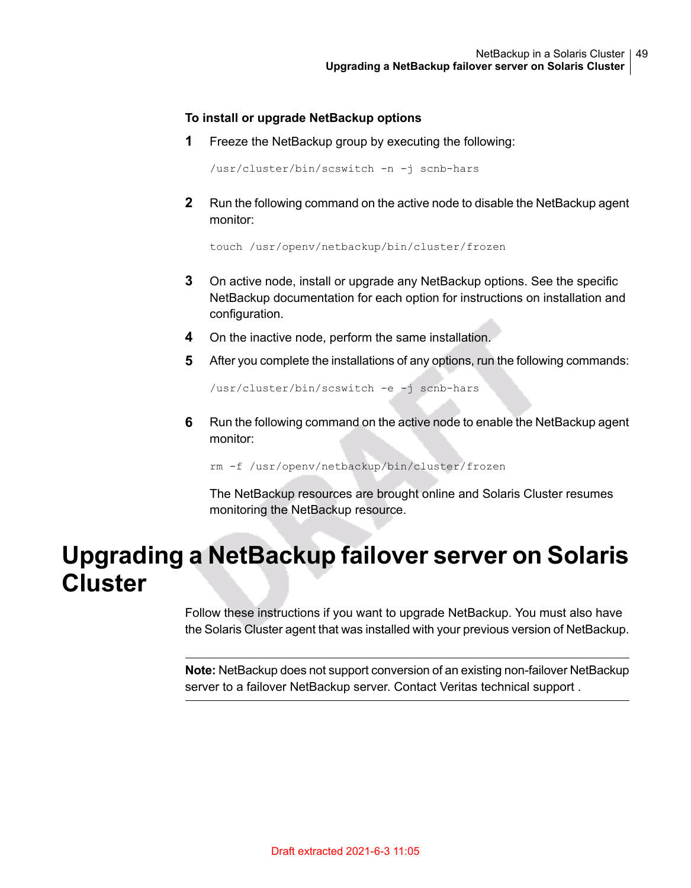**To install or upgrade NetBackup options**

1. Freeze the NetBackup group by executing the following:

   ```
   /usr/cluster/bin/scswitch -n -j scnb-hars
   ```

2. Run the following command on the active node to disable the NetBackup agent monitor:

   ```
   touch /usr/openv/netbackup/bin/cluster/frozen
   ```

3. On active node, install or upgrade any NetBackup options. See the specific NetBackup documentation for each option for instructions on installation and configuration.
4. On the inactive node, perform the same installation.
5. After you complete the installations of any options, run the following commands:

   ```
   /usr/cluster/bin/scswitch -e -j scnb-hars
   ```

6. Run the following command on the active node to enable the NetBackup agent monitor:

   ```
   rm -f /usr/openv/netbackup/bin/cluster/frozen
   ```

   The NetBackup resources are brought online and Solaris Cluster resumes monitoring the NetBackup resource.

# Upgrading a NetBackup failover server on Solaris Cluster

Follow these instructions if you want to upgrade NetBackup. You must also have the Solaris Cluster agent that was installed with your previous version of NetBackup.

---

**Note:** NetBackup does not support conversion of an existing non-failover NetBackup server to a failover NetBackup server. Contact Veritas technical support .

---

Draft extracted 2021-6-3 11:05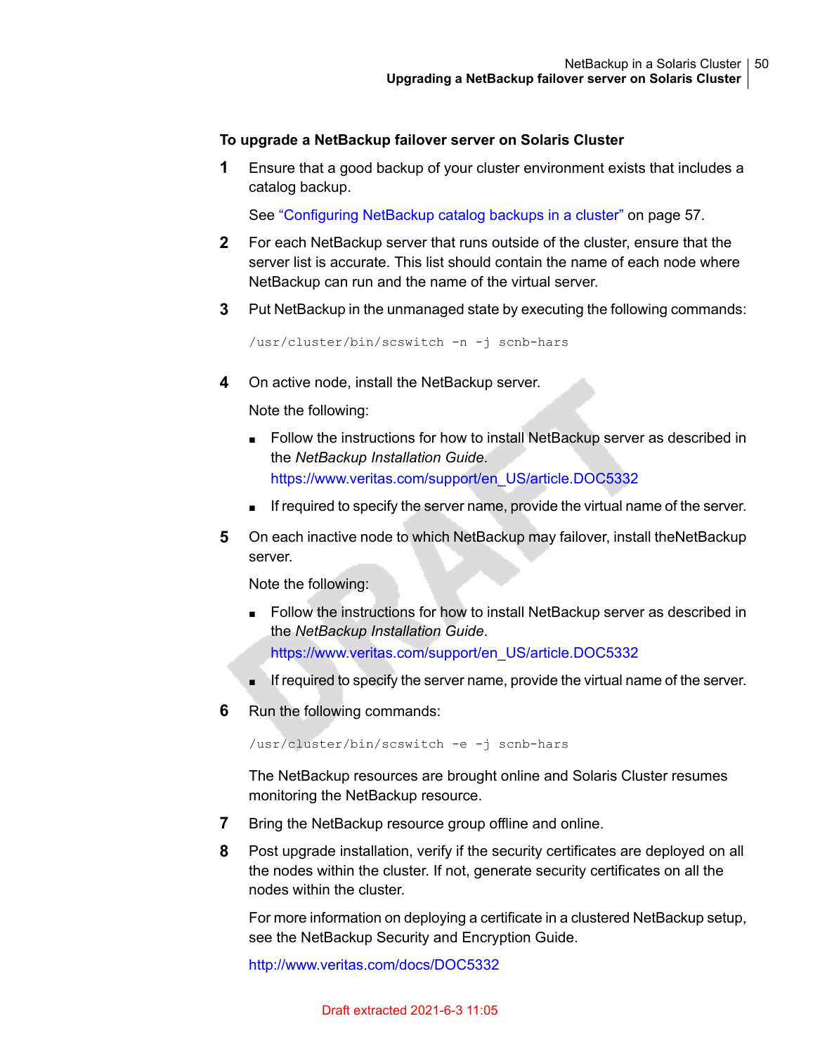**To upgrade a NetBackup failover server on Solaris Cluster**

1. Ensure that a good backup of your cluster environment exists that includes a catalog backup.

   See "Configuring NetBackup catalog backups in a cluster" on page 57.

2. For each NetBackup server that runs outside of the cluster, ensure that the server list is accurate. This list should contain the name of each node where NetBackup can run and the name of the virtual server.

3. Put NetBackup in the unmanaged state by executing the following commands:

   ```
   /usr/cluster/bin/scswitch -n -j scnb-hars
   ```

4. On active node, install the NetBackup server.

   Note the following:

   - Follow the instructions for how to install NetBackup server as described in the *NetBackup Installation Guide*.
     https://www.veritas.com/support/en_US/article.DOC5332
   - If required to specify the server name, provide the virtual name of the server.

5. On each inactive node to which NetBackup may failover, install theNetBackup server.

   Note the following:

   - Follow the instructions for how to install NetBackup server as described in the *NetBackup Installation Guide*.
     https://www.veritas.com/support/en_US/article.DOC5332
   - If required to specify the server name, provide the virtual name of the server.

6. Run the following commands:

   ```
   /usr/cluster/bin/scswitch -e -j scnb-hars
   ```

   The NetBackup resources are brought online and Solaris Cluster resumes monitoring the NetBackup resource.

7. Bring the NetBackup resource group offline and online.

8. Post upgrade installation, verify if the security certificates are deployed on all the nodes within the cluster. If not, generate security certificates on all the nodes within the cluster.

   For more information on deploying a certificate in a clustered NetBackup setup, see the NetBackup Security and Encryption Guide.

   http://www.veritas.com/docs/DOC5332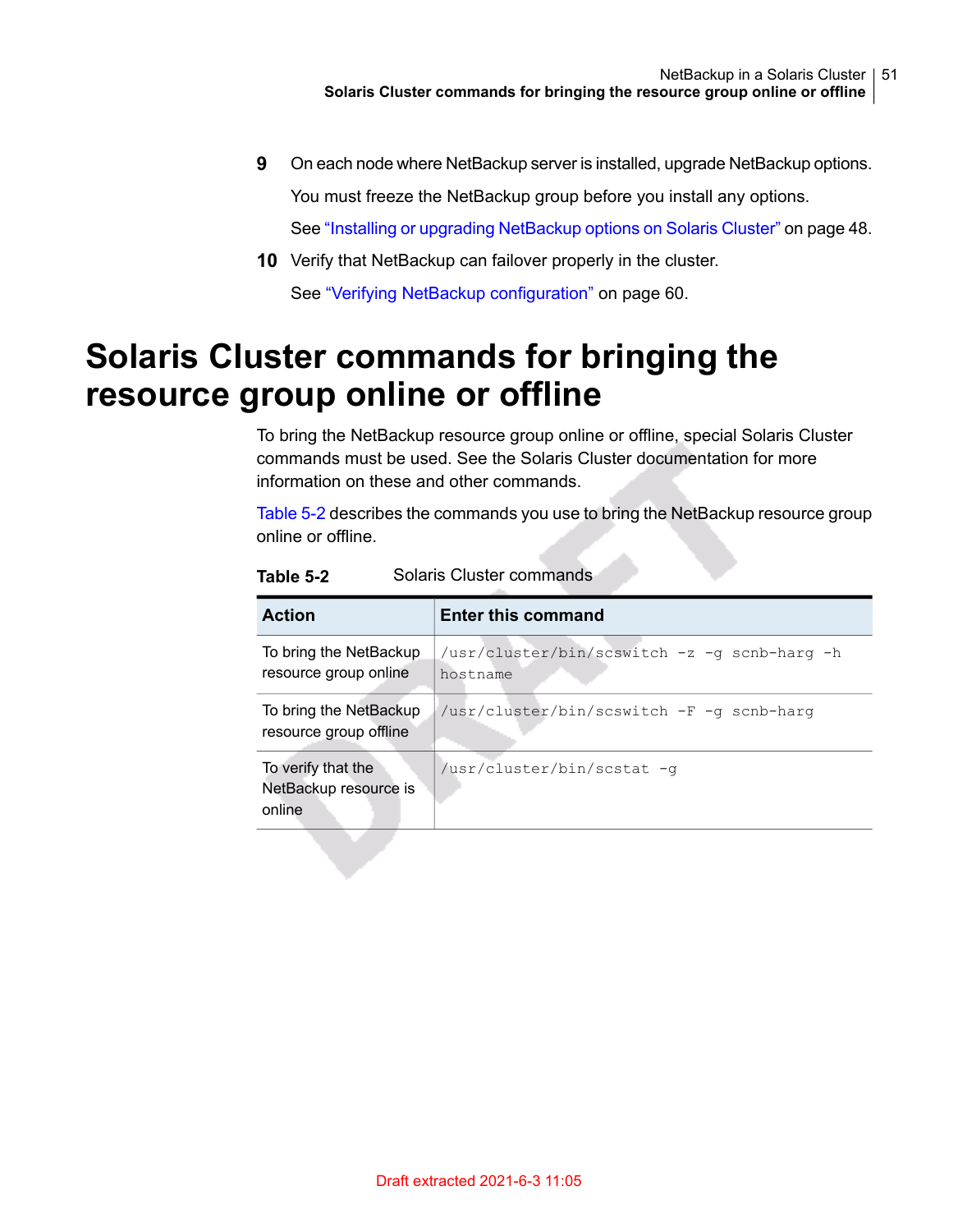9. On each node where NetBackup server is installed, upgrade NetBackup options.

   You must freeze the NetBackup group before you install any options.

   See "Installing or upgrading NetBackup options on Solaris Cluster" on page 48.

10. Verify that NetBackup can failover properly in the cluster.

    See "Verifying NetBackup configuration" on page 60.

# Solaris Cluster commands for bringing the resource group online or offline

To bring the NetBackup resource group online or offline, special Solaris Cluster commands must be used. See the Solaris Cluster documentation for more information on these and other commands.

Table 5-2 describes the commands you use to bring the NetBackup resource group online or offline.

**Table 5-2** Solaris Cluster commands

| Action | Enter this command |
|---|---|
| To bring the NetBackup resource group online | `/usr/cluster/bin/scswitch -z -g scnb-harg -h hostname` |
| To bring the NetBackup resource group offline | `/usr/cluster/bin/scswitch -F -g scnb-harg` |
| To verify that the NetBackup resource is online | `/usr/cluster/bin/scstat -g` |

Draft extracted 2021-6-3 11:05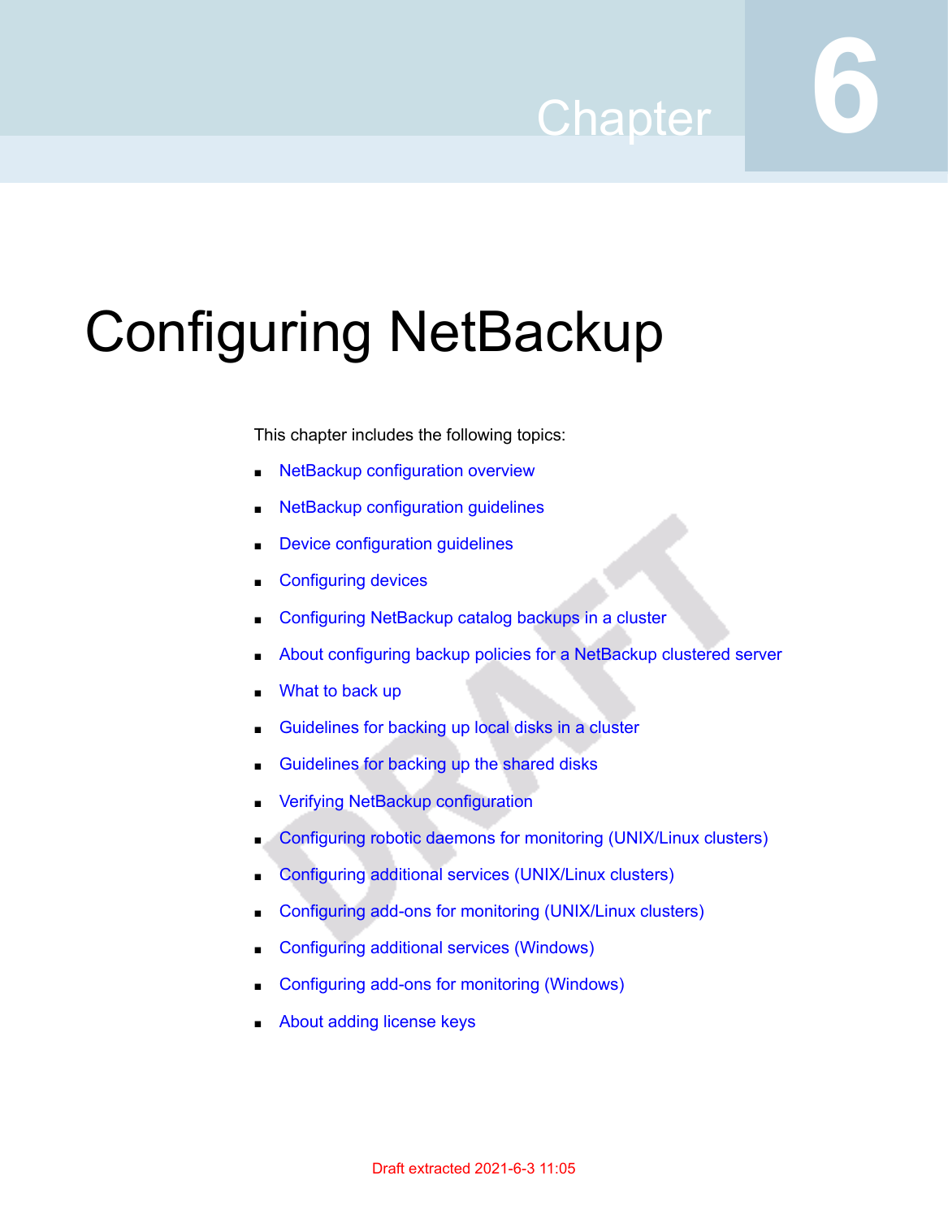# Chapter 6

# Configuring NetBackup

This chapter includes the following topics:

- NetBackup configuration overview
- NetBackup configuration guidelines
- Device configuration guidelines
- Configuring devices
- Configuring NetBackup catalog backups in a cluster
- About configuring backup policies for a NetBackup clustered server
- What to back up
- Guidelines for backing up local disks in a cluster
- Guidelines for backing up the shared disks
- Verifying NetBackup configuration
- Configuring robotic daemons for monitoring (UNIX/Linux clusters)
- Configuring additional services (UNIX/Linux clusters)
- Configuring add-ons for monitoring (UNIX/Linux clusters)
- Configuring additional services (Windows)
- Configuring add-ons for monitoring (Windows)
- About adding license keys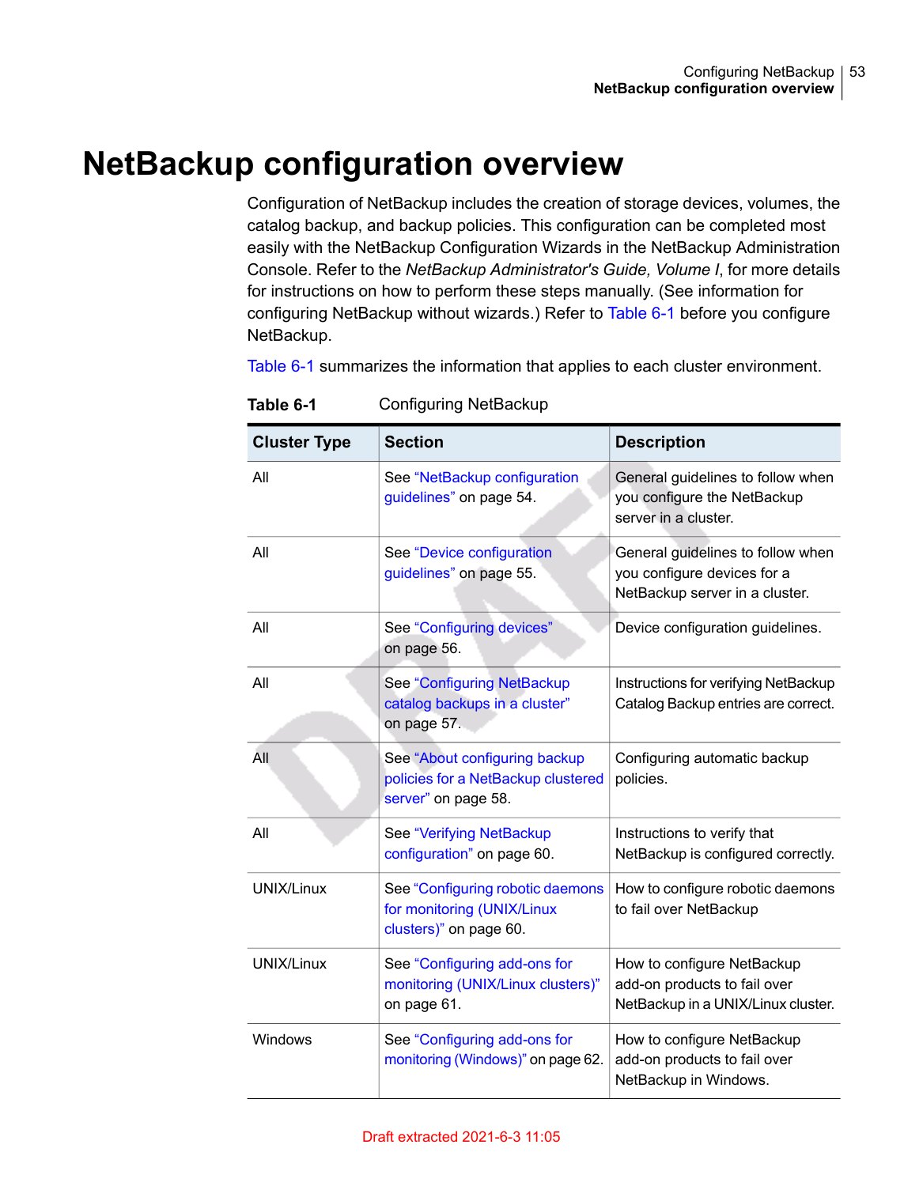# NetBackup configuration overview

Configuration of NetBackup includes the creation of storage devices, volumes, the catalog backup, and backup policies. This configuration can be completed most easily with the NetBackup Configuration Wizards in the NetBackup Administration Console. Refer to the *NetBackup Administrator's Guide, Volume I*, for more details for instructions on how to perform these steps manually. (See information for configuring NetBackup without wizards.) Refer to Table 6-1 before you configure NetBackup.

Table 6-1 summarizes the information that applies to each cluster environment.

**Table 6-1** Configuring NetBackup

| Cluster Type | Section | Description |
| --- | --- | --- |
| All | See "NetBackup configuration guidelines" on page 54. | General guidelines to follow when you configure the NetBackup server in a cluster. |
| All | See "Device configuration guidelines" on page 55. | General guidelines to follow when you configure devices for a NetBackup server in a cluster. |
| All | See "Configuring devices" on page 56. | Device configuration guidelines. |
| All | See "Configuring NetBackup catalog backups in a cluster" on page 57. | Instructions for verifying NetBackup Catalog Backup entries are correct. |
| All | See "About configuring backup policies for a NetBackup clustered server" on page 58. | Configuring automatic backup policies. |
| All | See "Verifying NetBackup configuration" on page 60. | Instructions to verify that NetBackup is configured correctly. |
| UNIX/Linux | See "Configuring robotic daemons for monitoring (UNIX/Linux clusters)" on page 60. | How to configure robotic daemons to fail over NetBackup |
| UNIX/Linux | See "Configuring add-ons for monitoring (UNIX/Linux clusters)" on page 61. | How to configure NetBackup add-on products to fail over NetBackup in a UNIX/Linux cluster. |
| Windows | See "Configuring add-ons for monitoring (Windows)" on page 62. | How to configure NetBackup add-on products to fail over NetBackup in Windows. |

Draft extracted 2021-6-3 11:05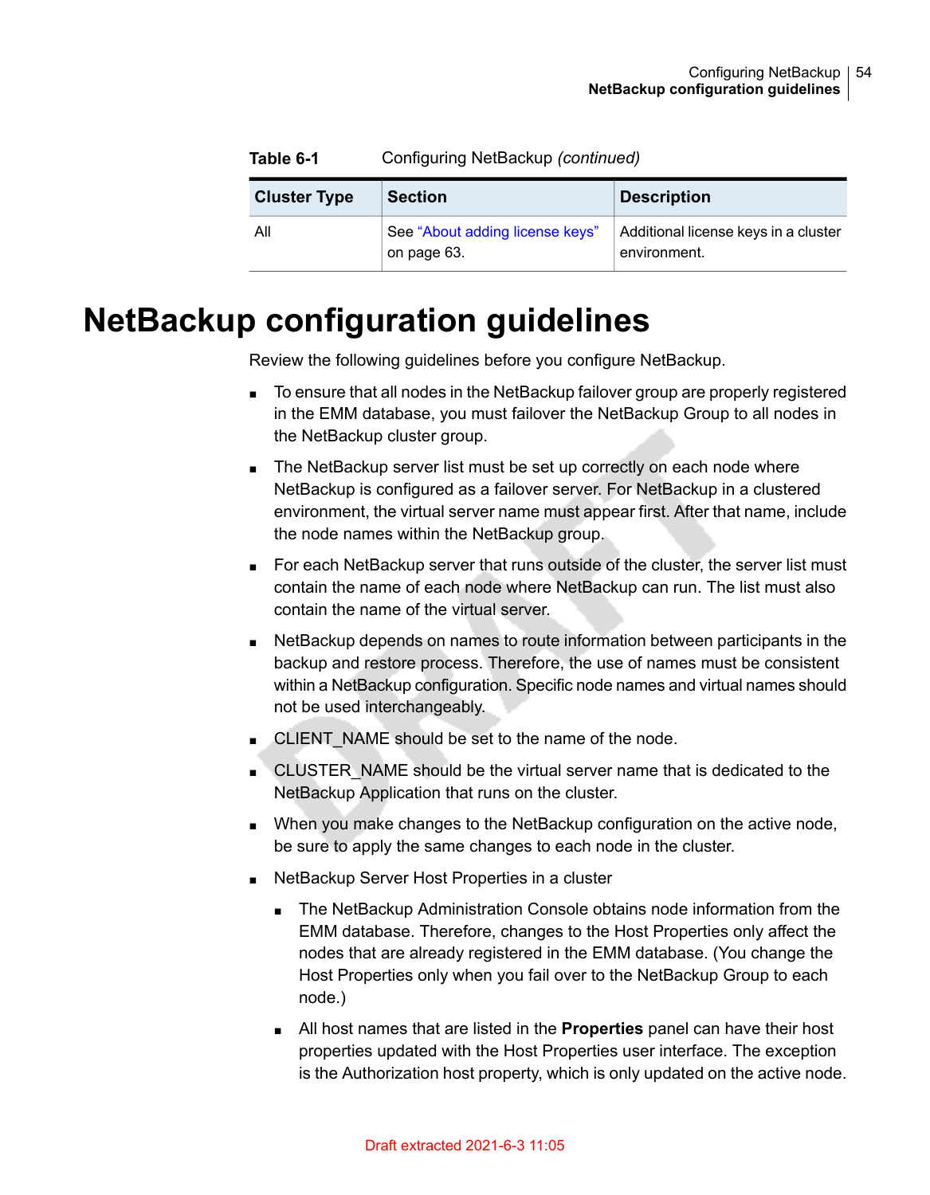**Table 6-1** Configuring NetBackup *(continued)*

| Cluster Type | Section | Description |
| --- | --- | --- |
| All | See "About adding license keys" on page 63. | Additional license keys in a cluster environment. |

# NetBackup configuration guidelines

Review the following guidelines before you configure NetBackup.

- To ensure that all nodes in the NetBackup failover group are properly registered in the EMM database, you must failover the NetBackup Group to all nodes in the NetBackup cluster group.
- The NetBackup server list must be set up correctly on each node where NetBackup is configured as a failover server. For NetBackup in a clustered environment, the virtual server name must appear first. After that name, include the node names within the NetBackup group.
- For each NetBackup server that runs outside of the cluster, the server list must contain the name of each node where NetBackup can run. The list must also contain the name of the virtual server.
- NetBackup depends on names to route information between participants in the backup and restore process. Therefore, the use of names must be consistent within a NetBackup configuration. Specific node names and virtual names should not be used interchangeably.
- CLIENT_NAME should be set to the name of the node.
- CLUSTER_NAME should be the virtual server name that is dedicated to the NetBackup Application that runs on the cluster.
- When you make changes to the NetBackup configuration on the active node, be sure to apply the same changes to each node in the cluster.
- NetBackup Server Host Properties in a cluster
  - The NetBackup Administration Console obtains node information from the EMM database. Therefore, changes to the Host Properties only affect the nodes that are already registered in the EMM database. (You change the Host Properties only when you fail over to the NetBackup Group to each node.)
  - All host names that are listed in the **Properties** panel can have their host properties updated with the Host Properties user interface. The exception is the Authorization host property, which is only updated on the active node.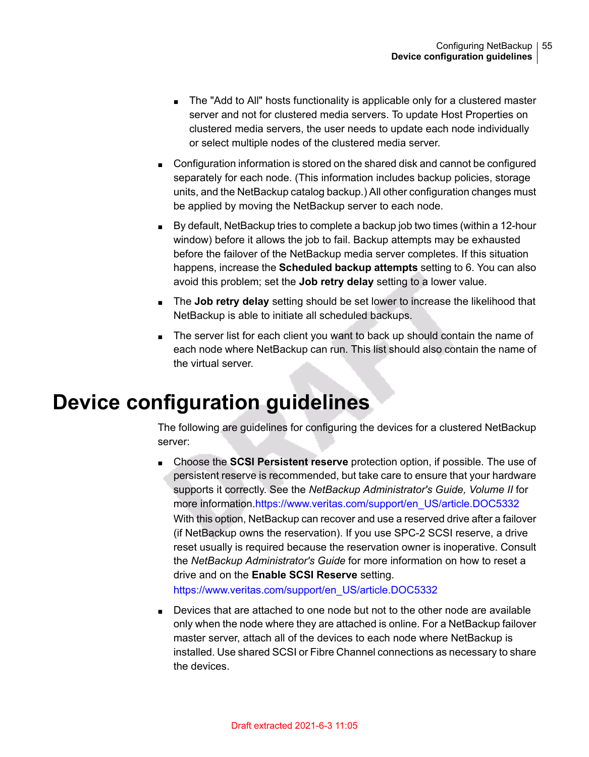- The "Add to All" hosts functionality is applicable only for a clustered master server and not for clustered media servers. To update Host Properties on clustered media servers, the user needs to update each node individually or select multiple nodes of the clustered media server.

- Configuration information is stored on the shared disk and cannot be configured separately for each node. (This information includes backup policies, storage units, and the NetBackup catalog backup.) All other configuration changes must be applied by moving the NetBackup server to each node.

- By default, NetBackup tries to complete a backup job two times (within a 12-hour window) before it allows the job to fail. Backup attempts may be exhausted before the failover of the NetBackup media server completes. If this situation happens, increase the **Scheduled backup attempts** setting to 6. You can also avoid this problem; set the **Job retry delay** setting to a lower value.

- The **Job retry delay** setting should be set lower to increase the likelihood that NetBackup is able to initiate all scheduled backups.

- The server list for each client you want to back up should contain the name of each node where NetBackup can run. This list should also contain the name of the virtual server.

# Device configuration guidelines

The following are guidelines for configuring the devices for a clustered NetBackup server:

- Choose the **SCSI Persistent reserve** protection option, if possible. The use of persistent reserve is recommended, but take care to ensure that your hardware supports it correctly. See the *NetBackup Administrator's Guide, Volume II* for more information.https://www.veritas.com/support/en_US/article.DOC5332

  With this option, NetBackup can recover and use a reserved drive after a failover (if NetBackup owns the reservation). If you use SPC-2 SCSI reserve, a drive reset usually is required because the reservation owner is inoperative. Consult the *NetBackup Administrator's Guide* for more information on how to reset a drive and on the **Enable SCSI Reserve** setting.

  https://www.veritas.com/support/en_US/article.DOC5332

- Devices that are attached to one node but not to the other node are available only when the node where they are attached is online. For a NetBackup failover master server, attach all of the devices to each node where NetBackup is installed. Use shared SCSI or Fibre Channel connections as necessary to share the devices.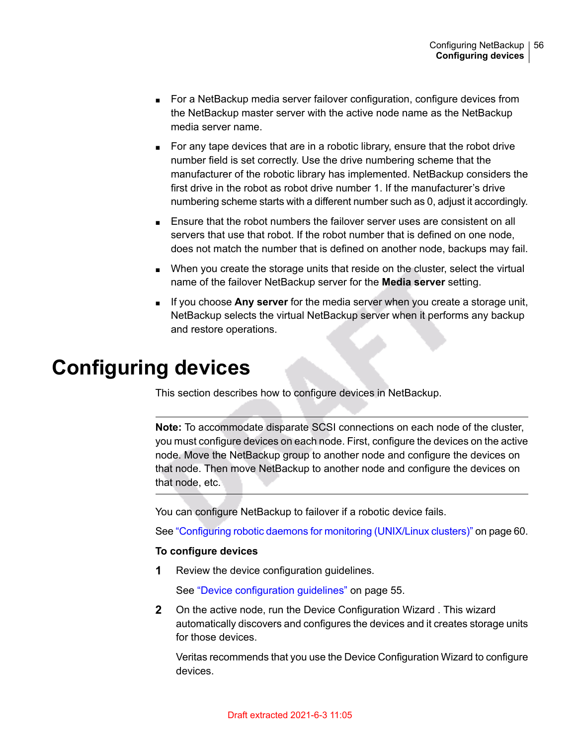- For a NetBackup media server failover configuration, configure devices from the NetBackup master server with the active node name as the NetBackup media server name.
- For any tape devices that are in a robotic library, ensure that the robot drive number field is set correctly. Use the drive numbering scheme that the manufacturer of the robotic library has implemented. NetBackup considers the first drive in the robot as robot drive number 1. If the manufacturer's drive numbering scheme starts with a different number such as 0, adjust it accordingly.
- Ensure that the robot numbers the failover server uses are consistent on all servers that use that robot. If the robot number that is defined on one node, does not match the number that is defined on another node, backups may fail.
- When you create the storage units that reside on the cluster, select the virtual name of the failover NetBackup server for the **Media server** setting.
- If you choose **Any server** for the media server when you create a storage unit, NetBackup selects the virtual NetBackup server when it performs any backup and restore operations.

# Configuring devices

This section describes how to configure devices in NetBackup.

---

**Note:** To accommodate disparate SCSI connections on each node of the cluster, you must configure devices on each node. First, configure the devices on the active node. Move the NetBackup group to another node and configure the devices on that node. Then move NetBackup to another node and configure the devices on that node, etc.

---

You can configure NetBackup to failover if a robotic device fails.

See "Configuring robotic daemons for monitoring (UNIX/Linux clusters)" on page 60.

**To configure devices**

1. Review the device configuration guidelines.

   See "Device configuration guidelines" on page 55.

2. On the active node, run the Device Configuration Wizard . This wizard automatically discovers and configures the devices and it creates storage units for those devices.

   Veritas recommends that you use the Device Configuration Wizard to configure devices.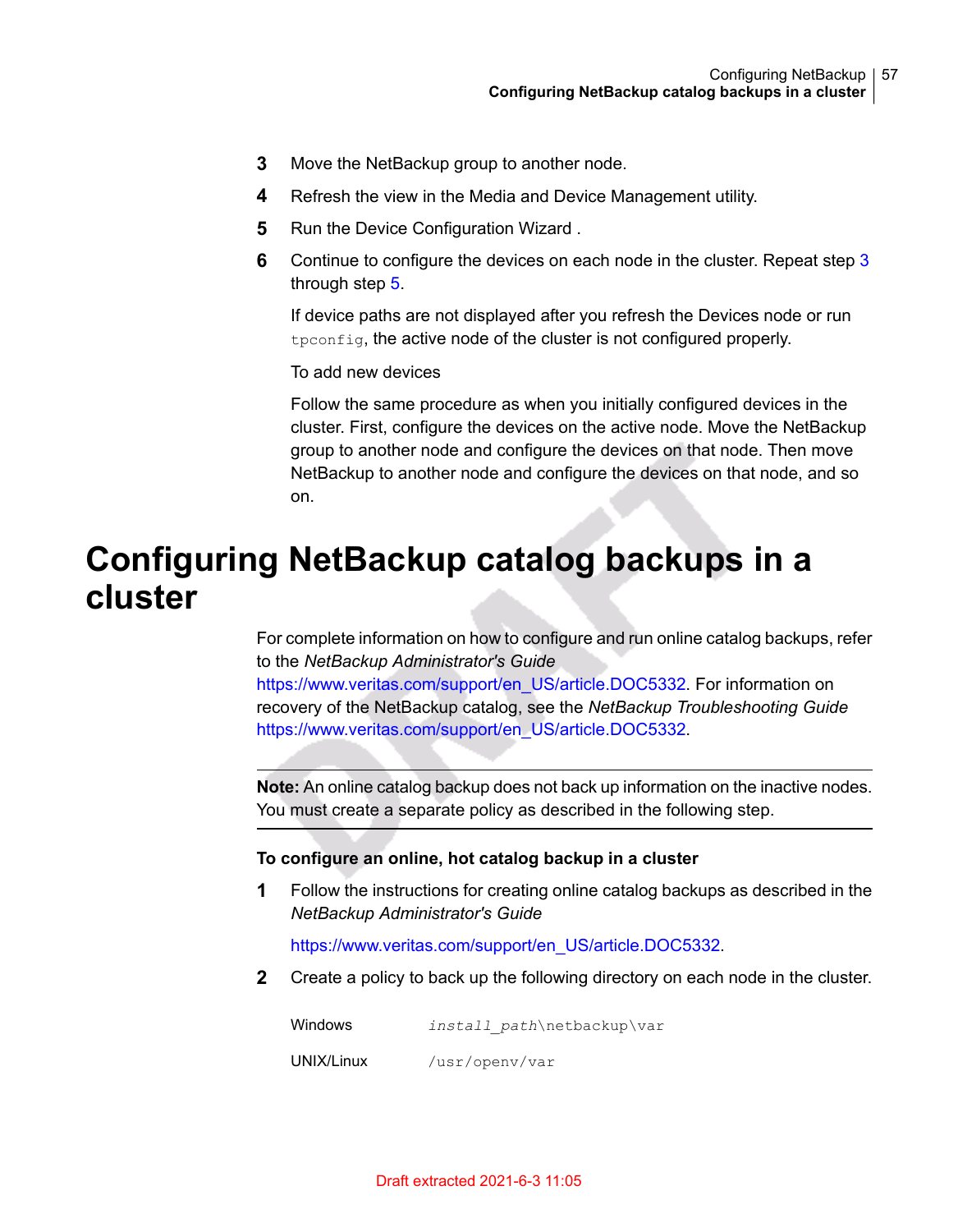3. Move the NetBackup group to another node.
4. Refresh the view in the Media and Device Management utility.
5. Run the Device Configuration Wizard .
6. Continue to configure the devices on each node in the cluster. Repeat step 3 through step 5.

   If device paths are not displayed after you refresh the Devices node or run `tpconfig`, the active node of the cluster is not configured properly.

   To add new devices

   Follow the same procedure as when you initially configured devices in the cluster. First, configure the devices on the active node. Move the NetBackup group to another node and configure the devices on that node. Then move NetBackup to another node and configure the devices on that node, and so on.

# Configuring NetBackup catalog backups in a cluster

For complete information on how to configure and run online catalog backups, refer to the *NetBackup Administrator's Guide* https://www.veritas.com/support/en_US/article.DOC5332. For information on recovery of the NetBackup catalog, see the *NetBackup Troubleshooting Guide* https://www.veritas.com/support/en_US/article.DOC5332.

---

**Note:** An online catalog backup does not back up information on the inactive nodes. You must create a separate policy as described in the following step.

---

**To configure an online, hot catalog backup in a cluster**

1. Follow the instructions for creating online catalog backups as described in the *NetBackup Administrator's Guide*

   https://www.veritas.com/support/en_US/article.DOC5332.

2. Create a policy to back up the following directory on each node in the cluster.

| | |
|---|---|
| Windows | *install_path*\netbackup\var |
| UNIX/Linux | /usr/openv/var |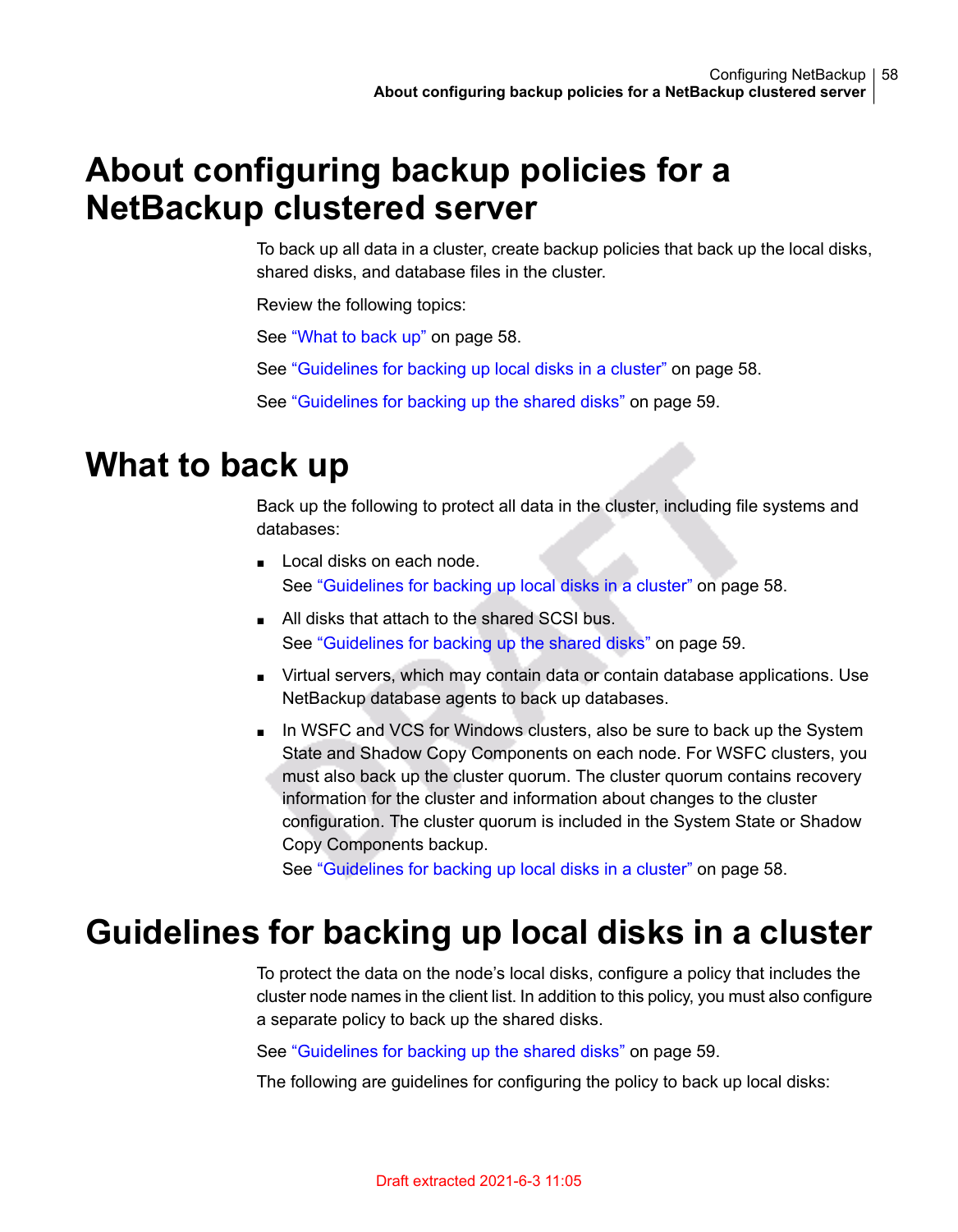# About configuring backup policies for a NetBackup clustered server

To back up all data in a cluster, create backup policies that back up the local disks, shared disks, and database files in the cluster.

Review the following topics:

See "What to back up" on page 58.

See "Guidelines for backing up local disks in a cluster" on page 58.

See "Guidelines for backing up the shared disks" on page 59.

# What to back up

Back up the following to protect all data in the cluster, including file systems and databases:

- Local disks on each node.
  See "Guidelines for backing up local disks in a cluster" on page 58.
- All disks that attach to the shared SCSI bus.
  See "Guidelines for backing up the shared disks" on page 59.
- Virtual servers, which may contain data or contain database applications. Use NetBackup database agents to back up databases.
- In WSFC and VCS for Windows clusters, also be sure to back up the System State and Shadow Copy Components on each node. For WSFC clusters, you must also back up the cluster quorum. The cluster quorum contains recovery information for the cluster and information about changes to the cluster configuration. The cluster quorum is included in the System State or Shadow Copy Components backup.
  See "Guidelines for backing up local disks in a cluster" on page 58.

# Guidelines for backing up local disks in a cluster

To protect the data on the node's local disks, configure a policy that includes the cluster node names in the client list. In addition to this policy, you must also configure a separate policy to back up the shared disks.

See "Guidelines for backing up the shared disks" on page 59.

The following are guidelines for configuring the policy to back up local disks: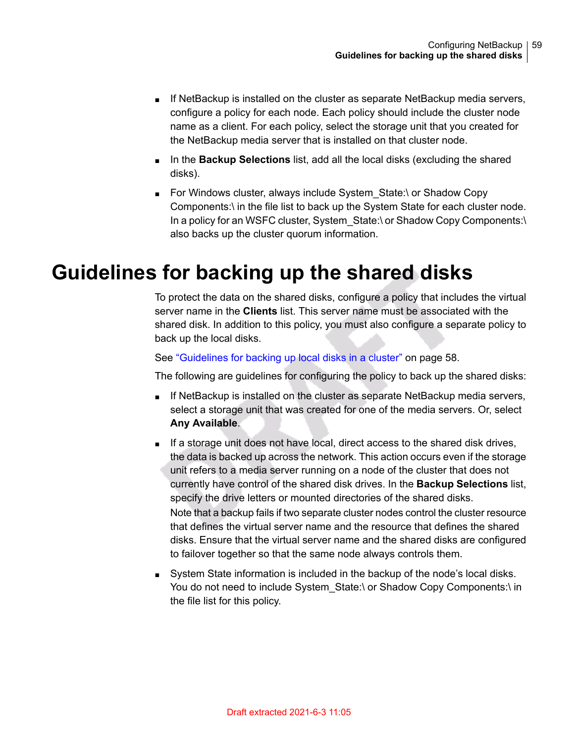- If NetBackup is installed on the cluster as separate NetBackup media servers, configure a policy for each node. Each policy should include the cluster node name as a client. For each policy, select the storage unit that you created for the NetBackup media server that is installed on that cluster node.
- In the **Backup Selections** list, add all the local disks (excluding the shared disks).
- For Windows cluster, always include System_State:\ or Shadow Copy Components:\ in the file list to back up the System State for each cluster node. In a policy for an WSFC cluster, System_State:\ or Shadow Copy Components:\ also backs up the cluster quorum information.

# Guidelines for backing up the shared disks

To protect the data on the shared disks, configure a policy that includes the virtual server name in the **Clients** list. This server name must be associated with the shared disk. In addition to this policy, you must also configure a separate policy to back up the local disks.

See "Guidelines for backing up local disks in a cluster" on page 58.

The following are guidelines for configuring the policy to back up the shared disks:

- If NetBackup is installed on the cluster as separate NetBackup media servers, select a storage unit that was created for one of the media servers. Or, select **Any Available**.
- If a storage unit does not have local, direct access to the shared disk drives, the data is backed up across the network. This action occurs even if the storage unit refers to a media server running on a node of the cluster that does not currently have control of the shared disk drives. In the **Backup Selections** list, specify the drive letters or mounted directories of the shared disks.
  Note that a backup fails if two separate cluster nodes control the cluster resource that defines the virtual server name and the resource that defines the shared disks. Ensure that the virtual server name and the shared disks are configured to failover together so that the same node always controls them.
- System State information is included in the backup of the node's local disks. You do not need to include System_State:\ or Shadow Copy Components:\ in the file list for this policy.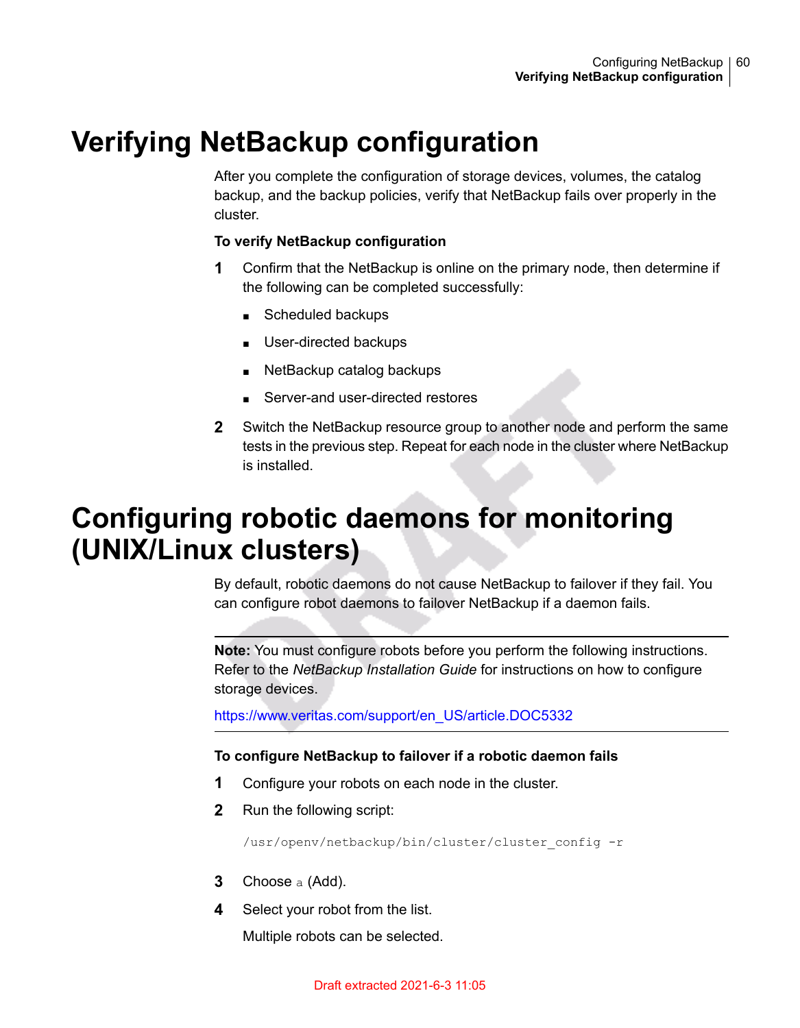# Verifying NetBackup configuration

After you complete the configuration of storage devices, volumes, the catalog backup, and the backup policies, verify that NetBackup fails over properly in the cluster.

**To verify NetBackup configuration**

1. Confirm that the NetBackup is online on the primary node, then determine if the following can be completed successfully:
   - Scheduled backups
   - User-directed backups
   - NetBackup catalog backups
   - Server-and user-directed restores
2. Switch the NetBackup resource group to another node and perform the same tests in the previous step. Repeat for each node in the cluster where NetBackup is installed.

# Configuring robotic daemons for monitoring (UNIX/Linux clusters)

By default, robotic daemons do not cause NetBackup to failover if they fail. You can configure robot daemons to failover NetBackup if a daemon fails.

---

**Note:** You must configure robots before you perform the following instructions. Refer to the *NetBackup Installation Guide* for instructions on how to configure storage devices.

https://www.veritas.com/support/en_US/article.DOC5332

---

**To configure NetBackup to failover if a robotic daemon fails**

1. Configure your robots on each node in the cluster.
2. Run the following script:

   ```
   /usr/openv/netbackup/bin/cluster/cluster_config -r
   ```

3. Choose `a` (Add).
4. Select your robot from the list.

   Multiple robots can be selected.

Draft extracted 2021-6-3 11:05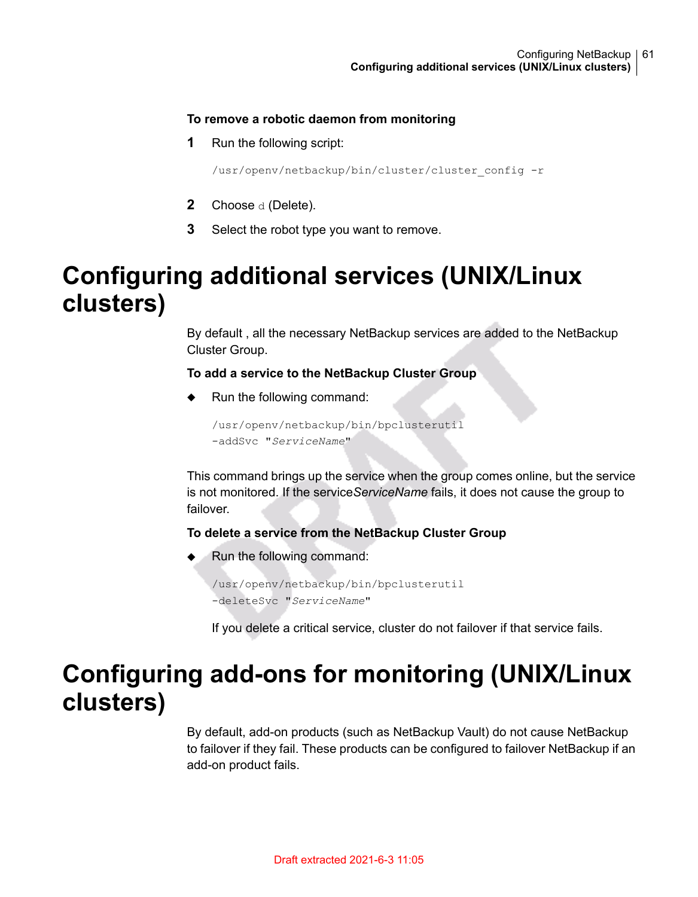**To remove a robotic daemon from monitoring**

1. Run the following script:

   ```
   /usr/openv/netbackup/bin/cluster/cluster_config -r
   ```

2. Choose `d` (Delete).
3. Select the robot type you want to remove.

# Configuring additional services (UNIX/Linux clusters)

By default , all the necessary NetBackup services are added to the NetBackup Cluster Group.

**To add a service to the NetBackup Cluster Group**

- Run the following command:

  ```
  /usr/openv/netbackup/bin/bpclusterutil
  -addSvc "ServiceName"
  ```

This command brings up the service when the group comes online, but the service is not monitored. If the service*ServiceName* fails, it does not cause the group to failover.

**To delete a service from the NetBackup Cluster Group**

- Run the following command:

  ```
  /usr/openv/netbackup/bin/bpclusterutil
  -deleteSvc "ServiceName"
  ```

  If you delete a critical service, cluster do not failover if that service fails.

# Configuring add-ons for monitoring (UNIX/Linux clusters)

By default, add-on products (such as NetBackup Vault) do not cause NetBackup to failover if they fail. These products can be configured to failover NetBackup if an add-on product fails.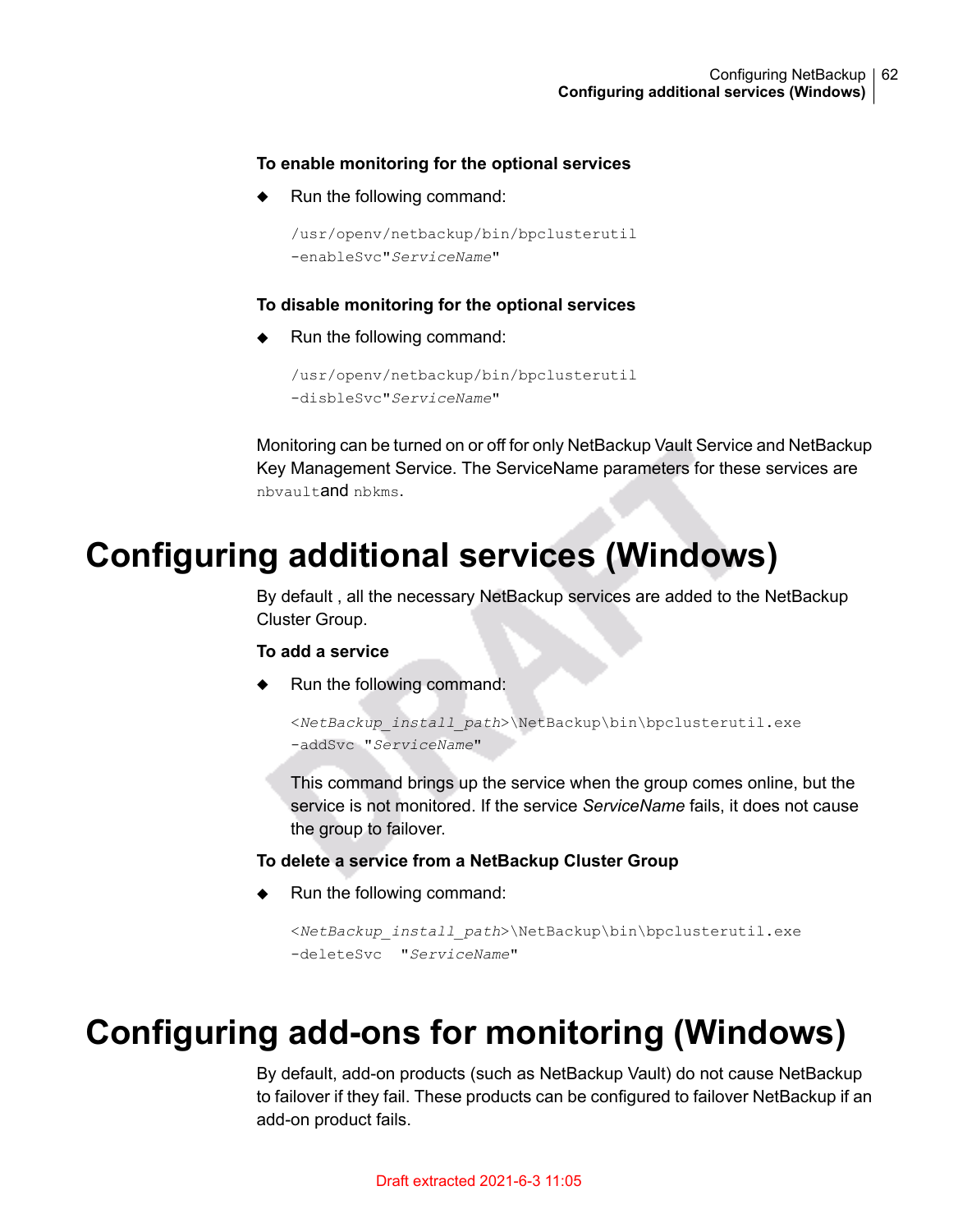**To enable monitoring for the optional services**

- Run the following command:

```
/usr/openv/netbackup/bin/bpclusterutil
-enableSvc"ServiceName"
```

**To disable monitoring for the optional services**

- Run the following command:

```
/usr/openv/netbackup/bin/bpclusterutil
-disbleSvc"ServiceName"
```

Monitoring can be turned on or off for only NetBackup Vault Service and NetBackup Key Management Service. The ServiceName parameters for these services are `nbvault`and `nbkms`.

# Configuring additional services (Windows)

By default , all the necessary NetBackup services are added to the NetBackup Cluster Group.

**To add a service**

- Run the following command:

```
<NetBackup_install_path>\NetBackup\bin\bpclusterutil.exe
-addSvc "ServiceName"
```

  This command brings up the service when the group comes online, but the service is not monitored. If the service *ServiceName* fails, it does not cause the group to failover.

**To delete a service from a NetBackup Cluster Group**

- Run the following command:

```
<NetBackup_install_path>\NetBackup\bin\bpclusterutil.exe
-deleteSvc  "ServiceName"
```

# Configuring add-ons for monitoring (Windows)

By default, add-on products (such as NetBackup Vault) do not cause NetBackup to failover if they fail. These products can be configured to failover NetBackup if an add-on product fails.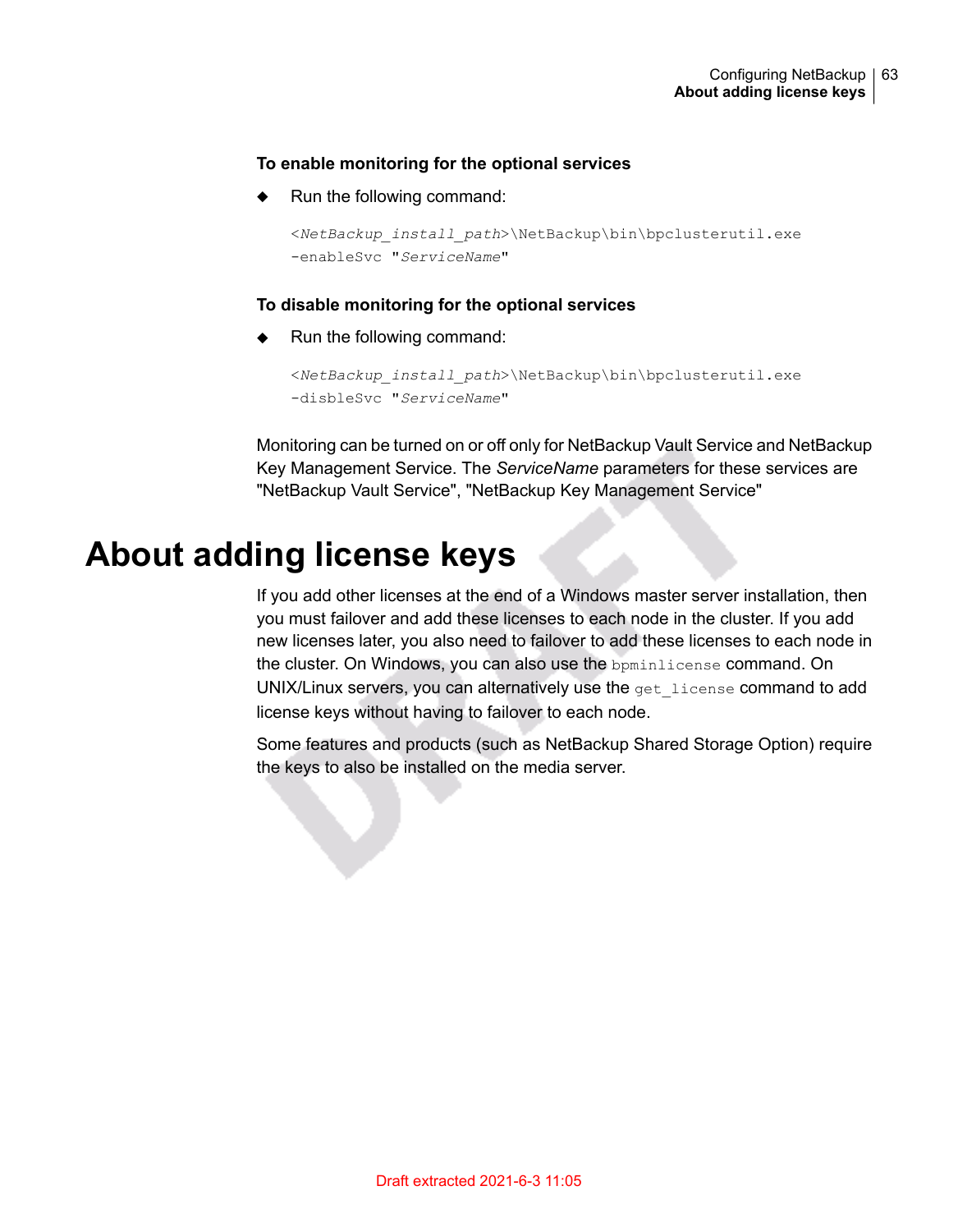**To enable monitoring for the optional services**

- Run the following command:

```
<NetBackup_install_path>\NetBackup\bin\bpclusterutil.exe
-enableSvc "ServiceName"
```

**To disable monitoring for the optional services**

- Run the following command:

```
<NetBackup_install_path>\NetBackup\bin\bpclusterutil.exe
-disbleSvc "ServiceName"
```

Monitoring can be turned on or off only for NetBackup Vault Service and NetBackup Key Management Service. The *ServiceName* parameters for these services are "NetBackup Vault Service", "NetBackup Key Management Service"

# About adding license keys

If you add other licenses at the end of a Windows master server installation, then you must failover and add these licenses to each node in the cluster. If you add new licenses later, you also need to failover to add these licenses to each node in the cluster. On Windows, you can also use the `bpminlicense` command. On UNIX/Linux servers, you can alternatively use the `get_license` command to add license keys without having to failover to each node.

Some features and products (such as NetBackup Shared Storage Option) require the keys to also be installed on the media server.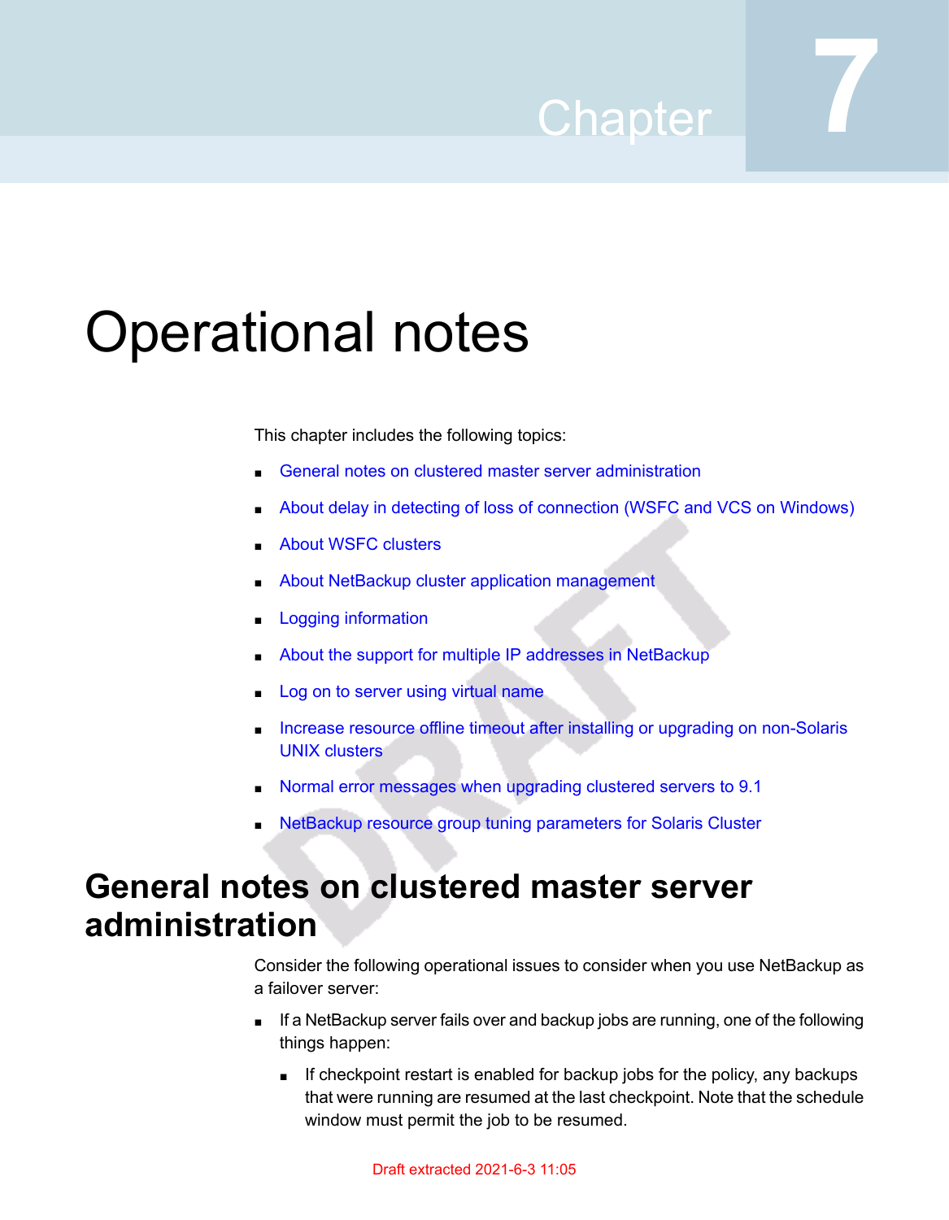# Chapter 7

# Operational notes

This chapter includes the following topics:

- General notes on clustered master server administration
- About delay in detecting of loss of connection (WSFC and VCS on Windows)
- About WSFC clusters
- About NetBackup cluster application management
- Logging information
- About the support for multiple IP addresses in NetBackup
- Log on to server using virtual name
- Increase resource offline timeout after installing or upgrading on non-Solaris UNIX clusters
- Normal error messages when upgrading clustered servers to 9.1
- NetBackup resource group tuning parameters for Solaris Cluster

## General notes on clustered master server administration

Consider the following operational issues to consider when you use NetBackup as a failover server:

- If a NetBackup server fails over and backup jobs are running, one of the following things happen:
  - If checkpoint restart is enabled for backup jobs for the policy, any backups that were running are resumed at the last checkpoint. Note that the schedule window must permit the job to be resumed.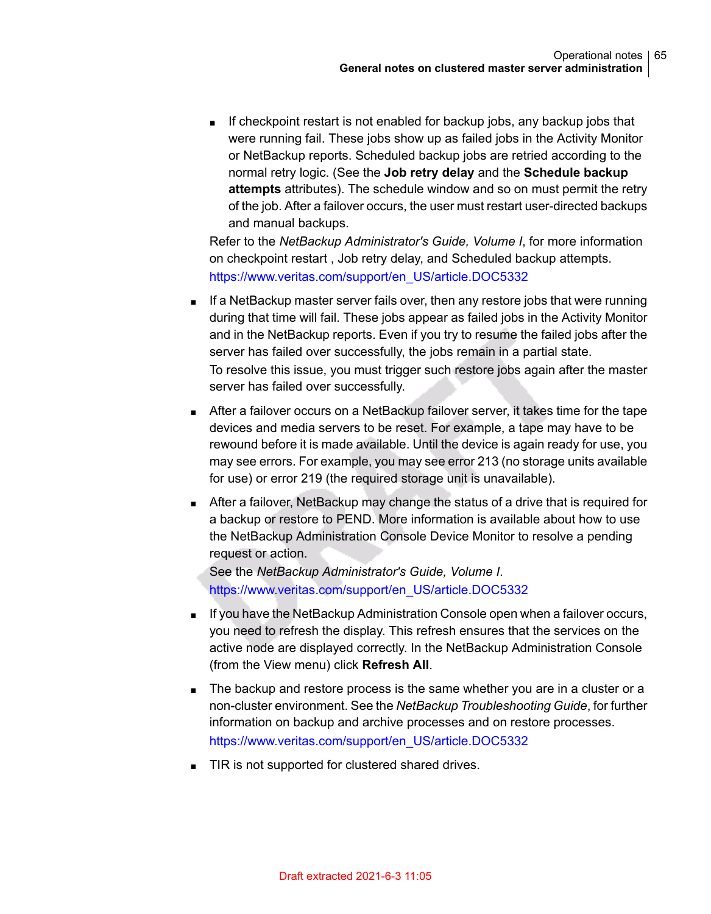- If checkpoint restart is not enabled for backup jobs, any backup jobs that were running fail. These jobs show up as failed jobs in the Activity Monitor or NetBackup reports. Scheduled backup jobs are retried according to the normal retry logic. (See the **Job retry delay** and the **Schedule backup attempts** attributes). The schedule window and so on must permit the retry of the job. After a failover occurs, the user must restart user-directed backups and manual backups.

  Refer to the *NetBackup Administrator's Guide, Volume I*, for more information on checkpoint restart , Job retry delay, and Scheduled backup attempts.
  https://www.veritas.com/support/en_US/article.DOC5332

- If a NetBackup master server fails over, then any restore jobs that were running during that time will fail. These jobs appear as failed jobs in the Activity Monitor and in the NetBackup reports. Even if you try to resume the failed jobs after the server has failed over successfully, the jobs remain in a partial state.
  To resolve this issue, you must trigger such restore jobs again after the master server has failed over successfully.

- After a failover occurs on a NetBackup failover server, it takes time for the tape devices and media servers to be reset. For example, a tape may have to be rewound before it is made available. Until the device is again ready for use, you may see errors. For example, you may see error 213 (no storage units available for use) or error 219 (the required storage unit is unavailable).

- After a failover, NetBackup may change the status of a drive that is required for a backup or restore to PEND. More information is available about how to use the NetBackup Administration Console Device Monitor to resolve a pending request or action.
  See the *NetBackup Administrator's Guide, Volume I*.
  https://www.veritas.com/support/en_US/article.DOC5332

- If you have the NetBackup Administration Console open when a failover occurs, you need to refresh the display. This refresh ensures that the services on the active node are displayed correctly. In the NetBackup Administration Console (from the View menu) click **Refresh All**.

- The backup and restore process is the same whether you are in a cluster or a non-cluster environment. See the *NetBackup Troubleshooting Guide*, for further information on backup and archive processes and on restore processes.
  https://www.veritas.com/support/en_US/article.DOC5332

- TIR is not supported for clustered shared drives.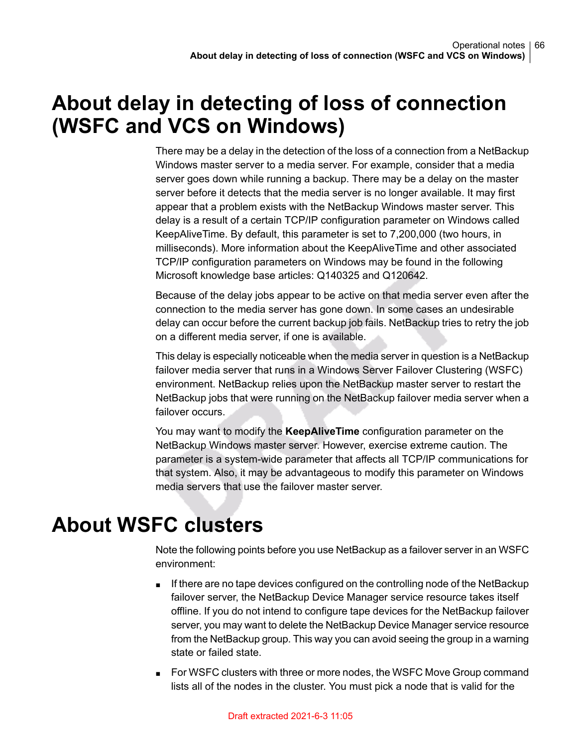# About delay in detecting of loss of connection (WSFC and VCS on Windows)

There may be a delay in the detection of the loss of a connection from a NetBackup Windows master server to a media server. For example, consider that a media server goes down while running a backup. There may be a delay on the master server before it detects that the media server is no longer available. It may first appear that a problem exists with the NetBackup Windows master server. This delay is a result of a certain TCP/IP configuration parameter on Windows called KeepAliveTime. By default, this parameter is set to 7,200,000 (two hours, in milliseconds). More information about the KeepAliveTime and other associated TCP/IP configuration parameters on Windows may be found in the following Microsoft knowledge base articles: Q140325 and Q120642.

Because of the delay jobs appear to be active on that media server even after the connection to the media server has gone down. In some cases an undesirable delay can occur before the current backup job fails. NetBackup tries to retry the job on a different media server, if one is available.

This delay is especially noticeable when the media server in question is a NetBackup failover media server that runs in a Windows Server Failover Clustering (WSFC) environment. NetBackup relies upon the NetBackup master server to restart the NetBackup jobs that were running on the NetBackup failover media server when a failover occurs.

You may want to modify the **KeepAliveTime** configuration parameter on the NetBackup Windows master server. However, exercise extreme caution. The parameter is a system-wide parameter that affects all TCP/IP communications for that system. Also, it may be advantageous to modify this parameter on Windows media servers that use the failover master server.

# About WSFC clusters

Note the following points before you use NetBackup as a failover server in an WSFC environment:

- If there are no tape devices configured on the controlling node of the NetBackup failover server, the NetBackup Device Manager service resource takes itself offline. If you do not intend to configure tape devices for the NetBackup failover server, you may want to delete the NetBackup Device Manager service resource from the NetBackup group. This way you can avoid seeing the group in a warning state or failed state.
- For WSFC clusters with three or more nodes, the WSFC Move Group command lists all of the nodes in the cluster. You must pick a node that is valid for the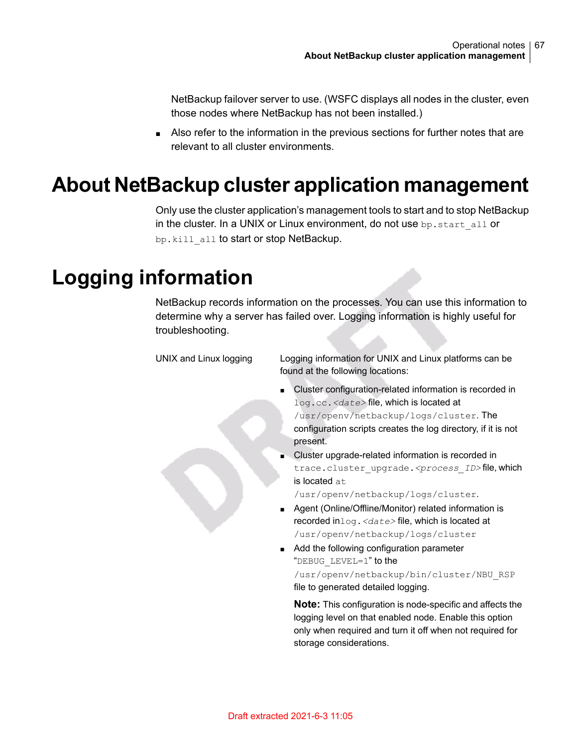NetBackup failover server to use. (WSFC displays all nodes in the cluster, even those nodes where NetBackup has not been installed.)

- Also refer to the information in the previous sections for further notes that are relevant to all cluster environments.

# About NetBackup cluster application management

Only use the cluster application's management tools to start and to stop NetBackup in the cluster. In a UNIX or Linux environment, do not use `bp.start_all` or `bp.kill_all` to start or stop NetBackup.

# Logging information

NetBackup records information on the processes. You can use this information to determine why a server has failed over. Logging information is highly useful for troubleshooting.

UNIX and Linux logging

Logging information for UNIX and Linux platforms can be found at the following locations:

- Cluster configuration-related information is recorded in `log.cc.<date>` file, which is located at `/usr/openv/netbackup/logs/cluster`. The configuration scripts creates the log directory, if it is not present.
- Cluster upgrade-related information is recorded in `trace.cluster_upgrade.<process_ID>` file, which is located at `/usr/openv/netbackup/logs/cluster`.
- Agent (Online/Offline/Monitor) related information is recorded in `log.<date>` file, which is located at `/usr/openv/netbackup/logs/cluster`
- Add the following configuration parameter "`DEBUG_LEVEL=1`" to the `/usr/openv/netbackup/bin/cluster/NBU_RSP` file to generated detailed logging.

  **Note:** This configuration is node-specific and affects the logging level on that enabled node. Enable this option only when required and turn it off when not required for storage considerations.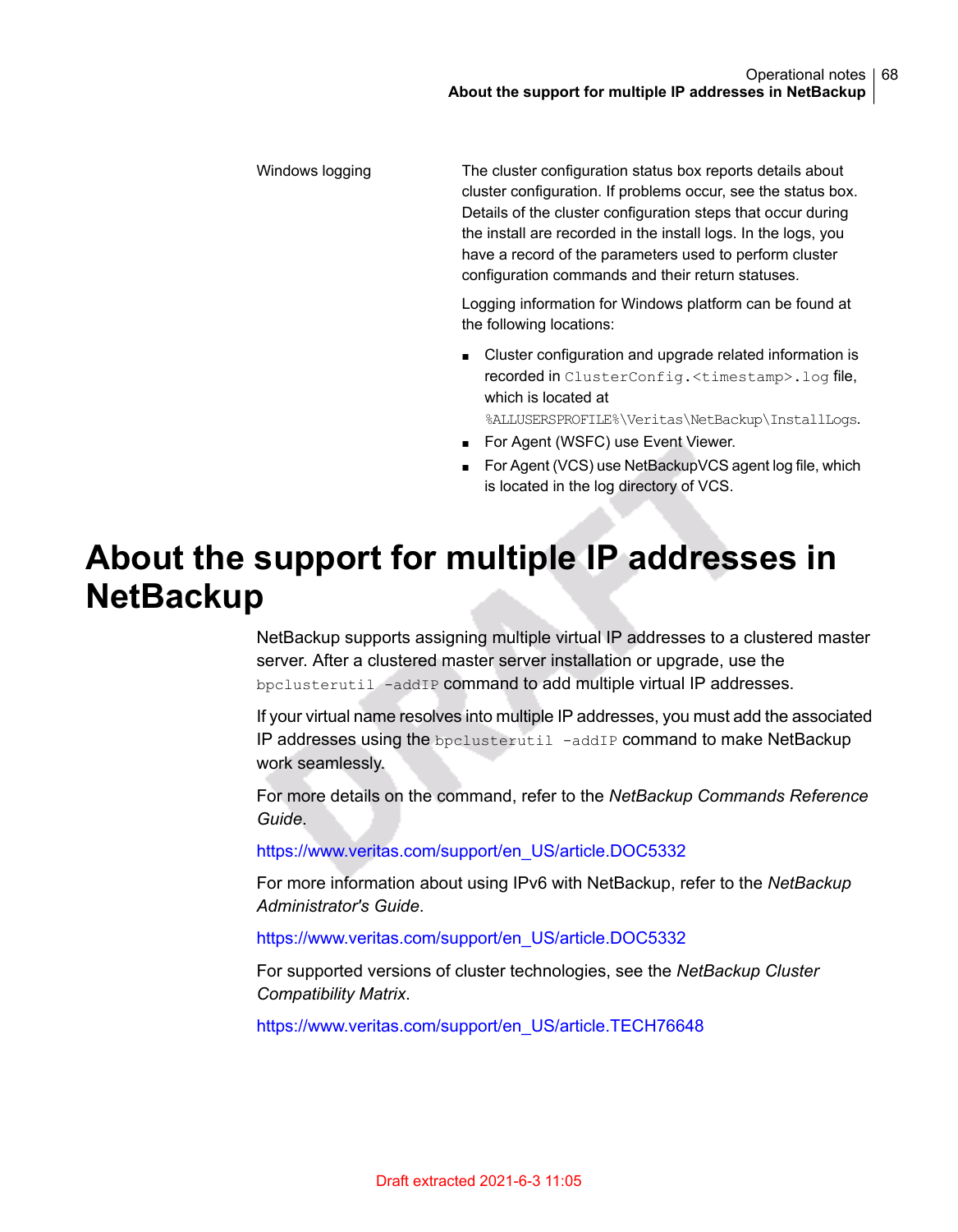| | |
|---|---|
| Windows logging | The cluster configuration status box reports details about cluster configuration. If problems occur, see the status box. Details of the cluster configuration steps that occur during the install are recorded in the install logs. In the logs, you have a record of the parameters used to perform cluster configuration commands and their return statuses.<br><br>Logging information for Windows platform can be found at the following locations:<br><br>■ Cluster configuration and upgrade related information is recorded in `ClusterConfig.<timestamp>.log` file, which is located at `%ALLUSERSPROFILE%\Veritas\NetBackup\InstallLogs`.<br>■ For Agent (WSFC) use Event Viewer.<br>■ For Agent (VCS) use NetBackupVCS agent log file, which is located in the log directory of VCS. |

# About the support for multiple IP addresses in NetBackup

NetBackup supports assigning multiple virtual IP addresses to a clustered master server. After a clustered master server installation or upgrade, use the `bpclusterutil -addIP` command to add multiple virtual IP addresses.

If your virtual name resolves into multiple IP addresses, you must add the associated IP addresses using the `bpclusterutil -addIP` command to make NetBackup work seamlessly.

For more details on the command, refer to the *NetBackup Commands Reference Guide*.

https://www.veritas.com/support/en_US/article.DOC5332

For more information about using IPv6 with NetBackup, refer to the *NetBackup Administrator's Guide*.

https://www.veritas.com/support/en_US/article.DOC5332

For supported versions of cluster technologies, see the *NetBackup Cluster Compatibility Matrix*.

https://www.veritas.com/support/en_US/article.TECH76648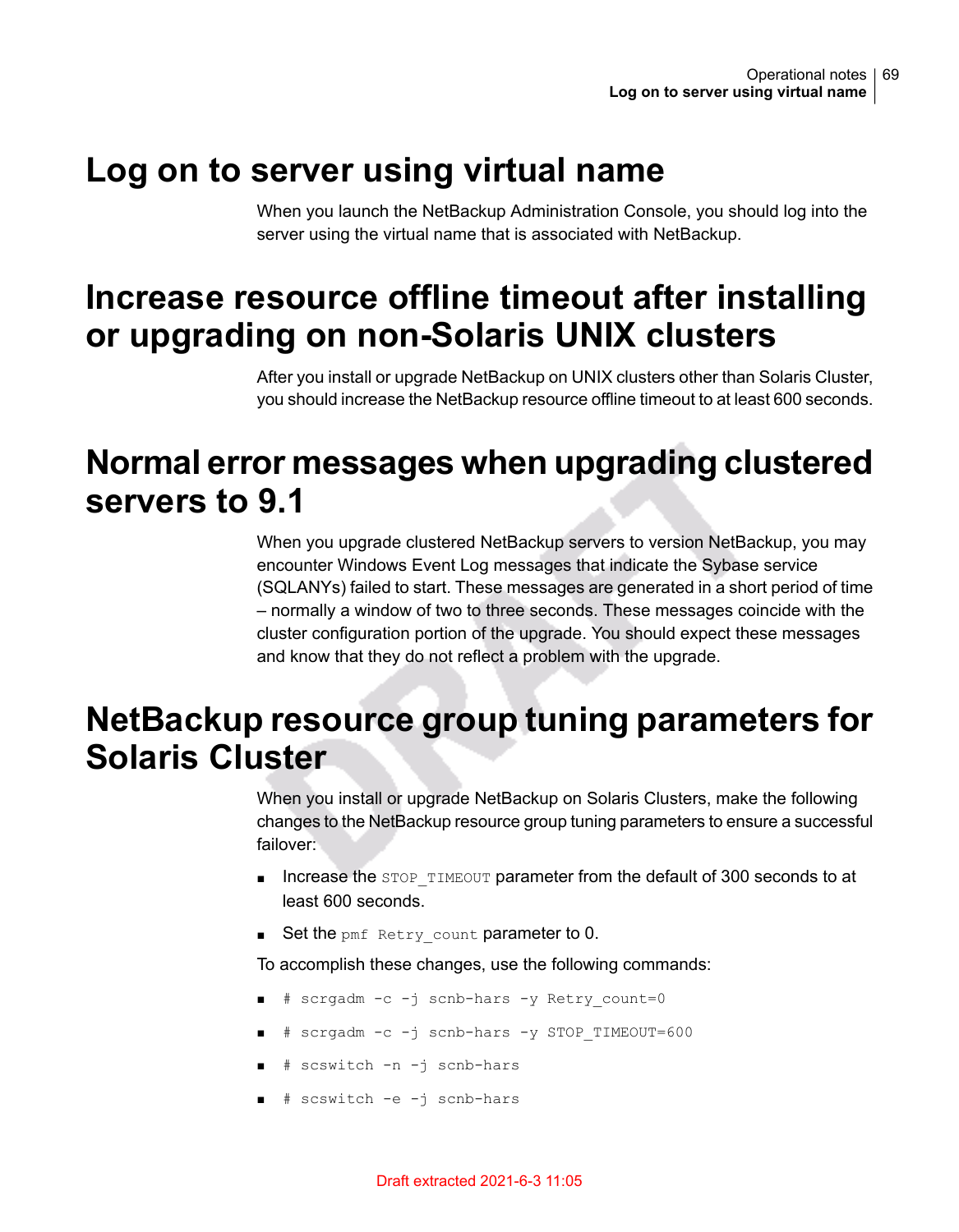# Log on to server using virtual name

When you launch the NetBackup Administration Console, you should log into the server using the virtual name that is associated with NetBackup.

# Increase resource offline timeout after installing or upgrading on non-Solaris UNIX clusters

After you install or upgrade NetBackup on UNIX clusters other than Solaris Cluster, you should increase the NetBackup resource offline timeout to at least 600 seconds.

# Normal error messages when upgrading clustered servers to 9.1

When you upgrade clustered NetBackup servers to version NetBackup, you may encounter Windows Event Log messages that indicate the Sybase service (SQLANYs) failed to start. These messages are generated in a short period of time – normally a window of two to three seconds. These messages coincide with the cluster configuration portion of the upgrade. You should expect these messages and know that they do not reflect a problem with the upgrade.

# NetBackup resource group tuning parameters for Solaris Cluster

When you install or upgrade NetBackup on Solaris Clusters, make the following changes to the NetBackup resource group tuning parameters to ensure a successful failover:

- Increase the `STOP_TIMEOUT` parameter from the default of 300 seconds to at least 600 seconds.
- Set the `pmf Retry_count` parameter to 0.

To accomplish these changes, use the following commands:

- `# scrgadm -c -j scnb-hars -y Retry_count=0`
- `# scrgadm -c -j scnb-hars -y STOP_TIMEOUT=600`
- `# scswitch -n -j scnb-hars`
- `# scswitch -e -j scnb-hars`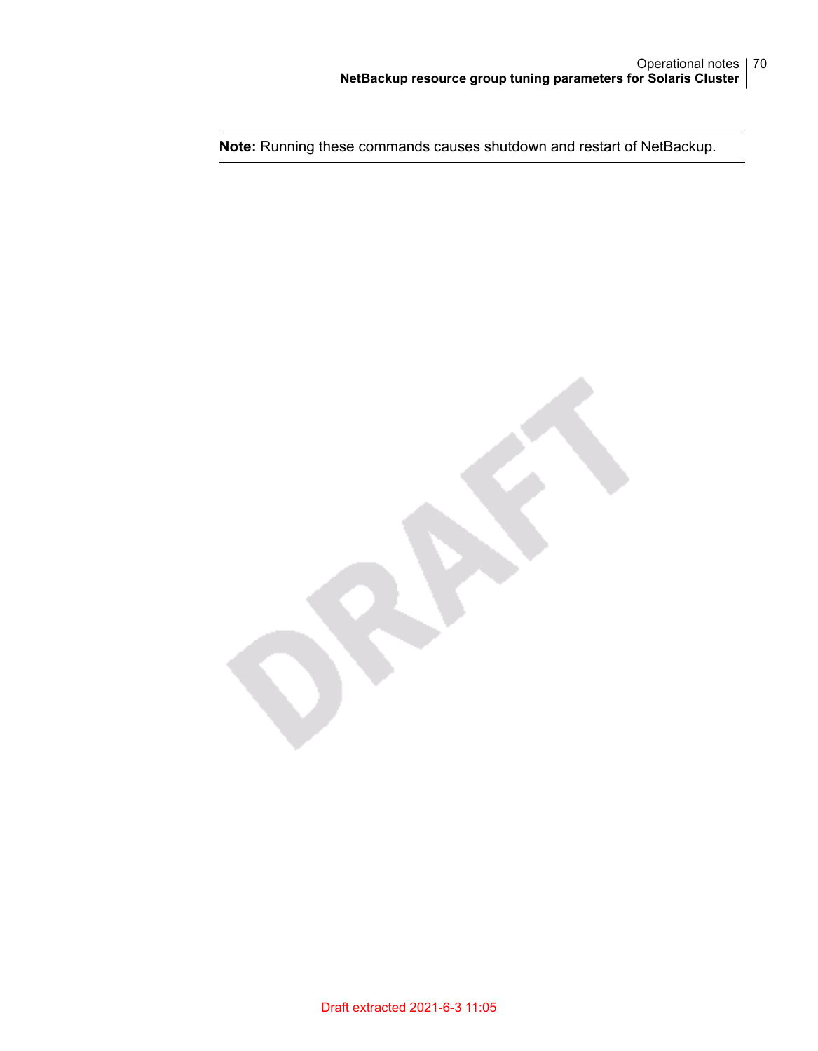**Note:** Running these commands causes shutdown and restart of NetBackup.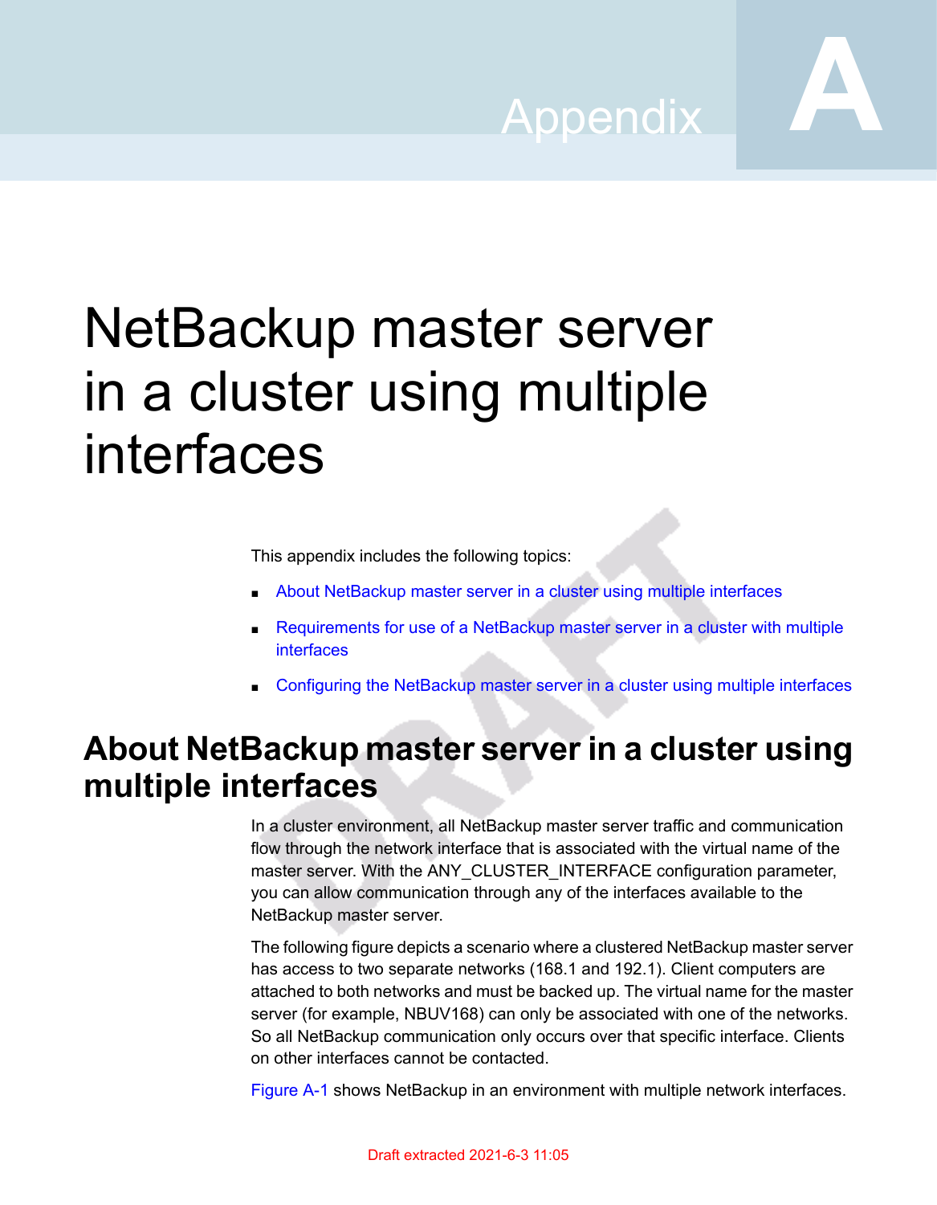# Appendix A

# NetBackup master server in a cluster using multiple interfaces

This appendix includes the following topics:

- About NetBackup master server in a cluster using multiple interfaces
- Requirements for use of a NetBackup master server in a cluster with multiple interfaces
- Configuring the NetBackup master server in a cluster using multiple interfaces

## About NetBackup master server in a cluster using multiple interfaces

In a cluster environment, all NetBackup master server traffic and communication flow through the network interface that is associated with the virtual name of the master server. With the ANY_CLUSTER_INTERFACE configuration parameter, you can allow communication through any of the interfaces available to the NetBackup master server.

The following figure depicts a scenario where a clustered NetBackup master server has access to two separate networks (168.1 and 192.1). Client computers are attached to both networks and must be backed up. The virtual name for the master server (for example, NBUV168) can only be associated with one of the networks. So all NetBackup communication only occurs over that specific interface. Clients on other interfaces cannot be contacted.

Figure A-1 shows NetBackup in an environment with multiple network interfaces.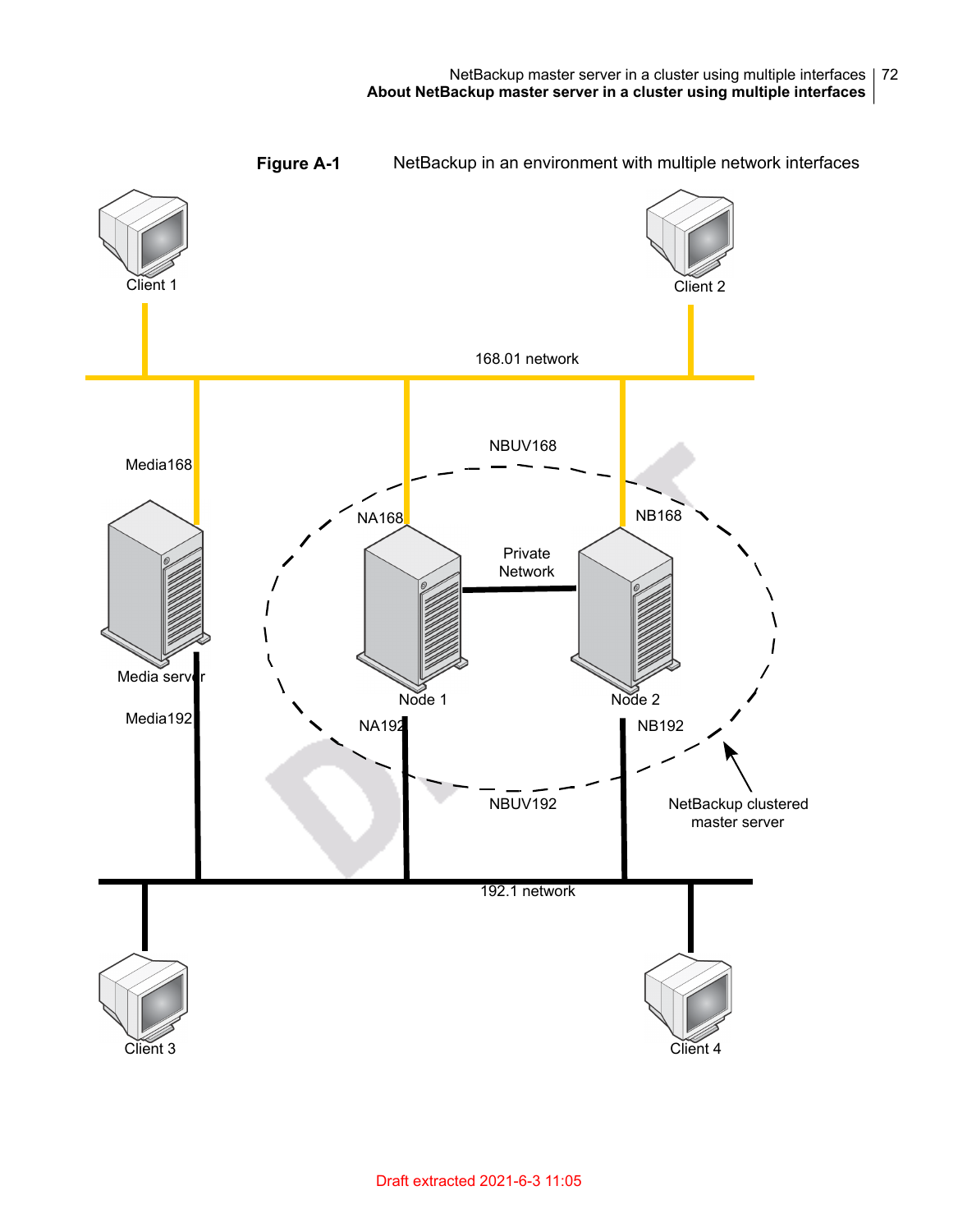**Figure A-1** NetBackup in an environment with multiple network interfaces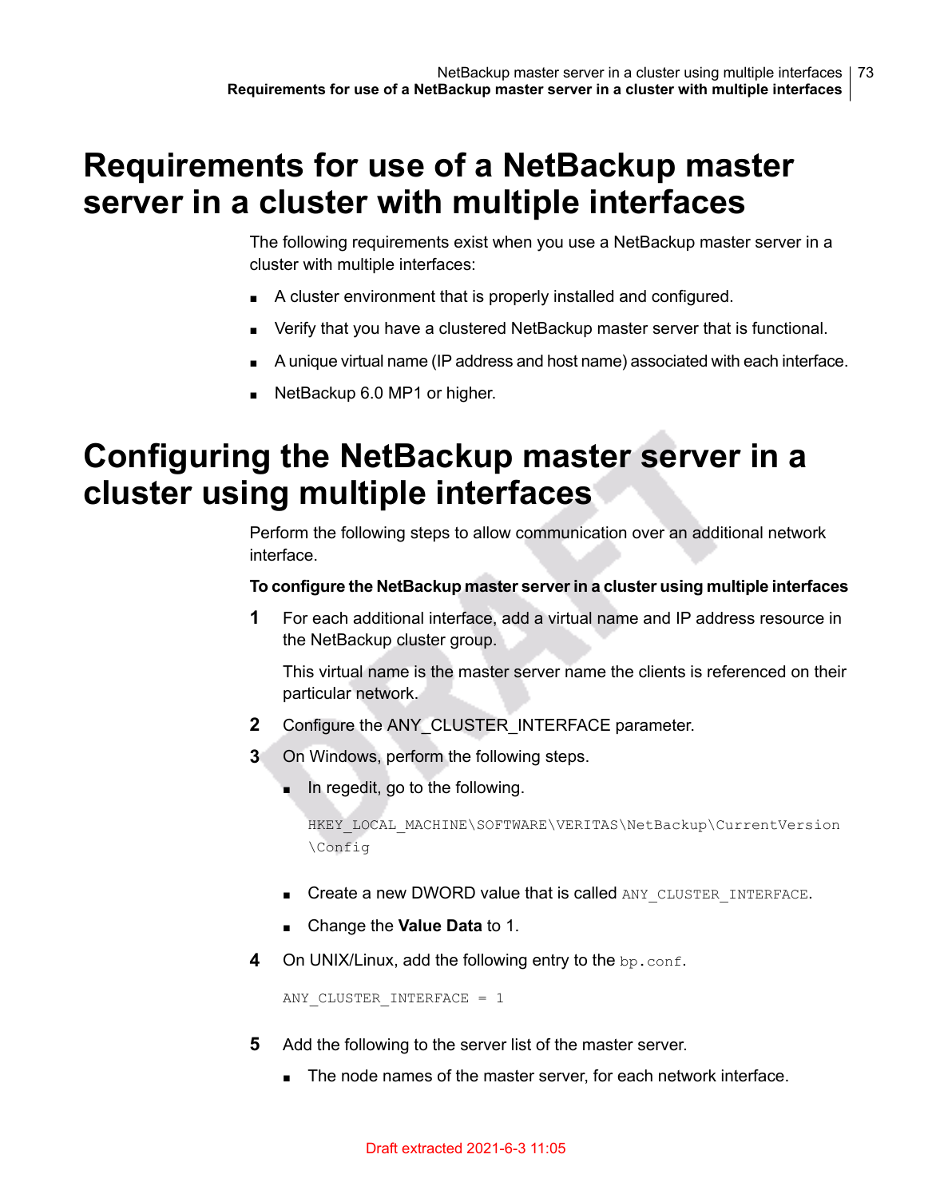# Requirements for use of a NetBackup master server in a cluster with multiple interfaces

The following requirements exist when you use a NetBackup master server in a cluster with multiple interfaces:

- A cluster environment that is properly installed and configured.
- Verify that you have a clustered NetBackup master server that is functional.
- A unique virtual name (IP address and host name) associated with each interface.
- NetBackup 6.0 MP1 or higher.

# Configuring the NetBackup master server in a cluster using multiple interfaces

Perform the following steps to allow communication over an additional network interface.

**To configure the NetBackup master server in a cluster using multiple interfaces**

1. For each additional interface, add a virtual name and IP address resource in the NetBackup cluster group.

   This virtual name is the master server name the clients is referenced on their particular network.

2. Configure the ANY_CLUSTER_INTERFACE parameter.
3. On Windows, perform the following steps.
   - In regedit, go to the following.

     ```
     HKEY_LOCAL_MACHINE\SOFTWARE\VERITAS\NetBackup\CurrentVersion
     \Config
     ```

   - Create a new DWORD value that is called `ANY_CLUSTER_INTERFACE`.
   - Change the **Value Data** to 1.
4. On UNIX/Linux, add the following entry to the `bp.conf`.

   ```
   ANY_CLUSTER_INTERFACE = 1
   ```

5. Add the following to the server list of the master server.
   - The node names of the master server, for each network interface.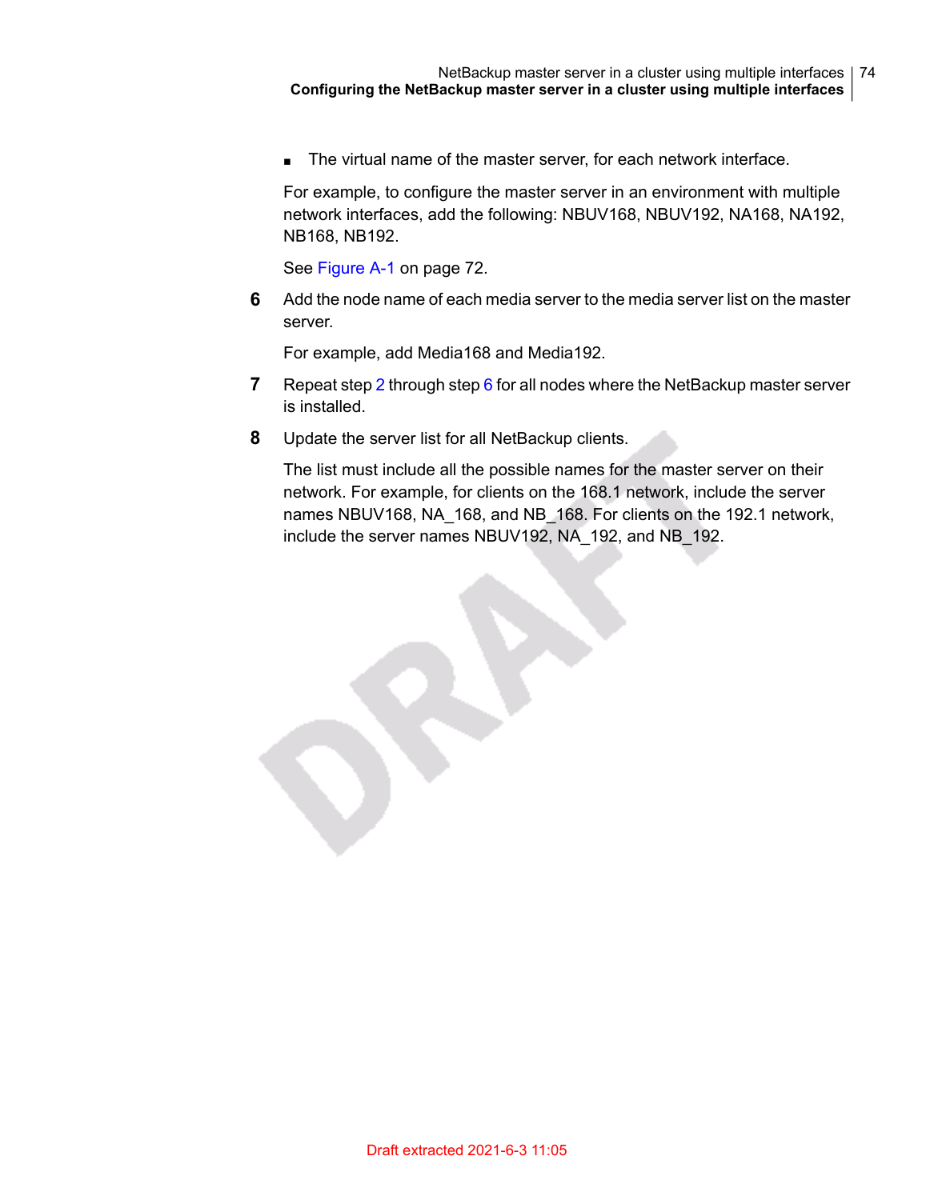- The virtual name of the master server, for each network interface.

  For example, to configure the master server in an environment with multiple network interfaces, add the following: NBUV168, NBUV192, NA168, NA192, NB168, NB192.

  See Figure A-1 on page 72.

6. Add the node name of each media server to the media server list on the master server.

   For example, add Media168 and Media192.

7. Repeat step 2 through step 6 for all nodes where the NetBackup master server is installed.

8. Update the server list for all NetBackup clients.

   The list must include all the possible names for the master server on their network. For example, for clients on the 168.1 network, include the server names NBUV168, NA_168, and NB_168. For clients on the 192.1 network, include the server names NBUV192, NA_192, and NB_192.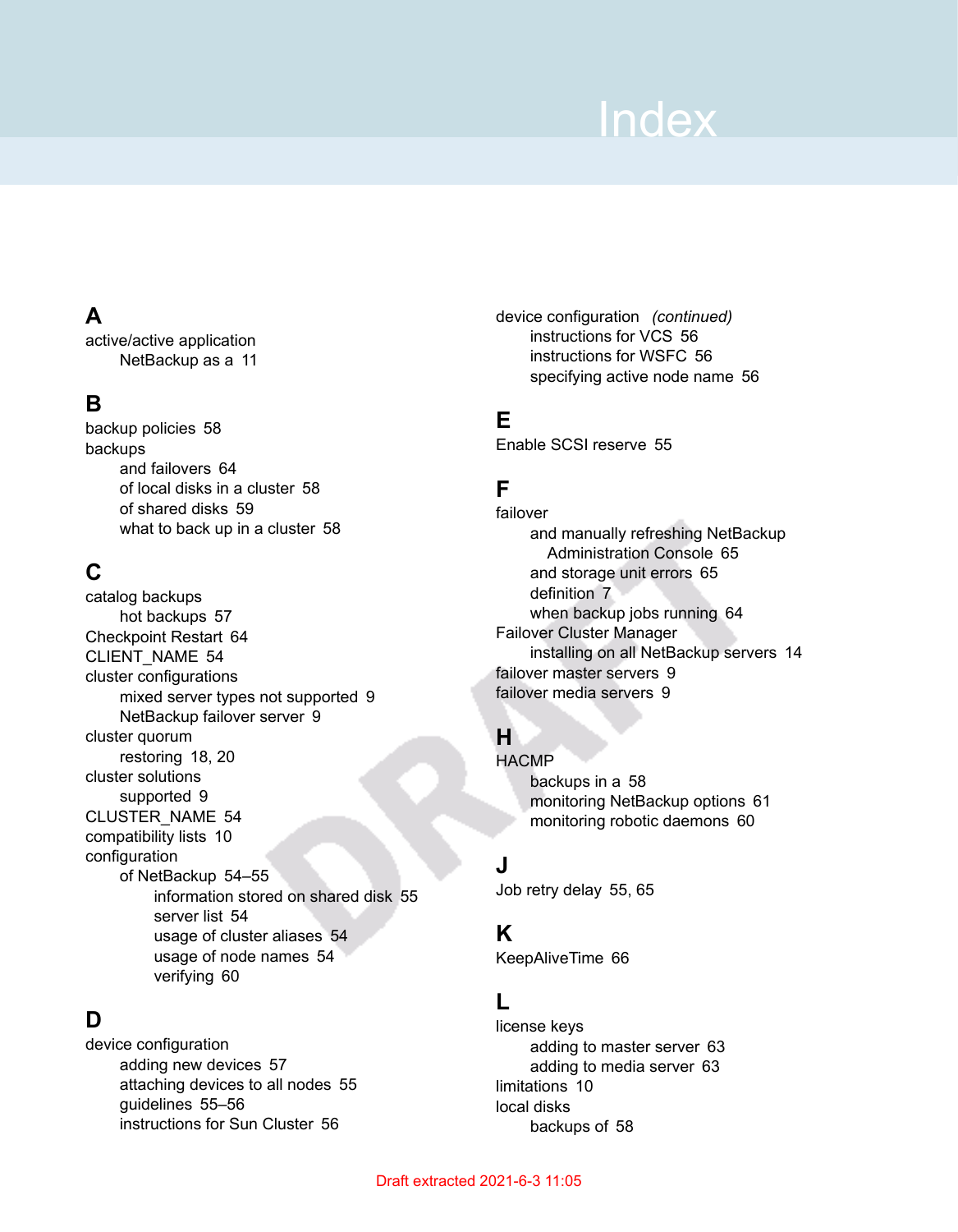# Index

## A

active/active application
- NetBackup as a 11

## B

backup policies 58

backups
- and failovers 64
- of local disks in a cluster 58
- of shared disks 59
- what to back up in a cluster 58

## C

catalog backups
- hot backups 57

Checkpoint Restart 64

CLIENT_NAME 54

cluster configurations
- mixed server types not supported 9
- NetBackup failover server 9

cluster quorum
- restoring 18, 20

cluster solutions
- supported 9

CLUSTER_NAME 54

compatibility lists 10

configuration
- of NetBackup 54–55
  - information stored on shared disk 55
  - server list 54
  - usage of cluster aliases 54
  - usage of node names 54
  - verifying 60

## D

device configuration
- adding new devices 57
- attaching devices to all nodes 55
- guidelines 55–56
- instructions for Sun Cluster 56
- instructions for VCS 56
- instructions for WSFC 56
- specifying active node name 56

## E

Enable SCSI reserve 55

## F

failover
- and manually refreshing NetBackup Administration Console 65
- and storage unit errors 65
- definition 7
- when backup jobs running 64

Failover Cluster Manager
- installing on all NetBackup servers 14

failover master servers 9

failover media servers 9

## H

HACMP
- backups in a 58
- monitoring NetBackup options 61
- monitoring robotic daemons 60

## J

Job retry delay 55, 65

## K

KeepAliveTime 66

## L

license keys
- adding to master server 63
- adding to media server 63

limitations 10

local disks
- backups of 58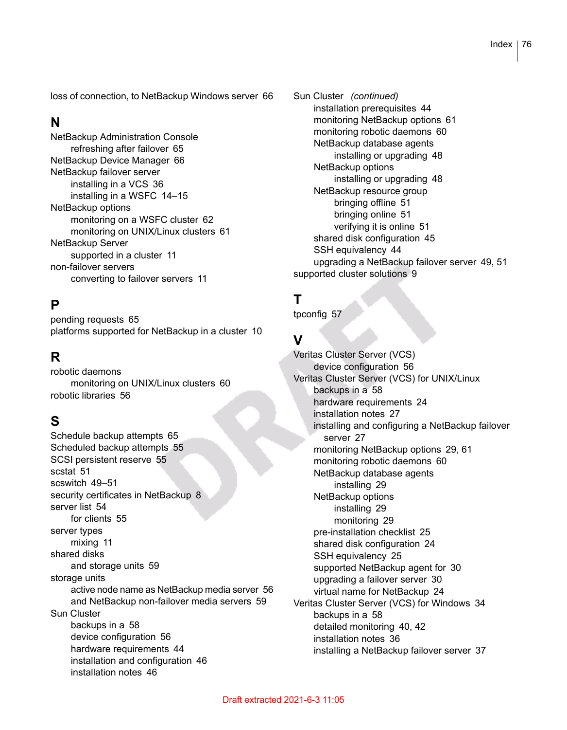loss of connection, to NetBackup Windows server 66

## N

NetBackup Administration Console
- refreshing after failover 65

NetBackup Device Manager 66

NetBackup failover server
- installing in a VCS 36
- installing in a WSFC 14–15

NetBackup options
- monitoring on a WSFC cluster 62
- monitoring on UNIX/Linux clusters 61

NetBackup Server
- supported in a cluster 11

non-failover servers
- converting to failover servers 11

## P

pending requests 65

platforms supported for NetBackup in a cluster 10

## R

robotic daemons
- monitoring on UNIX/Linux clusters 60

robotic libraries 56

## S

Schedule backup attempts 65

Scheduled backup attempts 55

SCSI persistent reserve 55

scstat 51

scswitch 49–51

security certificates in NetBackup 8

server list 54
- for clients 55

server types
- mixing 11

shared disks
- and storage units 59

storage units
- active node name as NetBackup media server 56
- and NetBackup non-failover media servers 59

Sun Cluster
- backups in a 58
- device configuration 56
- hardware requirements 44
- installation and configuration 46
- installation notes 46
- installation prerequisites 44
- monitoring NetBackup options 61
- monitoring robotic daemons 60
- NetBackup database agents
  - installing or upgrading 48
- NetBackup options
  - installing or upgrading 48
- NetBackup resource group
  - bringing offline 51
  - bringing online 51
  - verifying it is online 51
- shared disk configuration 45
- SSH equivalency 44
- upgrading a NetBackup failover server 49, 51

supported cluster solutions 9

## T

tpconfig 57

## V

Veritas Cluster Server (VCS)
- device configuration 56

Veritas Cluster Server (VCS) for UNIX/Linux
- backups in a 58
- hardware requirements 24
- installation notes 27
- installing and configuring a NetBackup failover server 27
- monitoring NetBackup options 29, 61
- monitoring robotic daemons 60
- NetBackup database agents
  - installing 29
- NetBackup options
  - installing 29
  - monitoring 29
- pre-installation checklist 25
- shared disk configuration 24
- SSH equivalency 25
- supported NetBackup agent for 30
- upgrading a failover server 30
- virtual name for NetBackup 24

Veritas Cluster Server (VCS) for Windows 34
- backups in a 58
- detailed monitoring 40, 42
- installation notes 36
- installing a NetBackup failover server 37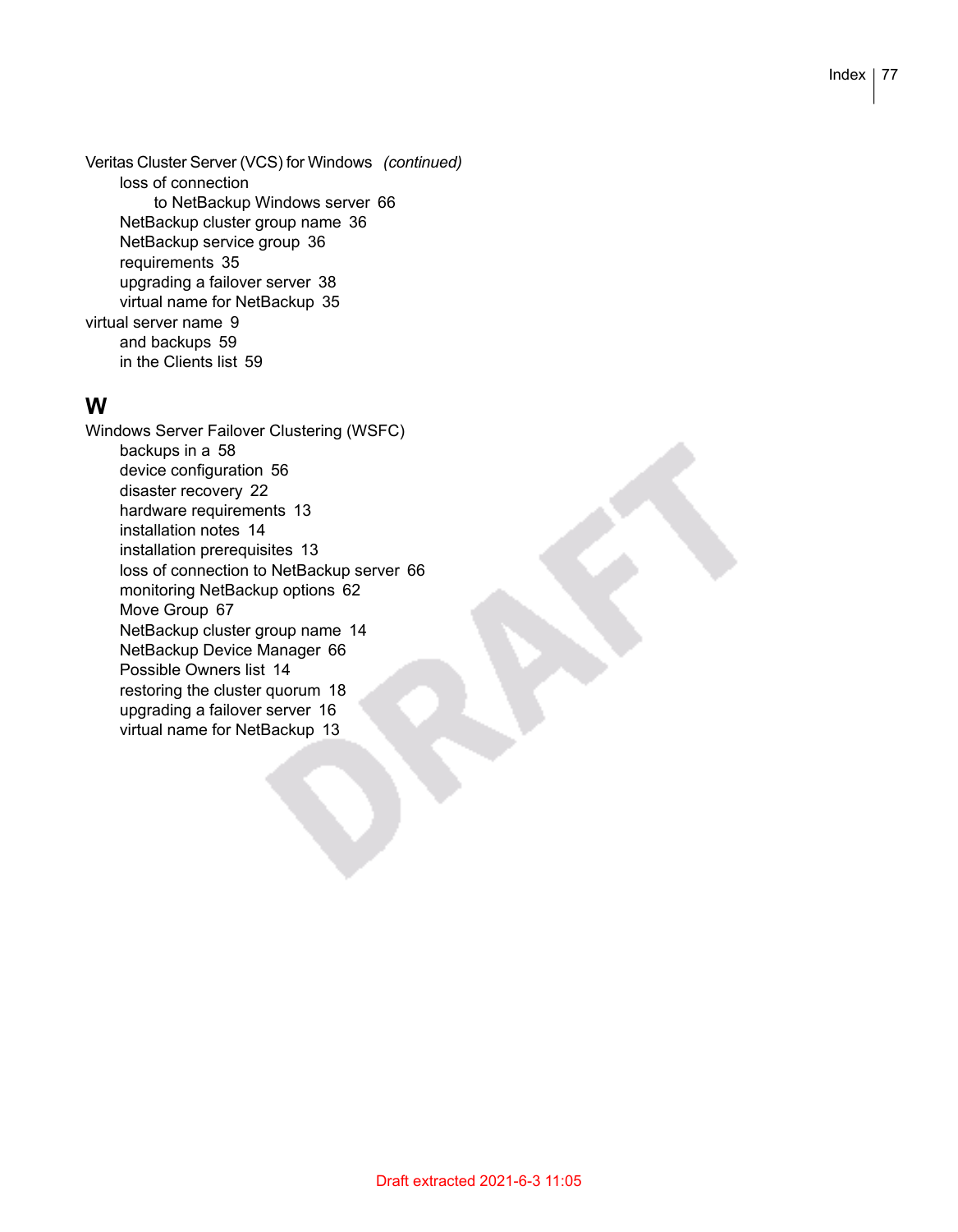Veritas Cluster Server (VCS) for Windows *(continued)*
- loss of connection
  - to NetBackup Windows server 66
- NetBackup cluster group name 36
- NetBackup service group 36
- requirements 35
- upgrading a failover server 38
- virtual name for NetBackup 35

virtual server name 9
- and backups 59
- in the Clients list 59

## W

Windows Server Failover Clustering (WSFC)
- backups in a 58
- device configuration 56
- disaster recovery 22
- hardware requirements 13
- installation notes 14
- installation prerequisites 13
- loss of connection to NetBackup server 66
- monitoring NetBackup options 62
- Move Group 67
- NetBackup cluster group name 14
- NetBackup Device Manager 66
- Possible Owners list 14
- restoring the cluster quorum 18
- upgrading a failover server 16
- virtual name for NetBackup 13